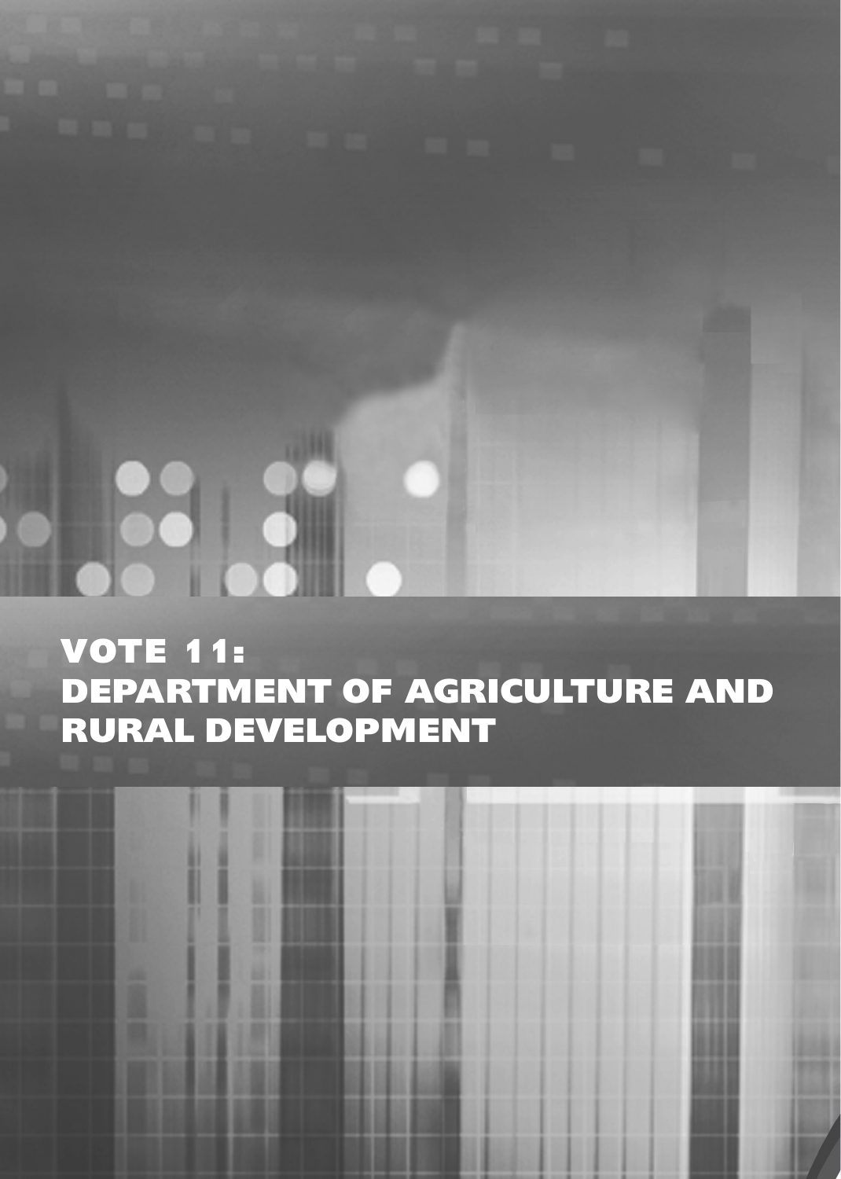# VOTE 11:
# DEPARTMENT OF AGRICULTURE AND RURAL DEVELOPMENT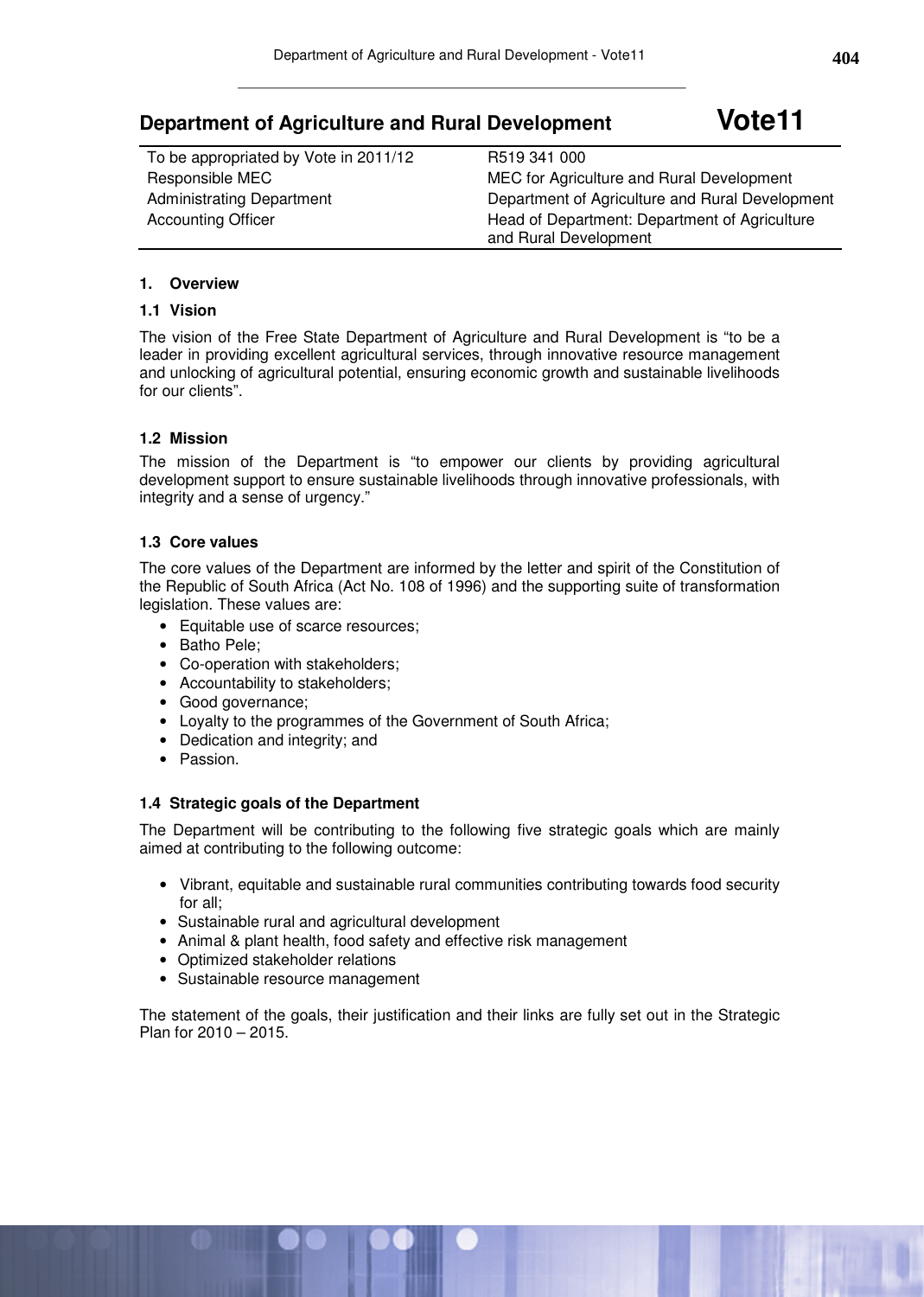## Department of Agriculture and Rural Development — Vote11

| | |
|---|---|
| To be appropriated by Vote in 2011/12 | R519 341 000 |
| Responsible MEC | MEC for Agriculture and Rural Development |
| Administrating Department | Department of Agriculture and Rural Development |
| Accounting Officer | Head of Department: Department of Agriculture and Rural Development |

### 1. Overview

#### 1.1 Vision

The vision of the Free State Department of Agriculture and Rural Development is "to be a leader in providing excellent agricultural services, through innovative resource management and unlocking of agricultural potential, ensuring economic growth and sustainable livelihoods for our clients".

#### 1.2 Mission

The mission of the Department is "to empower our clients by providing agricultural development support to ensure sustainable livelihoods through innovative professionals, with integrity and a sense of urgency."

#### 1.3 Core values

The core values of the Department are informed by the letter and spirit of the Constitution of the Republic of South Africa (Act No. 108 of 1996) and the supporting suite of transformation legislation. These values are:

- Equitable use of scarce resources;
- Batho Pele;
- Co-operation with stakeholders;
- Accountability to stakeholders;
- Good governance;
- Loyalty to the programmes of the Government of South Africa;
- Dedication and integrity; and
- Passion.

#### 1.4 Strategic goals of the Department

The Department will be contributing to the following five strategic goals which are mainly aimed at contributing to the following outcome:

- Vibrant, equitable and sustainable rural communities contributing towards food security for all;
- Sustainable rural and agricultural development
- Animal & plant health, food safety and effective risk management
- Optimized stakeholder relations
- Sustainable resource management

The statement of the goals, their justification and their links are fully set out in the Strategic Plan for 2010 – 2015.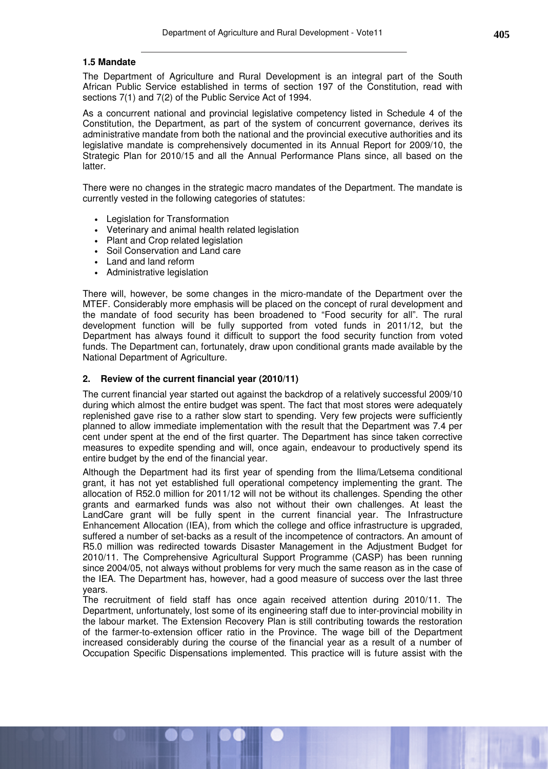### 1.5 Mandate

The Department of Agriculture and Rural Development is an integral part of the South African Public Service established in terms of section 197 of the Constitution, read with sections 7(1) and 7(2) of the Public Service Act of 1994.

As a concurrent national and provincial legislative competency listed in Schedule 4 of the Constitution, the Department, as part of the system of concurrent governance, derives its administrative mandate from both the national and the provincial executive authorities and its legislative mandate is comprehensively documented in its Annual Report for 2009/10, the Strategic Plan for 2010/15 and all the Annual Performance Plans since, all based on the latter.

There were no changes in the strategic macro mandates of the Department. The mandate is currently vested in the following categories of statutes:

- Legislation for Transformation
- Veterinary and animal health related legislation
- Plant and Crop related legislation
- Soil Conservation and Land care
- Land and land reform
- Administrative legislation

There will, however, be some changes in the micro-mandate of the Department over the MTEF. Considerably more emphasis will be placed on the concept of rural development and the mandate of food security has been broadened to "Food security for all". The rural development function will be fully supported from voted funds in 2011/12, but the Department has always found it difficult to support the food security function from voted funds. The Department can, fortunately, draw upon conditional grants made available by the National Department of Agriculture.

## 2. Review of the current financial year (2010/11)

The current financial year started out against the backdrop of a relatively successful 2009/10 during which almost the entire budget was spent. The fact that most stores were adequately replenished gave rise to a rather slow start to spending. Very few projects were sufficiently planned to allow immediate implementation with the result that the Department was 7.4 per cent under spent at the end of the first quarter. The Department has since taken corrective measures to expedite spending and will, once again, endeavour to productively spend its entire budget by the end of the financial year.

Although the Department had its first year of spending from the Ilima/Letsema conditional grant, it has not yet established full operational competency implementing the grant. The allocation of R52.0 million for 2011/12 will not be without its challenges. Spending the other grants and earmarked funds was also not without their own challenges. At least the LandCare grant will be fully spent in the current financial year. The Infrastructure Enhancement Allocation (IEA), from which the college and office infrastructure is upgraded, suffered a number of set-backs as a result of the incompetence of contractors. An amount of R5.0 million was redirected towards Disaster Management in the Adjustment Budget for 2010/11. The Comprehensive Agricultural Support Programme (CASP) has been running since 2004/05, not always without problems for very much the same reason as in the case of the IEA. The Department has, however, had a good measure of success over the last three years.

The recruitment of field staff has once again received attention during 2010/11. The Department, unfortunately, lost some of its engineering staff due to inter-provincial mobility in the labour market. The Extension Recovery Plan is still contributing towards the restoration of the farmer-to-extension officer ratio in the Province. The wage bill of the Department increased considerably during the course of the financial year as a result of a number of Occupation Specific Dispensations implemented. This practice will is future assist with the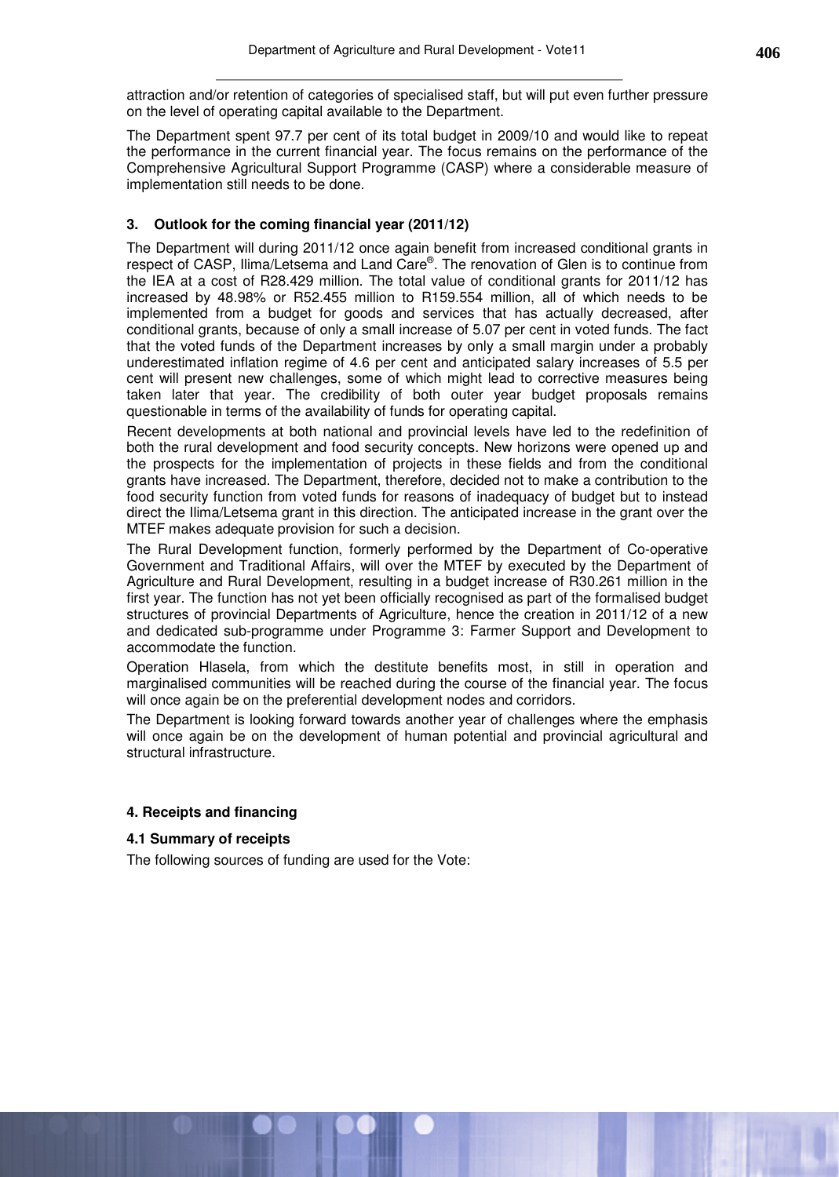attraction and/or retention of categories of specialised staff, but will put even further pressure on the level of operating capital available to the Department.

The Department spent 97.7 per cent of its total budget in 2009/10 and would like to repeat the performance in the current financial year. The focus remains on the performance of the Comprehensive Agricultural Support Programme (CASP) where a considerable measure of implementation still needs to be done.

### 3. Outlook for the coming financial year (2011/12)

The Department will during 2011/12 once again benefit from increased conditional grants in respect of CASP, Ilima/Letsema and Land Care®. The renovation of Glen is to continue from the IEA at a cost of R28.429 million. The total value of conditional grants for 2011/12 has increased by 48.98% or R52.455 million to R159.554 million, all of which needs to be implemented from a budget for goods and services that has actually decreased, after conditional grants, because of only a small increase of 5.07 per cent in voted funds. The fact that the voted funds of the Department increases by only a small margin under a probably underestimated inflation regime of 4.6 per cent and anticipated salary increases of 5.5 per cent will present new challenges, some of which might lead to corrective measures being taken later that year. The credibility of both outer year budget proposals remains questionable in terms of the availability of funds for operating capital.

Recent developments at both national and provincial levels have led to the redefinition of both the rural development and food security concepts. New horizons were opened up and the prospects for the implementation of projects in these fields and from the conditional grants have increased. The Department, therefore, decided not to make a contribution to the food security function from voted funds for reasons of inadequacy of budget but to instead direct the Ilima/Letsema grant in this direction. The anticipated increase in the grant over the MTEF makes adequate provision for such a decision.

The Rural Development function, formerly performed by the Department of Co-operative Government and Traditional Affairs, will over the MTEF by executed by the Department of Agriculture and Rural Development, resulting in a budget increase of R30.261 million in the first year. The function has not yet been officially recognised as part of the formalised budget structures of provincial Departments of Agriculture, hence the creation in 2011/12 of a new and dedicated sub-programme under Programme 3: Farmer Support and Development to accommodate the function.

Operation Hlasela, from which the destitute benefits most, in still in operation and marginalised communities will be reached during the course of the financial year. The focus will once again be on the preferential development nodes and corridors.

The Department is looking forward towards another year of challenges where the emphasis will once again be on the development of human potential and provincial agricultural and structural infrastructure.

### 4. Receipts and financing

#### 4.1 Summary of receipts

The following sources of funding are used for the Vote: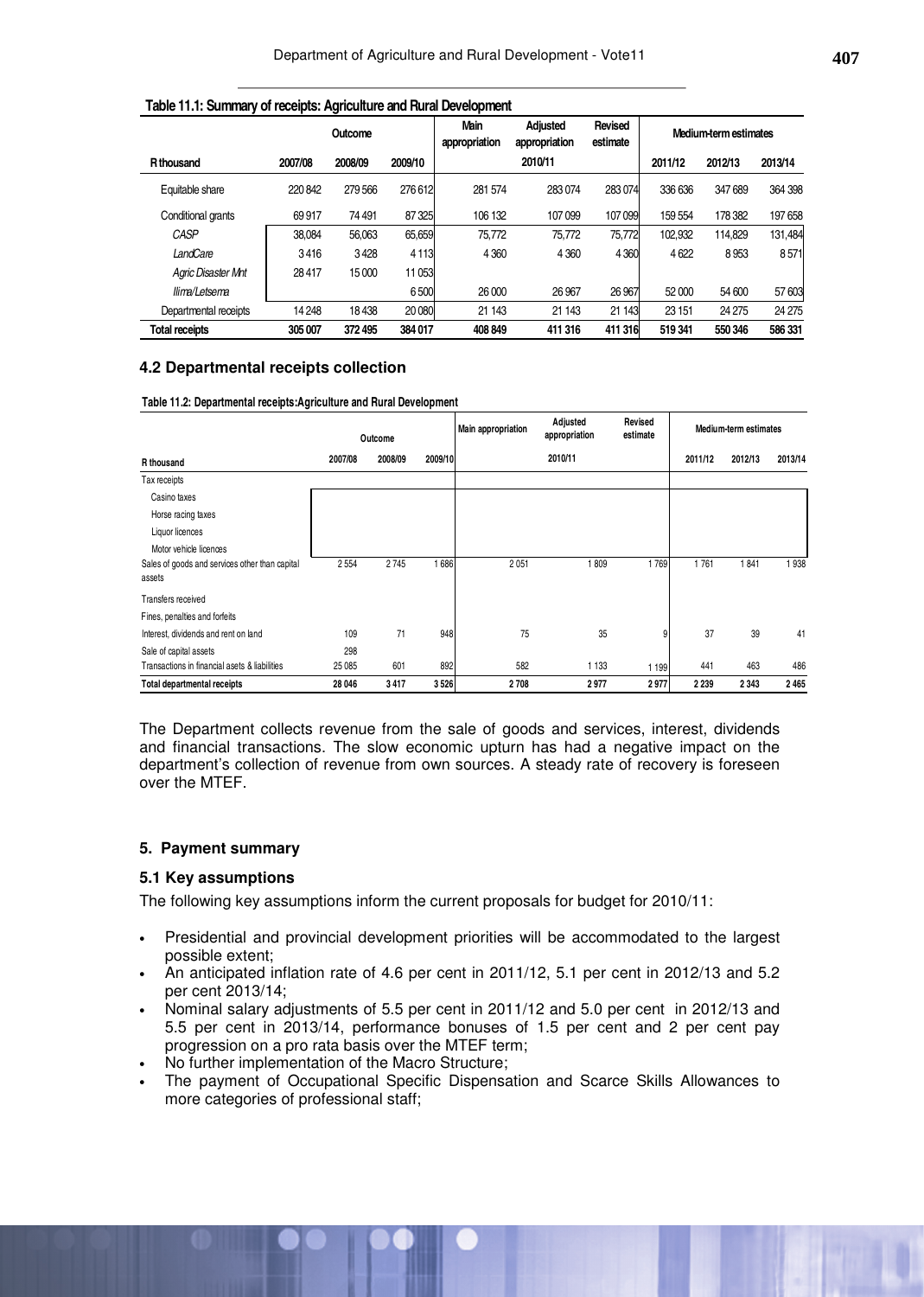**Table 11.1: Summary of receipts: Agriculture and Rural Development**

| R thousand | Outcome | | | Main appropriation | Adjusted appropriation | Revised estimate | Medium-term estimates | | |
|---|---|---|---|---|---|---|---|---|---|
| | 2007/08 | 2008/09 | 2009/10 | 2010/11 | | | 2011/12 | 2012/13 | 2013/14 |
| Equitable share | 220 842 | 279 566 | 276 612 | 281 574 | 283 074 | 283 074 | 336 636 | 347 689 | 364 398 |
| Conditional grants | 69 917 | 74 491 | 87 325 | 106 132 | 107 099 | 107 099 | 159 554 | 178 382 | 197 658 |
| *CASP* | 38,084 | 56,063 | 65,659 | 75,772 | 75,772 | 75,772 | 102,932 | 114,829 | 131,484 |
| *LandCare* | 3416 | 3428 | 4 113 | 4 360 | 4 360 | 4 360 | 4 622 | 8 953 | 8 571 |
| *Agric Disaster Mnt* | 28 417 | 15 000 | 11 053 | | | | | | |
| *Ilima/Letsema* | | | 6 500 | 26 000 | 26 967 | 26 967 | 52 000 | 54 600 | 57 603 |
| Departmental receipts | 14 248 | 18 438 | 20 080 | 21 143 | 21 143 | 21 143 | 23 151 | 24 275 | 24 275 |
| **Total receipts** | **305 007** | **372 495** | **384 017** | **408 849** | **411 316** | **411 316** | **519 341** | **550 346** | **586 331** |

### 4.2 Departmental receipts collection

**Table 11.2: Departmental receipts:Agriculture and Rural Development**

| R thousand | Outcome | | | Main appropriation | Adjusted appropriation | Revised estimate | Medium-term estimates | | |
|---|---|---|---|---|---|---|---|---|---|
| | 2007/08 | 2008/09 | 2009/10 | 2010/11 | | | 2011/12 | 2012/13 | 2013/14 |
| Tax receipts | | | | | | | | | |
| Casino taxes | | | | | | | | | |
| Horse racing taxes | | | | | | | | | |
| Liquor licences | | | | | | | | | |
| Motor vehicle licences | | | | | | | | | |
| Sales of goods and services other than capital assets | 2 554 | 2 745 | 1 686 | 2 051 | 1 809 | 1 769 | 1 761 | 1 841 | 1 938 |
| Transfers received | | | | | | | | | |
| Fines, penalties and forfeits | | | | | | | | | |
| Interest, dividends and rent on land | 109 | 71 | 948 | 75 | 35 | 9 | 37 | 39 | 41 |
| Sale of capital assets | 298 | | | | | | | | |
| Transactions in financial asets & liabilities | 25 085 | 601 | 892 | 582 | 1 133 | 1 199 | 441 | 463 | 486 |
| **Total departmental receipts** | **28 046** | **3 417** | **3 526** | **2 708** | **2 977** | **2 977** | **2 239** | **2 343** | **2 465** |

The Department collects revenue from the sale of goods and services, interest, dividends and financial transactions. The slow economic upturn has had a negative impact on the department's collection of revenue from own sources. A steady rate of recovery is foreseen over the MTEF.

## 5. Payment summary

### 5.1 Key assumptions

The following key assumptions inform the current proposals for budget for 2010/11:

- Presidential and provincial development priorities will be accommodated to the largest possible extent;
- An anticipated inflation rate of 4.6 per cent in 2011/12, 5.1 per cent in 2012/13 and 5.2 per cent 2013/14;
- Nominal salary adjustments of 5.5 per cent in 2011/12 and 5.0 per cent in 2012/13 and 5.5 per cent in 2013/14, performance bonuses of 1.5 per cent and 2 per cent pay progression on a pro rata basis over the MTEF term;
- No further implementation of the Macro Structure;
- The payment of Occupational Specific Dispensation and Scarce Skills Allowances to more categories of professional staff;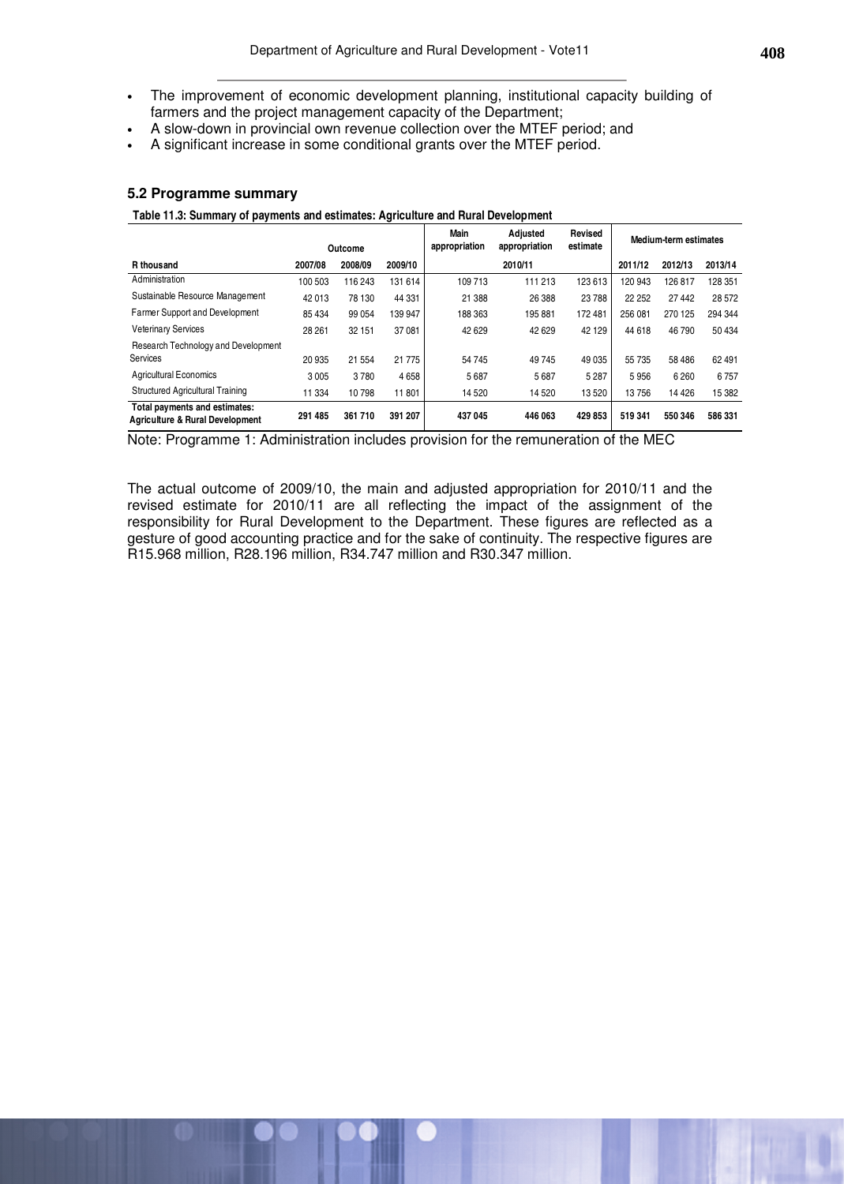- The improvement of economic development planning, institutional capacity building of farmers and the project management capacity of the Department;
- A slow-down in provincial own revenue collection over the MTEF period; and
- A significant increase in some conditional grants over the MTEF period.

### 5.2 Programme summary

**Table 11.3: Summary of payments and estimates: Agriculture and Rural Development**

| | Outcome | | | Main appropriation | Adjusted appropriation | Revised estimate | Medium-term estimates | | |
|---|---|---|---|---|---|---|---|---|---|
| **R thousand** | **2007/08** | **2008/09** | **2009/10** | | **2010/11** | | **2011/12** | **2012/13** | **2013/14** |
| Administration | 100 503 | 116 243 | 131 614 | 109 713 | 111 213 | 123 613 | 120 943 | 126 817 | 128 351 |
| Sustainable Resource Management | 42 013 | 78 130 | 44 331 | 21 388 | 26 388 | 23 788 | 22 252 | 27 442 | 28 572 |
| Farmer Support and Development | 85 434 | 99 054 | 139 947 | 188 363 | 195 881 | 172 481 | 256 081 | 270 125 | 294 344 |
| Veterinary Services | 28 261 | 32 151 | 37 081 | 42 629 | 42 629 | 42 129 | 44 618 | 46 790 | 50 434 |
| Research Technology and Development Services | 20 935 | 21 554 | 21 775 | 54 745 | 49 745 | 49 035 | 55 735 | 58 486 | 62 491 |
| Agricultural Economics | 3 005 | 3 780 | 4 658 | 5 687 | 5 687 | 5 287 | 5 956 | 6 260 | 6 757 |
| Structured Agricultural Training | 11 334 | 10 798 | 11 801 | 14 520 | 14 520 | 13 520 | 13 756 | 14 426 | 15 382 |
| **Total payments and estimates: Agriculture & Rural Development** | **291 485** | **361 710** | **391 207** | **437 045** | **446 063** | **429 853** | **519 341** | **550 346** | **586 331** |

Note: Programme 1: Administration includes provision for the remuneration of the MEC

The actual outcome of 2009/10, the main and adjusted appropriation for 2010/11 and the revised estimate for 2010/11 are all reflecting the impact of the assignment of the responsibility for Rural Development to the Department. These figures are reflected as a gesture of good accounting practice and for the sake of continuity. The respective figures are R15.968 million, R28.196 million, R34.747 million and R30.347 million.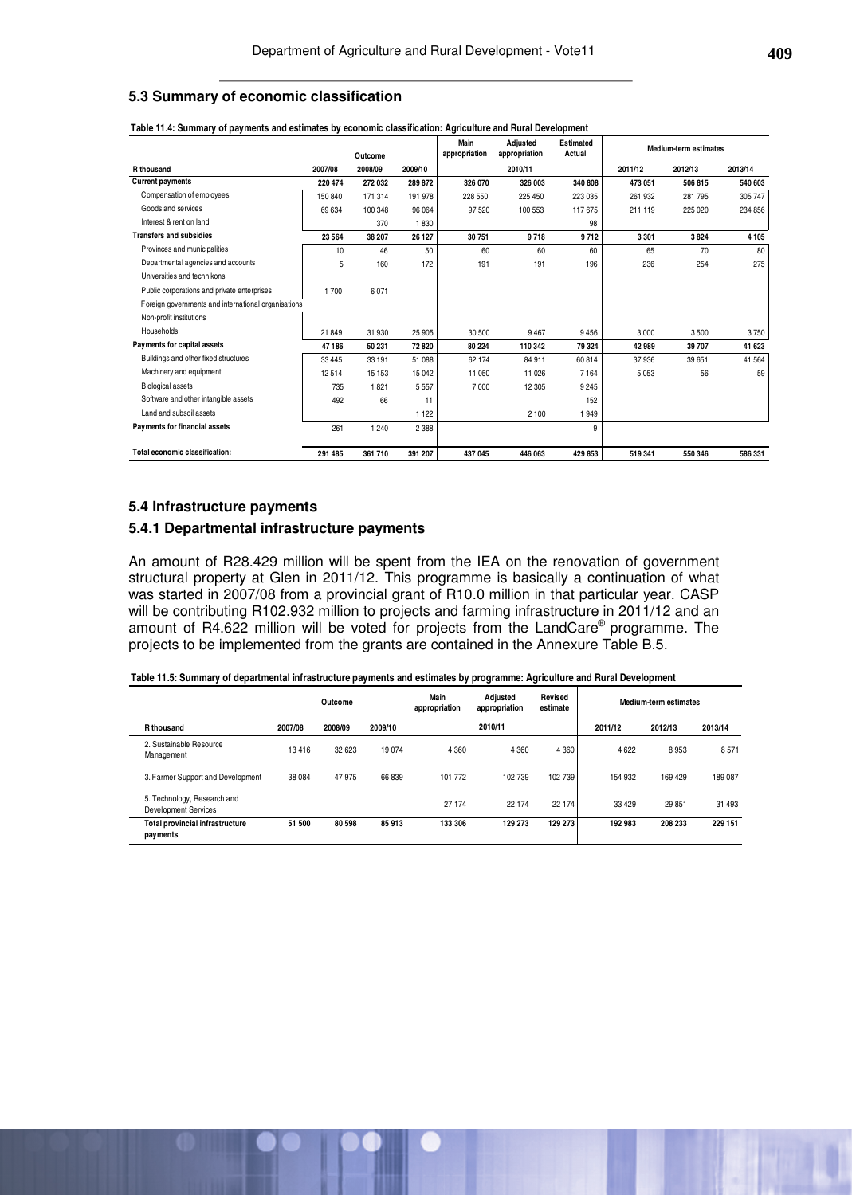### 5.3 Summary of economic classification

**Table 11.4: Summary of payments and estimates by economic classification: Agriculture and Rural Development**

| | Outcome | | | Main appropriation | Adjusted appropriation | Estimated Actual | Medium-term estimates | | |
|---|---|---|---|---|---|---|---|---|---|
| R thousand | 2007/08 | 2008/09 | 2009/10 | | 2010/11 | | 2011/12 | 2012/13 | 2013/14 |
| **Current payments** | **220 474** | **272 032** | **289 872** | **326 070** | **326 003** | **340 808** | **473 051** | **506 815** | **540 603** |
| Compensation of employees | 150 840 | 171 314 | 191 978 | 228 550 | 225 450 | 223 035 | 261 932 | 281 795 | 305 747 |
| Goods and services | 69 634 | 100 348 | 96 064 | 97 520 | 100 553 | 117 675 | 211 119 | 225 020 | 234 856 |
| Interest & rent on land | | 370 | 1 830 | | | 98 | | | |
| **Transfers and subsidies** | **23 564** | **38 207** | **26 127** | **30 751** | **9 718** | **9 712** | **3 301** | **3 824** | **4 105** |
| Provinces and municipalities | 10 | 46 | 50 | 60 | 60 | 60 | 65 | 70 | 80 |
| Departmental agencies and accounts | 5 | 160 | 172 | 191 | 191 | 196 | 236 | 254 | 275 |
| Universities and technikons | | | | | | | | | |
| Public corporations and private enterprises | 1 700 | 6 071 | | | | | | | |
| Foreign governments and international organisations | | | | | | | | | |
| Non-profit institutions | | | | | | | | | |
| Households | 21 849 | 31 930 | 25 905 | 30 500 | 9 467 | 9 456 | 3 000 | 3 500 | 3 750 |
| **Payments for capital assets** | **47 186** | **50 231** | **72 820** | **80 224** | **110 342** | **79 324** | **42 989** | **39 707** | **41 623** |
| Buildings and other fixed structures | 33 445 | 33 191 | 51 088 | 62 174 | 84 911 | 60 814 | 37 936 | 39 651 | 41 564 |
| Machinery and equipment | 12 514 | 15 153 | 15 042 | 11 050 | 11 026 | 7 164 | 5 053 | 56 | 59 |
| Biological assets | 735 | 1 821 | 5 557 | 7 000 | 12 305 | 9 245 | | | |
| Software and other intangible assets | 492 | 66 | 11 | | | 152 | | | |
| Land and subsoil assets | | | 1 122 | | 2 100 | 1 949 | | | |
| **Payments for financial assets** | 261 | 1 240 | 2 388 | | | 9 | | | |
| **Total economic classification:** | **291 485** | **361 710** | **391 207** | **437 045** | **446 063** | **429 853** | **519 341** | **550 346** | **586 331** |

### 5.4 Infrastructure payments

#### 5.4.1 Departmental infrastructure payments

An amount of R28.429 million will be spent from the IEA on the renovation of government structural property at Glen in 2011/12. This programme is basically a continuation of what was started in 2007/08 from a provincial grant of R10.0 million in that particular year. CASP will be contributing R102.932 million to projects and farming infrastructure in 2011/12 and an amount of R4.622 million will be voted for projects from the LandCare® programme. The projects to be implemented from the grants are contained in the Annexure Table B.5.

**Table 11.5: Summary of departmental infrastructure payments and estimates by programme: Agriculture and Rural Development**

| | Outcome | | | Main appropriation | Adjusted appropriation | Revised estimate | Medium-term estimates | | |
|---|---|---|---|---|---|---|---|---|---|
| R thousand | 2007/08 | 2008/09 | 2009/10 | | 2010/11 | | 2011/12 | 2012/13 | 2013/14 |
| 2. Sustainable Resource Management | 13 416 | 32 623 | 19 074 | 4 360 | 4 360 | 4 360 | 4 622 | 8 953 | 8 571 |
| 3. Farmer Support and Development | 38 084 | 47 975 | 66 839 | 101 772 | 102 739 | 102 739 | 154 932 | 169 429 | 189 087 |
| 5. Technology, Research and Development Services | | | | 27 174 | 22 174 | 22 174 | 33 429 | 29 851 | 31 493 |
| **Total provincial infrastructure payments** | **51 500** | **80 598** | **85 913** | **133 306** | **129 273** | **129 273** | **192 983** | **208 233** | **229 151** |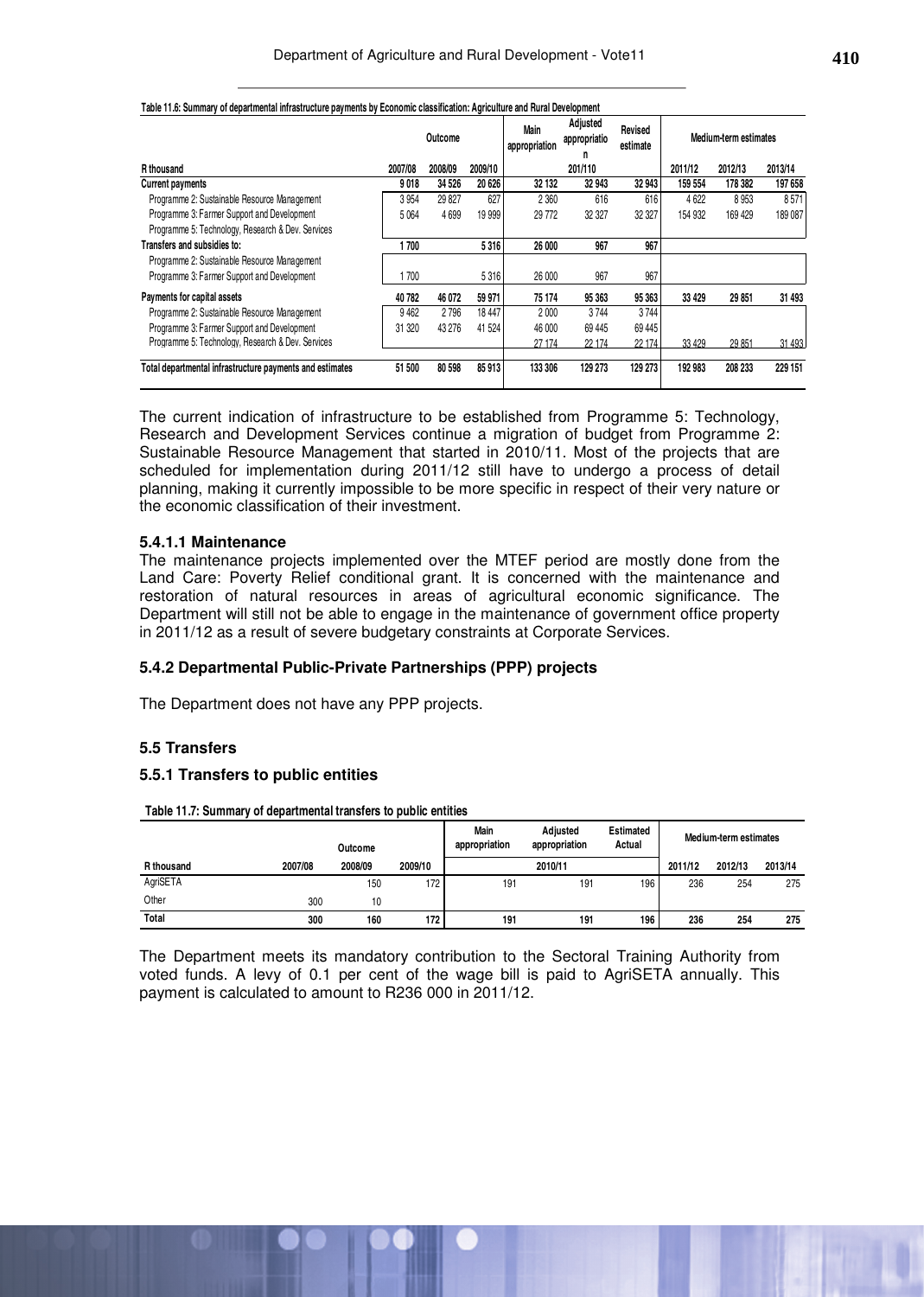**Table 11.6: Summary of departmental infrastructure payments by Economic classification: Agriculture and Rural Development**

| R thousand | Outcome | | | Main appropriation | Adjusted appropriation | Revised estimate | Medium-term estimates | | |
|---|---|---|---|---|---|---|---|---|---|
| | 2007/08 | 2008/09 | 2009/10 | | 201/110 | | 2011/12 | 2012/13 | 2013/14 |
| **Current payments** | **9 018** | **34 526** | **20 626** | **32 132** | **32 943** | **32 943** | **159 554** | **178 382** | **197 658** |
| Programme 2: Sustainable Resource Management | 3 954 | 29 827 | 627 | 2 360 | 616 | 616 | 4 622 | 8 953 | 8 571 |
| Programme 3: Farmer Support and Development | 5 064 | 4 699 | 19 999 | 29 772 | 32 327 | 32 327 | 154 932 | 169 429 | 189 087 |
| Programme 5: Technology, Research & Dev. Services | | | | | | | | | |
| **Transfers and subsidies to:** | **1 700** | | **5 316** | **26 000** | **967** | **967** | | | |
| Programme 2: Sustainable Resource Management | | | | | | | | | |
| Programme 3: Farmer Support and Development | 1 700 | | 5 316 | 26 000 | 967 | 967 | | | |
| **Payments for capital assets** | **40 782** | **46 072** | **59 971** | **75 174** | **95 363** | **95 363** | **33 429** | **29 851** | **31 493** |
| Programme 2: Sustainable Resource Management | 9 462 | 2 796 | 18 447 | 2 000 | 3 744 | 3 744 | | | |
| Programme 3: Farmer Support and Development | 31 320 | 43 276 | 41 524 | 46 000 | 69 445 | 69 445 | | | |
| Programme 5: Technology, Research & Dev. Services | | | | 27 174 | 22 174 | 22 174 | 33 429 | 29 851 | 31 493 |
| **Total departmental infrastructure payments and estimates** | **51 500** | **80 598** | **85 913** | **133 306** | **129 273** | **129 273** | **192 983** | **208 233** | **229 151** |

The current indication of infrastructure to be established from Programme 5: Technology, Research and Development Services continue a migration of budget from Programme 2: Sustainable Resource Management that started in 2010/11. Most of the projects that are scheduled for implementation during 2011/12 still have to undergo a process of detail planning, making it currently impossible to be more specific in respect of their very nature or the economic classification of their investment.

#### 5.4.1.1 Maintenance

The maintenance projects implemented over the MTEF period are mostly done from the Land Care: Poverty Relief conditional grant. It is concerned with the maintenance and restoration of natural resources in areas of agricultural economic significance. The Department will still not be able to engage in the maintenance of government office property in 2011/12 as a result of severe budgetary constraints at Corporate Services.

### 5.4.2 Departmental Public-Private Partnerships (PPP) projects

The Department does not have any PPP projects.

## 5.5 Transfers

### 5.5.1 Transfers to public entities

**Table 11.7: Summary of departmental transfers to public entities**

| R thousand | Outcome | | | Main appropriation | Adjusted appropriation | Estimated Actual | Medium-term estimates | | |
|---|---|---|---|---|---|---|---|---|---|
| | 2007/08 | 2008/09 | 2009/10 | | 2010/11 | | 2011/12 | 2012/13 | 2013/14 |
| AgriSETA | | 150 | 172 | 191 | 191 | 196 | 236 | 254 | 275 |
| Other | 300 | 10 | | | | | | | |
| **Total** | **300** | **160** | **172** | **191** | **191** | **196** | **236** | **254** | **275** |

The Department meets its mandatory contribution to the Sectoral Training Authority from voted funds. A levy of 0.1 per cent of the wage bill is paid to AgriSETA annually. This payment is calculated to amount to R236 000 in 2011/12.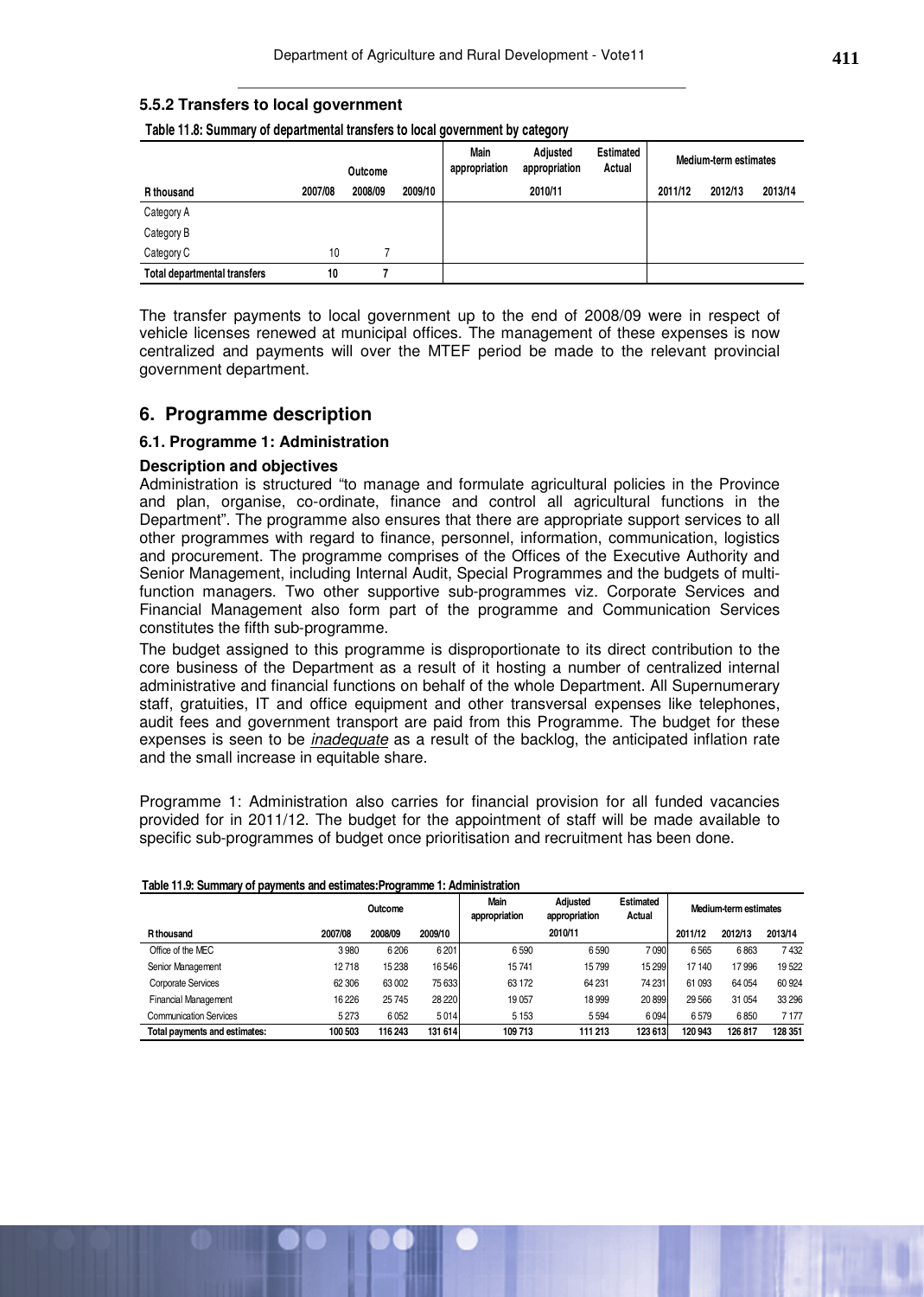### 5.5.2 Transfers to local government

**Table 11.8: Summary of departmental transfers to local government by category**

| | Outcome | | | Main appropriation | Adjusted appropriation | Estimated Actual | Medium-term estimates | | |
|---|---|---|---|---|---|---|---|---|---|
| R thousand | 2007/08 | 2008/09 | 2009/10 | | 2010/11 | | 2011/12 | 2012/13 | 2013/14 |
| Category A | | | | | | | | | |
| Category B | | | | | | | | | |
| Category C | 10 | 7 | | | | | | | |
| **Total departmental transfers** | **10** | **7** | | | | | | | |

The transfer payments to local government up to the end of 2008/09 were in respect of vehicle licenses renewed at municipal offices. The management of these expenses is now centralized and payments will over the MTEF period be made to the relevant provincial government department.

## 6. Programme description

### 6.1. Programme 1: Administration

#### Description and objectives

Administration is structured "to manage and formulate agricultural policies in the Province and plan, organise, co-ordinate, finance and control all agricultural functions in the Department". The programme also ensures that there are appropriate support services to all other programmes with regard to finance, personnel, information, communication, logistics and procurement. The programme comprises of the Offices of the Executive Authority and Senior Management, including Internal Audit, Special Programmes and the budgets of multi-function managers. Two other supportive sub-programmes viz. Corporate Services and Financial Management also form part of the programme and Communication Services constitutes the fifth sub-programme.

The budget assigned to this programme is disproportionate to its direct contribution to the core business of the Department as a result of it hosting a number of centralized internal administrative and financial functions on behalf of the whole Department. All Supernumerary staff, gratuities, IT and office equipment and other transversal expenses like telephones, audit fees and government transport are paid from this Programme. The budget for these expenses is seen to be *inadequate* as a result of the backlog, the anticipated inflation rate and the small increase in equitable share.

Programme 1: Administration also carries for financial provision for all funded vacancies provided for in 2011/12. The budget for the appointment of staff will be made available to specific sub-programmes of budget once prioritisation and recruitment has been done.

**Table 11.9: Summary of payments and estimates:Programme 1: Administration**

| | Outcome | | | Main appropriation | Adjusted appropriation | Estimated Actual | Medium-term estimates | | |
|---|---|---|---|---|---|---|---|---|---|
| R thousand | 2007/08 | 2008/09 | 2009/10 | | 2010/11 | | 2011/12 | 2012/13 | 2013/14 |
| Office of the MEC | 3 980 | 6 206 | 6 201 | 6 590 | 6 590 | 7 090 | 6 565 | 6 863 | 7 432 |
| Senior Management | 12 718 | 15 238 | 16 546 | 15 741 | 15 799 | 15 299 | 17 140 | 17 996 | 19 522 |
| Corporate Services | 62 306 | 63 002 | 75 633 | 63 172 | 64 231 | 74 231 | 61 093 | 64 054 | 60 924 |
| Financial Management | 16 226 | 25 745 | 28 220 | 19 057 | 18 999 | 20 899 | 29 566 | 31 054 | 33 296 |
| Communication Services | 5 273 | 6 052 | 5 014 | 5 153 | 5 594 | 6 094 | 6 579 | 6 850 | 7 177 |
| **Total payments and estimates:** | **100 503** | **116 243** | **131 614** | **109 713** | **111 213** | **123 613** | **120 943** | **126 817** | **128 351** |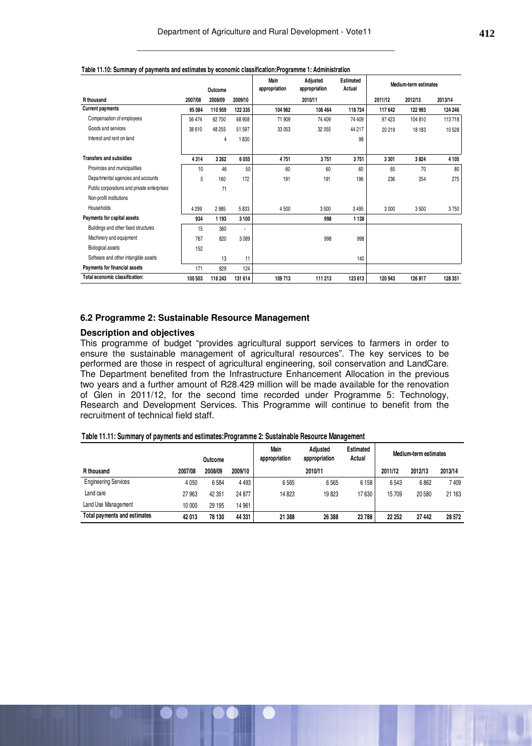**Table 11.10: Summary of payments and estimates by economic classification:Programme 1: Administration**

| R thousand | Outcome | | | Main appropriation | Adjusted appropriation | Estimated Actual | Medium-term estimates | | |
|---|---|---|---|---|---|---|---|---|---|
| | 2007/08 | 2008/09 | 2009/10 | | 2010/11 | | 2011/12 | 2012/13 | 2013/14 |
| **Current payments** | **95 084** | **110 959** | **122 335** | **104 962** | **106 464** | **118 724** | **117 642** | **122 993** | **124 246** |
| Compensation of employees | 56 474 | 62 700 | 68 908 | 71 909 | 74 409 | 74 409 | 97 423 | 104 810 | 113 718 |
| Goods and services | 38 610 | 48 255 | 51 597 | 33 053 | 32 055 | 44 217 | 20 219 | 18 183 | 10 528 |
| Interest and rent on land | | 4 | 1 830 | | | 98 | | | |
| **Transfers and subsidies** | **4 314** | **3 262** | **6 055** | **4 751** | **3 751** | **3 751** | **3 301** | **3 824** | **4 105** |
| Provinces and municipalities | 10 | 46 | 50 | 60 | 60 | 60 | 65 | 70 | 80 |
| Departmental agencies and accounts | 5 | 160 | 172 | 191 | 191 | 196 | 236 | 254 | 275 |
| Public corporations and private enterprises | | 71 | | | | | | | |
| Non-profit institutions | | | | | | | | | |
| Households | 4 299 | 2 985 | 5 833 | 4 500 | 3 500 | 3 495 | 3 000 | 3 500 | 3 750 |
| **Payments for capital assets** | **934** | **1 193** | **3 100** | | **998** | **1 138** | | | |
| Buildings and other fixed structures | 15 | 360 | - | | | | | | |
| Machinery and equipment | 767 | 820 | 3 089 | | 998 | 998 | | | |
| Biological assets | 152 | | | | | | | | |
| Software and other intangible assets | | 13 | 11 | | | 140 | | | |
| **Payments for financial assets** | 171 | 829 | 124 | | | | | | |
| **Total economic classification:** | **100 503** | **116 243** | **131 614** | **109 713** | **111 213** | **123 613** | **120 943** | **126 817** | **128 351** |

### 6.2 Programme 2: Sustainable Resource Management

#### Description and objectives

This programme of budget "provides agricultural support services to farmers in order to ensure the sustainable management of agricultural resources". The key services to be performed are those in respect of agricultural engineering, soil conservation and LandCare. The Department benefited from the Infrastructure Enhancement Allocation in the previous two years and a further amount of R28.429 million will be made available for the renovation of Glen in 2011/12, for the second time recorded under Programme 5: Technology, Research and Development Services. This Programme will continue to benefit from the recruitment of technical field staff.

**Table 11.11: Summary of payments and estimates:Programme 2: Sustainable Resource Management**

| R thousand | Outcome | | | Main appropriation | Adjusted appropriation | Estimated Actual | Medium-term estimates | | |
|---|---|---|---|---|---|---|---|---|---|
| | 2007/08 | 2008/09 | 2009/10 | | 2010/11 | | 2011/12 | 2012/13 | 2013/14 |
| Engineering Services | 4 050 | 6 584 | 4 493 | 6 565 | 6 565 | 6 158 | 6 543 | 6 862 | 7 409 |
| Land care | 27 963 | 42 351 | 24 877 | 14 823 | 19 823 | 17 630 | 15 709 | 20 580 | 21 163 |
| Land Use Management | 10 000 | 29 195 | 14 961 | | | | | | |
| **Total payments and estimates** | **42 013** | **78 130** | **44 331** | **21 388** | **26 388** | **23 788** | **22 252** | **27 442** | **28 572** |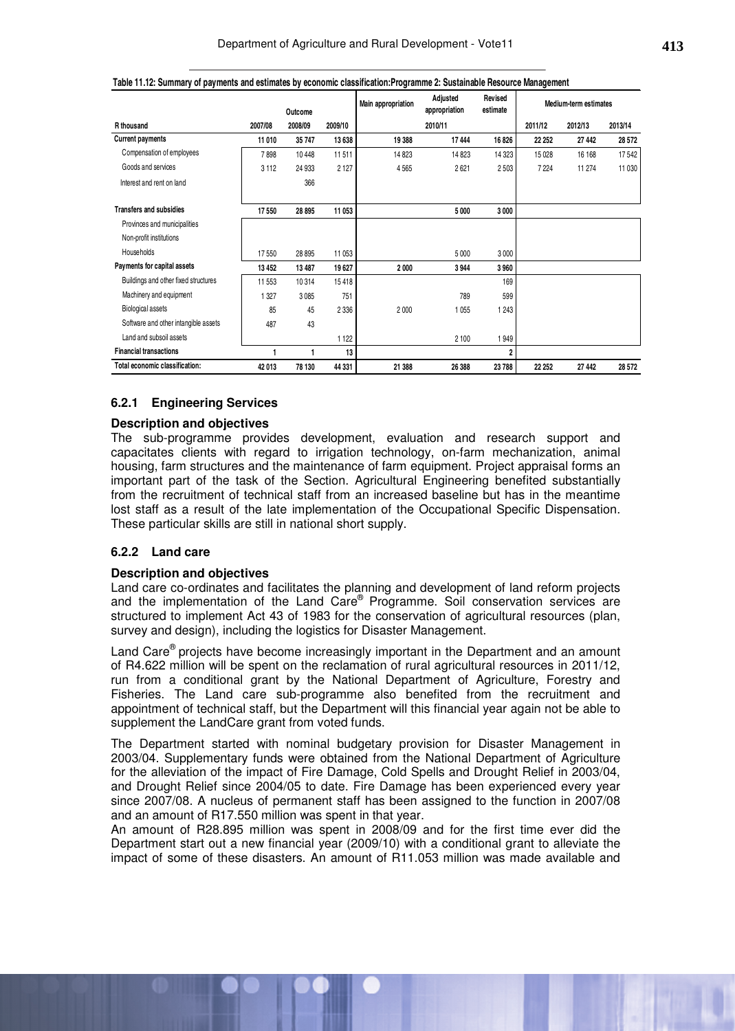**Table 11.12: Summary of payments and estimates by economic classification:Programme 2: Sustainable Resource Management**

| R thousand | Outcome | | | Main appropriation | Adjusted appropriation | Revised estimate | Medium-term estimates | | |
|---|---|---|---|---|---|---|---|---|---|
| | 2007/08 | 2008/09 | 2009/10 | | 2010/11 | | 2011/12 | 2012/13 | 2013/14 |
| **Current payments** | **11 010** | **35 747** | **13 638** | **19 388** | **17 444** | **16 826** | **22 252** | **27 442** | **28 572** |
| Compensation of employees | 7 898 | 10 448 | 11 511 | 14 823 | 14 823 | 14 323 | 15 028 | 16 168 | 17 542 |
| Goods and services | 3 112 | 24 933 | 2 127 | 4 565 | 2 621 | 2 503 | 7 224 | 11 274 | 11 030 |
| Interest and rent on land | | 366 | | | | | | | |
| **Transfers and subsidies** | **17 550** | **28 895** | **11 053** | | **5 000** | **3 000** | | | |
| Provinces and municipalities | | | | | | | | | |
| Non-profit institutions | | | | | | | | | |
| Households | 17 550 | 28 895 | 11 053 | | 5 000 | 3 000 | | | |
| **Payments for capital assets** | **13 452** | **13 487** | **19 627** | **2 000** | **3 944** | **3 960** | | | |
| Buildings and other fixed structures | 11 553 | 10 314 | 15 418 | | | 169 | | | |
| Machinery and equipment | 1 327 | 3 085 | 751 | | 789 | 599 | | | |
| Biological assets | 85 | 45 | 2 336 | 2 000 | 1 055 | 1 243 | | | |
| Software and other intangible assets | 487 | 43 | | | | | | | |
| Land and subsoil assets | | | 1 122 | | 2 100 | 1 949 | | | |
| **Financial transactions** | **1** | **1** | **13** | | | **2** | | | |
| **Total economic classification:** | **42 013** | **78 130** | **44 331** | **21 388** | **26 388** | **23 788** | **22 252** | **27 442** | **28 572** |

### 6.2.1 Engineering Services

**Description and objectives**

The sub-programme provides development, evaluation and research support and capacitates clients with regard to irrigation technology, on-farm mechanization, animal housing, farm structures and the maintenance of farm equipment. Project appraisal forms an important part of the task of the Section. Agricultural Engineering benefited substantially from the recruitment of technical staff from an increased baseline but has in the meantime lost staff as a result of the late implementation of the Occupational Specific Dispensation. These particular skills are still in national short supply.

### 6.2.2 Land care

**Description and objectives**

Land care co-ordinates and facilitates the planning and development of land reform projects and the implementation of the Land Care® Programme. Soil conservation services are structured to implement Act 43 of 1983 for the conservation of agricultural resources (plan, survey and design), including the logistics for Disaster Management.

Land Care® projects have become increasingly important in the Department and an amount of R4.622 million will be spent on the reclamation of rural agricultural resources in 2011/12, run from a conditional grant by the National Department of Agriculture, Forestry and Fisheries. The Land care sub-programme also benefited from the recruitment and appointment of technical staff, but the Department will this financial year again not be able to supplement the LandCare grant from voted funds.

The Department started with nominal budgetary provision for Disaster Management in 2003/04. Supplementary funds were obtained from the National Department of Agriculture for the alleviation of the impact of Fire Damage, Cold Spells and Drought Relief in 2003/04, and Drought Relief since 2004/05 to date. Fire Damage has been experienced every year since 2007/08. A nucleus of permanent staff has been assigned to the function in 2007/08 and an amount of R17.550 million was spent in that year.

An amount of R28.895 million was spent in 2008/09 and for the first time ever did the Department start out a new financial year (2009/10) with a conditional grant to alleviate the impact of some of these disasters. An amount of R11.053 million was made available and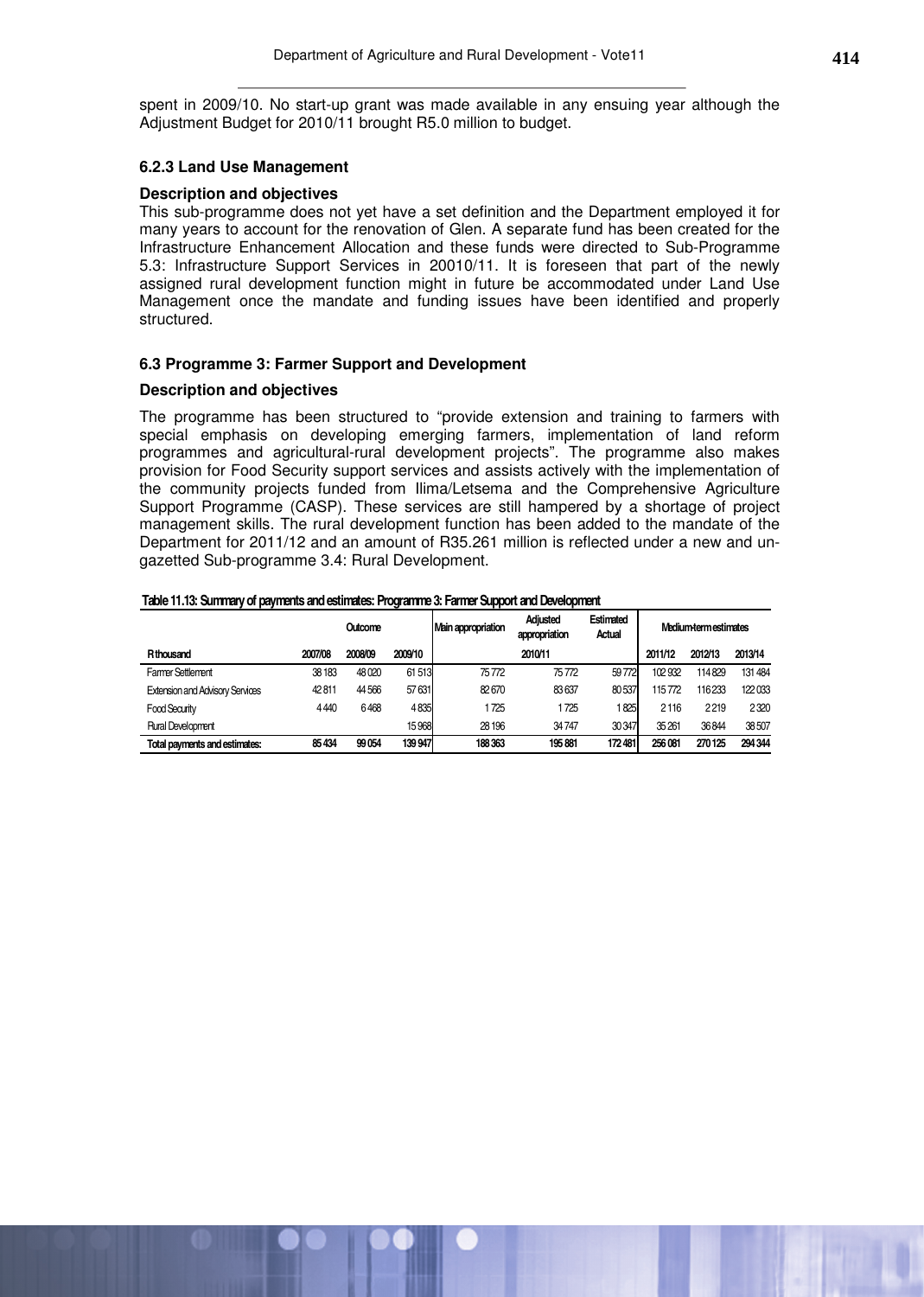spent in 2009/10. No start-up grant was made available in any ensuing year although the Adjustment Budget for 2010/11 brought R5.0 million to budget.

### 6.2.3 Land Use Management

#### Description and objectives

This sub-programme does not yet have a set definition and the Department employed it for many years to account for the renovation of Glen. A separate fund has been created for the Infrastructure Enhancement Allocation and these funds were directed to Sub-Programme 5.3: Infrastructure Support Services in 20010/11. It is foreseen that part of the newly assigned rural development function might in future be accommodated under Land Use Management once the mandate and funding issues have been identified and properly structured.

### 6.3 Programme 3: Farmer Support and Development

#### Description and objectives

The programme has been structured to "provide extension and training to farmers with special emphasis on developing emerging farmers, implementation of land reform programmes and agricultural-rural development projects". The programme also makes provision for Food Security support services and assists actively with the implementation of the community projects funded from Ilima/Letsema and the Comprehensive Agriculture Support Programme (CASP). These services are still hampered by a shortage of project management skills. The rural development function has been added to the mandate of the Department for 2011/12 and an amount of R35.261 million is reflected under a new and un-gazetted Sub-programme 3.4: Rural Development.

**Table 11.13: Summary of payments and estimates: Programme 3: Farmer Support and Development**

| | Outcome | | | Main appropriation | Adjusted appropriation | Estimated Actual | Medium-term estimates | | |
|---|---|---|---|---|---|---|---|---|---|
| **R thousand** | **2007/08** | **2008/09** | **2009/10** | | **2010/11** | | **2011/12** | **2012/13** | **2013/14** |
| Farmer Settlement | 38 183 | 48 020 | 61 513 | 75 772 | 75 772 | 59 772 | 102 932 | 114 829 | 131 484 |
| Extension and Advisory Services | 42 811 | 44 566 | 57 631 | 82 670 | 83 637 | 80 537 | 115 772 | 116 233 | 122 033 |
| Food Security | 4 440 | 6 468 | 4 835 | 1 725 | 1 725 | 1 825 | 2 116 | 2 219 | 2 320 |
| Rural Development | | | 15 968 | 28 196 | 34 747 | 30 347 | 35 261 | 36 844 | 38 507 |
| **Total payments and estimates:** | **85 434** | **99 054** | **139 947** | **188 363** | **195 881** | **172 481** | **256 081** | **270 125** | **294 344** |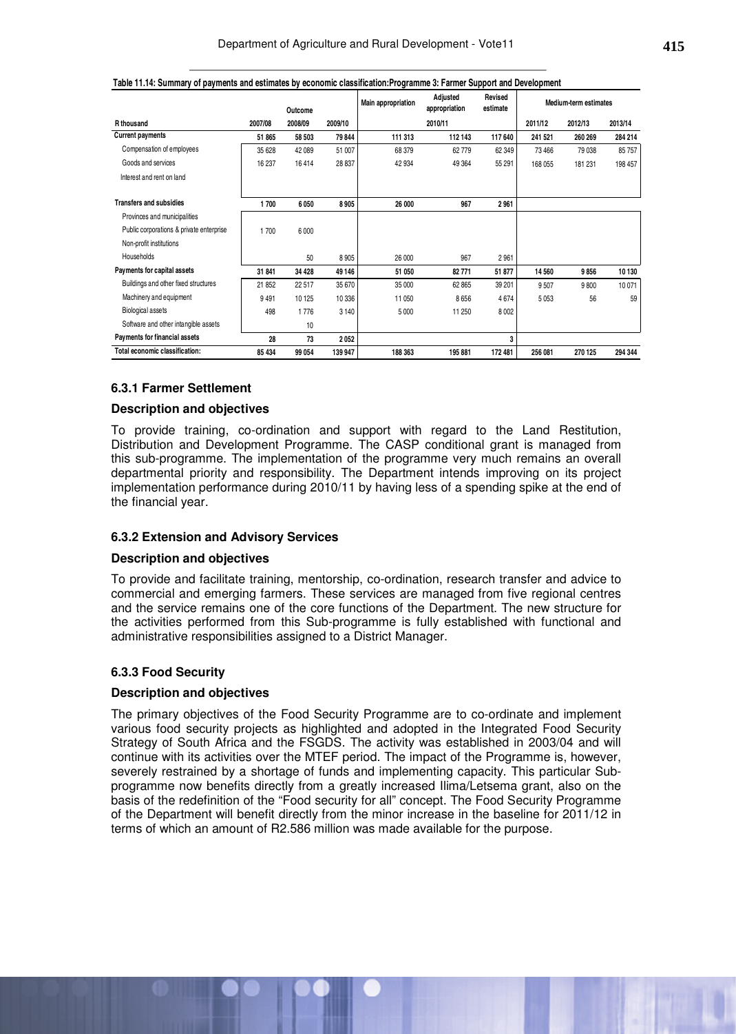**Table 11.14: Summary of payments and estimates by economic classification:Programme 3: Farmer Support and Development**

| R thousand | Outcome | | | Main appropriation | Adjusted appropriation | Revised estimate | Medium-term estimates | | |
|---|---|---|---|---|---|---|---|---|---|
| | 2007/08 | 2008/09 | 2009/10 | | 2010/11 | | 2011/12 | 2012/13 | 2013/14 |
| **Current payments** | 51 865 | 58 503 | 79 844 | 111 313 | 112 143 | 117 640 | 241 521 | 260 269 | 284 214 |
| Compensation of employees | 35 628 | 42 089 | 51 007 | 68 379 | 62 779 | 62 349 | 73 466 | 79 038 | 85 757 |
| Goods and services | 16 237 | 16 414 | 28 837 | 42 934 | 49 364 | 55 291 | 168 055 | 181 231 | 198 457 |
| Interest and rent on land | | | | | | | | | |
| **Transfers and subsidies** | 1 700 | 6 050 | 8 905 | 26 000 | 967 | 2 961 | | | |
| Provinces and municipalities | | | | | | | | | |
| Public corporations & private enterprise | 1 700 | 6 000 | | | | | | | |
| Non-profit institutions | | | | | | | | | |
| Households | | 50 | 8 905 | 26 000 | 967 | 2 961 | | | |
| **Payments for capital assets** | 31 841 | 34 428 | 49 146 | 51 050 | 82 771 | 51 877 | 14 560 | 9 856 | 10 130 |
| Buildings and other fixed structures | 21 852 | 22 517 | 35 670 | 35 000 | 62 865 | 39 201 | 9 507 | 9 800 | 10 071 |
| Machinery and equipment | 9 491 | 10 125 | 10 336 | 11 050 | 8 656 | 4 674 | 5 053 | 56 | 59 |
| Biological assets | 498 | 1 776 | 3 140 | 5 000 | 11 250 | 8 002 | | | |
| Software and other intangible assets | | 10 | | | | | | | |
| **Payments for financial assets** | 28 | 73 | 2 052 | | | 3 | | | |
| **Total economic classification:** | 85 434 | 99 054 | 139 947 | 188 363 | 195 881 | 172 481 | 256 081 | 270 125 | 294 344 |

### 6.3.1 Farmer Settlement

#### Description and objectives

To provide training, co-ordination and support with regard to the Land Restitution, Distribution and Development Programme. The CASP conditional grant is managed from this sub-programme. The implementation of the programme very much remains an overall departmental priority and responsibility. The Department intends improving on its project implementation performance during 2010/11 by having less of a spending spike at the end of the financial year.

### 6.3.2 Extension and Advisory Services

#### Description and objectives

To provide and facilitate training, mentorship, co-ordination, research transfer and advice to commercial and emerging farmers. These services are managed from five regional centres and the service remains one of the core functions of the Department. The new structure for the activities performed from this Sub-programme is fully established with functional and administrative responsibilities assigned to a District Manager.

### 6.3.3 Food Security

#### Description and objectives

The primary objectives of the Food Security Programme are to co-ordinate and implement various food security projects as highlighted and adopted in the Integrated Food Security Strategy of South Africa and the FSGDS. The activity was established in 2003/04 and will continue with its activities over the MTEF period. The impact of the Programme is, however, severely restrained by a shortage of funds and implementing capacity. This particular Sub-programme now benefits directly from a greatly increased Ilima/Letsema grant, also on the basis of the redefinition of the "Food security for all" concept. The Food Security Programme of the Department will benefit directly from the minor increase in the baseline for 2011/12 in terms of which an amount of R2.586 million was made available for the purpose.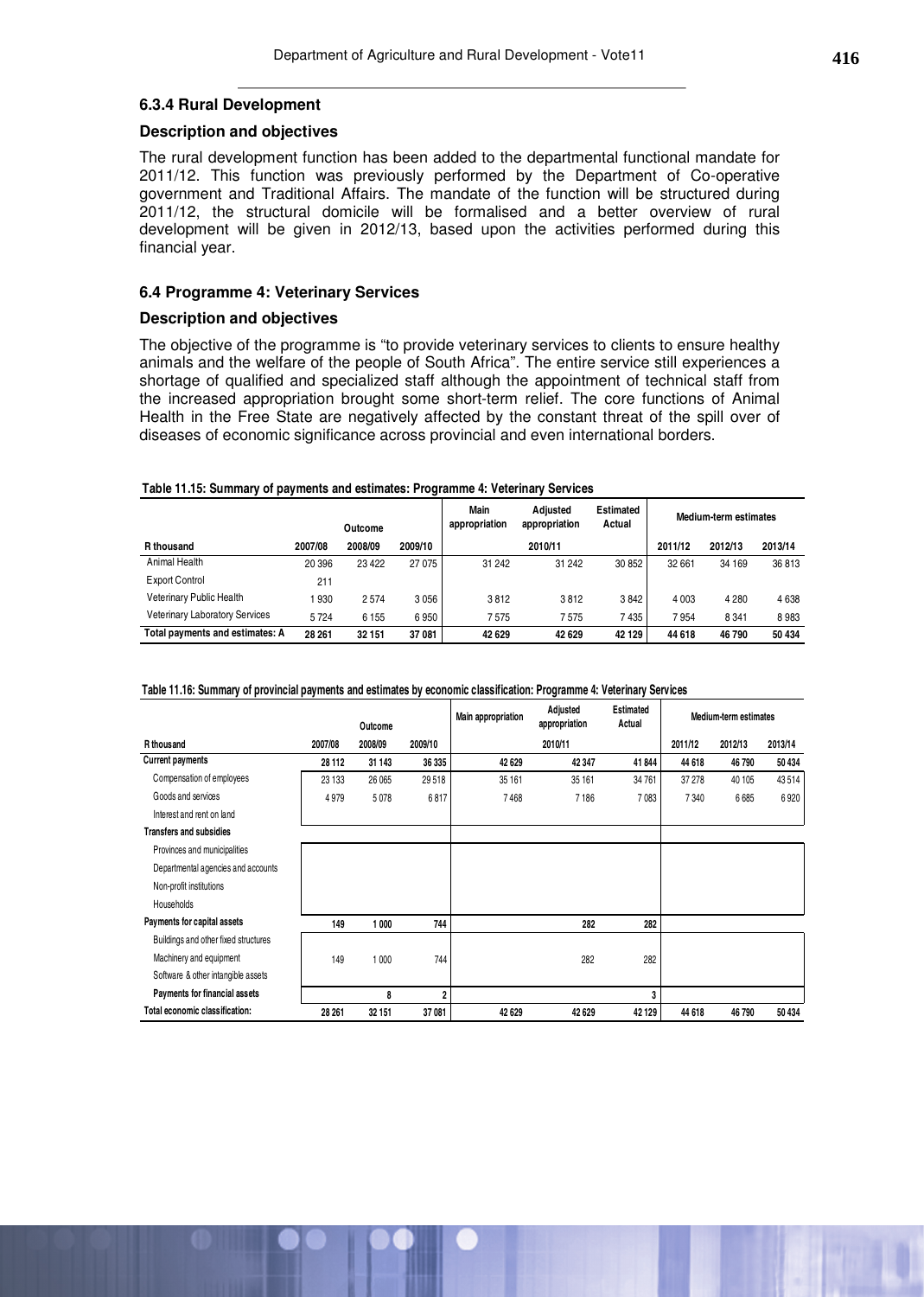### 6.3.4 Rural Development

#### Description and objectives

The rural development function has been added to the departmental functional mandate for 2011/12. This function was previously performed by the Department of Co-operative government and Traditional Affairs. The mandate of the function will be structured during 2011/12, the structural domicile will be formalised and a better overview of rural development will be given in 2012/13, based upon the activities performed during this financial year.

### 6.4 Programme 4: Veterinary Services

#### Description and objectives

The objective of the programme is "to provide veterinary services to clients to ensure healthy animals and the welfare of the people of South Africa". The entire service still experiences a shortage of qualified and specialized staff although the appointment of technical staff from the increased appropriation brought some short-term relief. The core functions of Animal Health in the Free State are negatively affected by the constant threat of the spill over of diseases of economic significance across provincial and even international borders.

**Table 11.15: Summary of payments and estimates: Programme 4: Veterinary Services**

| | Outcome | | | Main appropriation | Adjusted appropriation | Estimated Actual | Medium-term estimates | | |
|---|---|---|---|---|---|---|---|---|---|
| R thousand | 2007/08 | 2008/09 | 2009/10 | 2010/11 | | | 2011/12 | 2012/13 | 2013/14 |
| Animal Health | 20 396 | 23 422 | 27 075 | 31 242 | 31 242 | 30 852 | 32 661 | 34 169 | 36 813 |
| Export Control | 211 | | | | | | | | |
| Veterinary Public Health | 1 930 | 2 574 | 3 056 | 3 812 | 3 812 | 3 842 | 4 003 | 4 280 | 4 638 |
| Veterinary Laboratory Services | 5 724 | 6 155 | 6 950 | 7 575 | 7 575 | 7 435 | 7 954 | 8 341 | 8 983 |
| **Total payments and estimates: A** | **28 261** | **32 151** | **37 081** | **42 629** | **42 629** | **42 129** | **44 618** | **46 790** | **50 434** |

**Table 11.16: Summary of provincial payments and estimates by economic classification: Programme 4: Veterinary Services**

| | Outcome | | | Main appropriation | Adjusted appropriation | Estimated Actual | Medium-term estimates | | |
|---|---|---|---|---|---|---|---|---|---|
| R thousand | 2007/08 | 2008/09 | 2009/10 | 2010/11 | | | 2011/12 | 2012/13 | 2013/14 |
| **Current payments** | **28 112** | **31 143** | **36 335** | **42 629** | **42 347** | **41 844** | **44 618** | **46 790** | **50 434** |
| Compensation of employees | 23 133 | 26 065 | 29 518 | 35 161 | 35 161 | 34 761 | 37 278 | 40 105 | 43 514 |
| Goods and services | 4 979 | 5 078 | 6 817 | 7 468 | 7 186 | 7 083 | 7 340 | 6 685 | 6 920 |
| Interest and rent on land | | | | | | | | | |
| **Transfers and subsidies** | | | | | | | | | |
| Provinces and municipalities | | | | | | | | | |
| Departmental agencies and accounts | | | | | | | | | |
| Non-profit institutions | | | | | | | | | |
| Households | | | | | | | | | |
| **Payments for capital assets** | **149** | **1 000** | **744** | | **282** | **282** | | | |
| Buildings and other fixed structures | | | | | | | | | |
| Machinery and equipment | 149 | 1 000 | 744 | | 282 | 282 | | | |
| Software & other intangible assets | | | | | | | | | |
| **Payments for financial assets** | | **8** | **2** | | | **3** | | | |
| **Total economic classification:** | **28 261** | **32 151** | **37 081** | **42 629** | **42 629** | **42 129** | **44 618** | **46 790** | **50 434** |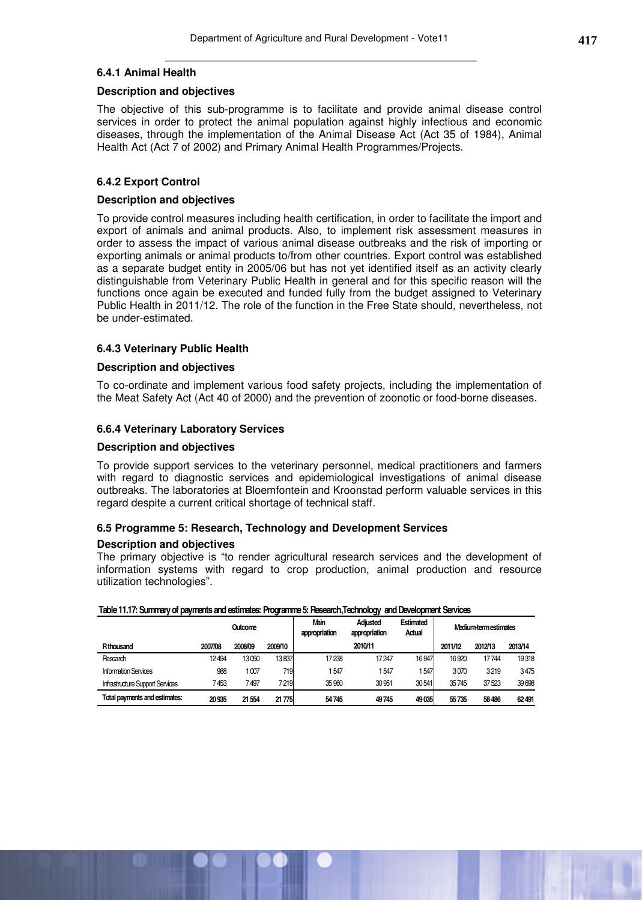### 6.4.1 Animal Health

**Description and objectives**

The objective of this sub-programme is to facilitate and provide animal disease control services in order to protect the animal population against highly infectious and economic diseases, through the implementation of the Animal Disease Act (Act 35 of 1984), Animal Health Act (Act 7 of 2002) and Primary Animal Health Programmes/Projects.

### 6.4.2 Export Control

**Description and objectives**

To provide control measures including health certification, in order to facilitate the import and export of animals and animal products. Also, to implement risk assessment measures in order to assess the impact of various animal disease outbreaks and the risk of importing or exporting animals or animal products to/from other countries. Export control was established as a separate budget entity in 2005/06 but has not yet identified itself as an activity clearly distinguishable from Veterinary Public Health in general and for this specific reason will the functions once again be executed and funded fully from the budget assigned to Veterinary Public Health in 2011/12. The role of the function in the Free State should, nevertheless, not be under-estimated.

### 6.4.3 Veterinary Public Health

**Description and objectives**

To co-ordinate and implement various food safety projects, including the implementation of the Meat Safety Act (Act 40 of 2000) and the prevention of zoonotic or food-borne diseases.

### 6.6.4 Veterinary Laboratory Services

**Description and objectives**

To provide support services to the veterinary personnel, medical practitioners and farmers with regard to diagnostic services and epidemiological investigations of animal disease outbreaks. The laboratories at Bloemfontein and Kroonstad perform valuable services in this regard despite a current critical shortage of technical staff.

### 6.5 Programme 5: Research, Technology and Development Services

**Description and objectives**

The primary objective is "to render agricultural research services and the development of information systems with regard to crop production, animal production and resource utilization technologies".

**Table 11.17: Summary of payments and estimates: Programme 5: Research,Technology and Development Services**

| | Outcome | | | Main appropriation | Adjusted appropriation | Estimated Actual | Medium-term estimates | | |
|---|---|---|---|---|---|---|---|---|---|
| R thousand | 2007/08 | 2008/09 | 2009/10 | 2010/11 | | | 2011/12 | 2012/13 | 2013/14 |
| Research | 12 494 | 13 050 | 13 837 | 17 238 | 17 247 | 16 947 | 16 920 | 17 744 | 19 318 |
| Information Services | 988 | 1 007 | 719 | 1 547 | 1 547 | 1 547 | 3 070 | 3 219 | 3 475 |
| Infrastructure Support Services | 7 453 | 7 497 | 7 219 | 35 960 | 30 951 | 30 541 | 35 745 | 37 523 | 39 698 |
| **Total payments and estimates:** | **20 935** | **21 554** | **21 775** | **54 745** | **49 745** | **49 035** | **55 735** | **58 486** | **62 491** |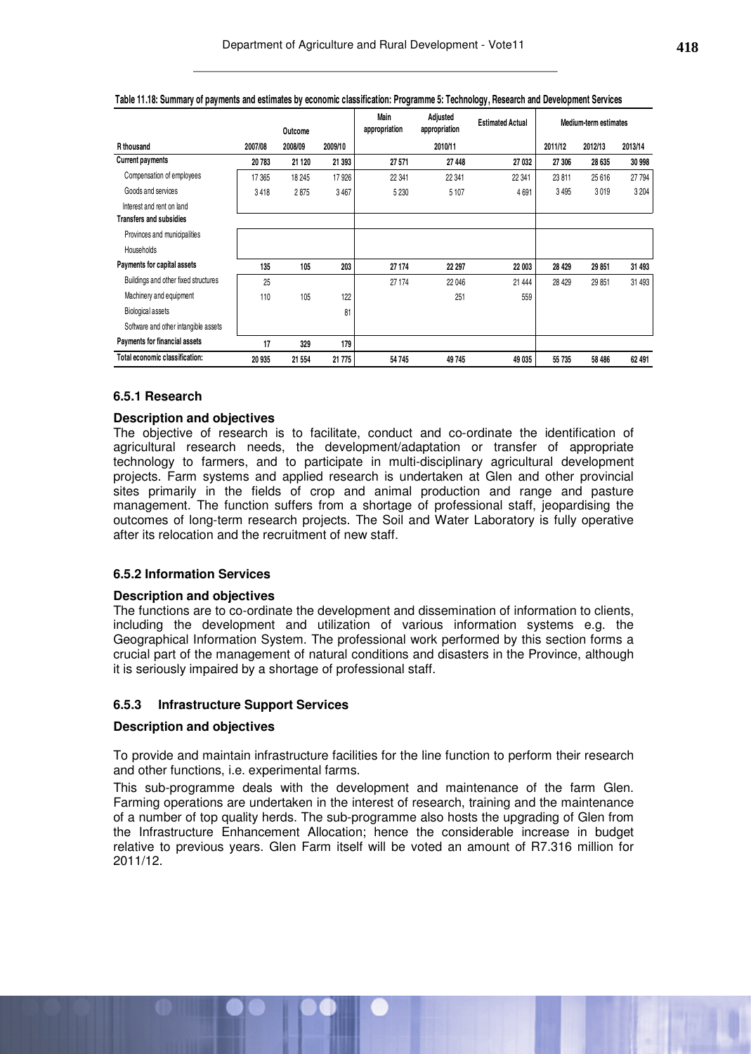**Table 11.18: Summary of payments and estimates by economic classification: Programme 5: Technology, Research and Development Services**

| | Outcome | | | Main appropriation | Adjusted appropriation | Estimated Actual | Medium-term estimates | | |
|---|---|---|---|---|---|---|---|---|---|
| R thousand | 2007/08 | 2008/09 | 2009/10 | | 2010/11 | | 2011/12 | 2012/13 | 2013/14 |
| **Current payments** | **20 783** | **21 120** | **21 393** | **27 571** | **27 448** | **27 032** | **27 306** | **28 635** | **30 998** |
| Compensation of employees | 17 365 | 18 245 | 17 926 | 22 341 | 22 341 | 22 341 | 23 811 | 25 616 | 27 794 |
| Goods and services | 3 418 | 2 875 | 3 467 | 5 230 | 5 107 | 4 691 | 3 495 | 3 019 | 3 204 |
| Interest and rent on land | | | | | | | | | |
| **Transfers and subsidies** | | | | | | | | | |
| Provinces and municipalities | | | | | | | | | |
| Households | | | | | | | | | |
| **Payments for capital assets** | **135** | **105** | **203** | **27 174** | **22 297** | **22 003** | **28 429** | **29 851** | **31 493** |
| Buildings and other fixed structures | 25 | | | 27 174 | 22 046 | 21 444 | 28 429 | 29 851 | 31 493 |
| Machinery and equipment | 110 | 105 | 122 | | 251 | 559 | | | |
| Biological assets | | | 81 | | | | | | |
| Software and other intangible assets | | | | | | | | | |
| **Payments for financial assets** | **17** | **329** | **179** | | | | | | |
| **Total economic classification:** | **20 935** | **21 554** | **21 775** | **54 745** | **49 745** | **49 035** | **55 735** | **58 486** | **62 491** |

### 6.5.1 Research

**Description and objectives**

The objective of research is to facilitate, conduct and co-ordinate the identification of agricultural research needs, the development/adaptation or transfer of appropriate technology to farmers, and to participate in multi-disciplinary agricultural development projects. Farm systems and applied research is undertaken at Glen and other provincial sites primarily in the fields of crop and animal production and range and pasture management. The function suffers from a shortage of professional staff, jeopardising the outcomes of long-term research projects. The Soil and Water Laboratory is fully operative after its relocation and the recruitment of new staff.

### 6.5.2 Information Services

**Description and objectives**

The functions are to co-ordinate the development and dissemination of information to clients, including the development and utilization of various information systems e.g. the Geographical Information System. The professional work performed by this section forms a crucial part of the management of natural conditions and disasters in the Province, although it is seriously impaired by a shortage of professional staff.

### 6.5.3 Infrastructure Support Services

**Description and objectives**

To provide and maintain infrastructure facilities for the line function to perform their research and other functions, i.e. experimental farms.

This sub-programme deals with the development and maintenance of the farm Glen. Farming operations are undertaken in the interest of research, training and the maintenance of a number of top quality herds. The sub-programme also hosts the upgrading of Glen from the Infrastructure Enhancement Allocation; hence the considerable increase in budget relative to previous years. Glen Farm itself will be voted an amount of R7.316 million for 2011/12.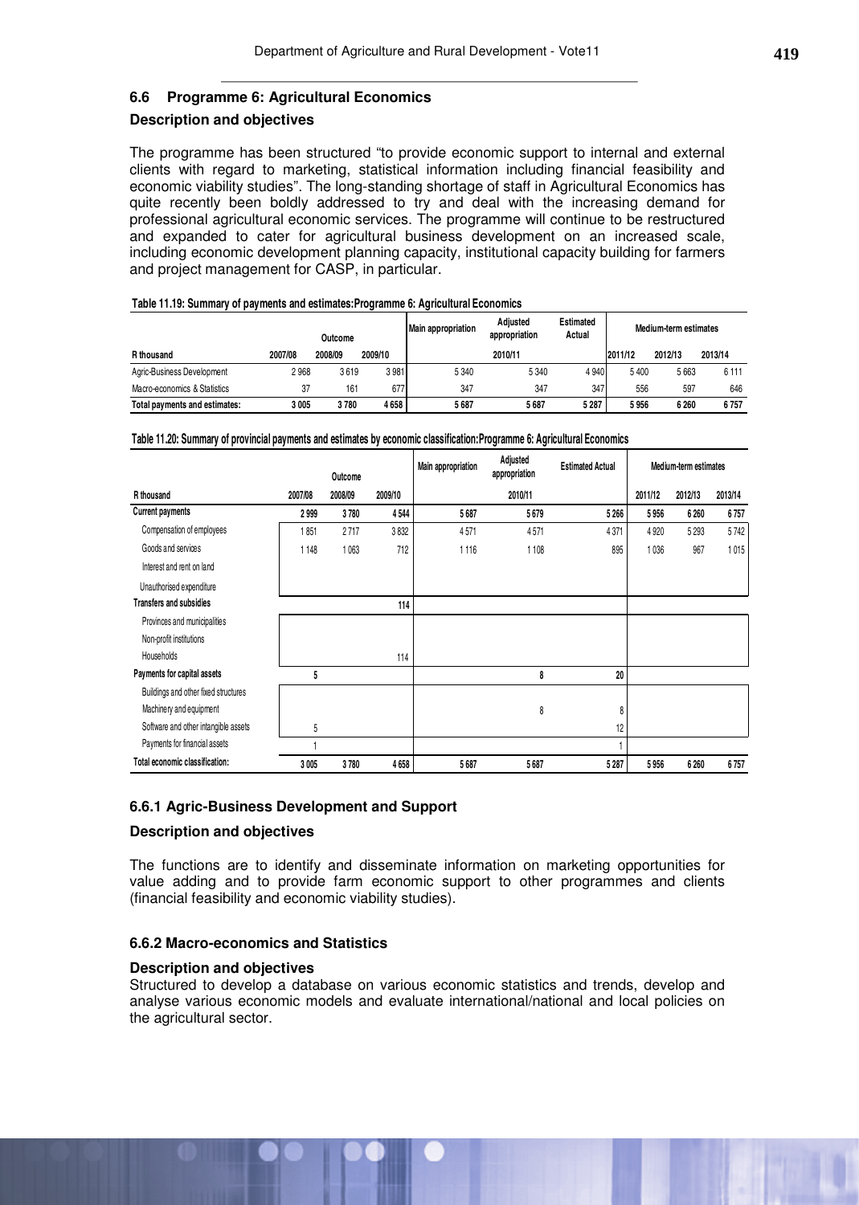## 6.6 Programme 6: Agricultural Economics

### Description and objectives

The programme has been structured "to provide economic support to internal and external clients with regard to marketing, statistical information including financial feasibility and economic viability studies". The long-standing shortage of staff in Agricultural Economics has quite recently been boldly addressed to try and deal with the increasing demand for professional agricultural economic services. The programme will continue to be restructured and expanded to cater for agricultural business development on an increased scale, including economic development planning capacity, institutional capacity building for farmers and project management for CASP, in particular.

**Table 11.19: Summary of payments and estimates:Programme 6: Agricultural Economics**

| | Outcome | | | Main appropriation | Adjusted appropriation | Estimated Actual | Medium-term estimates | | |
|---|---|---|---|---|---|---|---|---|---|
| R thousand | 2007/08 | 2008/09 | 2009/10 | | 2010/11 | | 2011/12 | 2012/13 | 2013/14 |
| Agric-Business Development | 2 968 | 3 619 | 3 981 | 5 340 | 5 340 | 4 940 | 5 400 | 5 663 | 6 111 |
| Macro-economics & Statistics | 37 | 161 | 677 | 347 | 347 | 347 | 556 | 597 | 646 |
| **Total payments and estimates:** | **3 005** | **3 780** | **4 658** | **5 687** | **5 687** | **5 287** | **5 956** | **6 260** | **6 757** |

**Table 11.20: Summary of provincial payments and estimates by economic classification:Programme 6: Agricultural Economics**

| | Outcome | | | Main appropriation | Adjusted appropriation | Estimated Actual | Medium-term estimates | | |
|---|---|---|---|---|---|---|---|---|---|
| R thousand | 2007/08 | 2008/09 | 2009/10 | | 2010/11 | | 2011/12 | 2012/13 | 2013/14 |
| **Current payments** | **2 999** | **3 780** | **4 544** | **5 687** | **5 679** | **5 266** | **5 956** | **6 260** | **6 757** |
| Compensation of employees | 1 851 | 2 717 | 3 832 | 4 571 | 4 571 | 4 371 | 4 920 | 5 293 | 5 742 |
| Goods and services | 1 148 | 1 063 | 712 | 1 116 | 1 108 | 895 | 1 036 | 967 | 1 015 |
| Interest and rent on land | | | | | | | | | |
| Unauthorised expenditure | | | | | | | | | |
| **Transfers and subsidies** | | | **114** | | | | | | |
| Provinces and municipalities | | | | | | | | | |
| Non-profit institutions | | | | | | | | | |
| Households | | | 114 | | | | | | |
| **Payments for capital assets** | **5** | | | | **8** | **20** | | | |
| Buildings and other fixed structures | | | | | | | | | |
| Machinery and equipment | | | | | 8 | 8 | | | |
| Software and other intangible assets | 5 | | | | | 12 | | | |
| Payments for financial assets | 1 | | | | | 1 | | | |
| **Total economic classification:** | **3 005** | **3 780** | **4 658** | **5 687** | **5 687** | **5 287** | **5 956** | **6 260** | **6 757** |

### 6.6.1 Agric-Business Development and Support

#### Description and objectives

The functions are to identify and disseminate information on marketing opportunities for value adding and to provide farm economic support to other programmes and clients (financial feasibility and economic viability studies).

### 6.6.2 Macro-economics and Statistics

#### Description and objectives

Structured to develop a database on various economic statistics and trends, develop and analyse various economic models and evaluate international/national and local policies on the agricultural sector.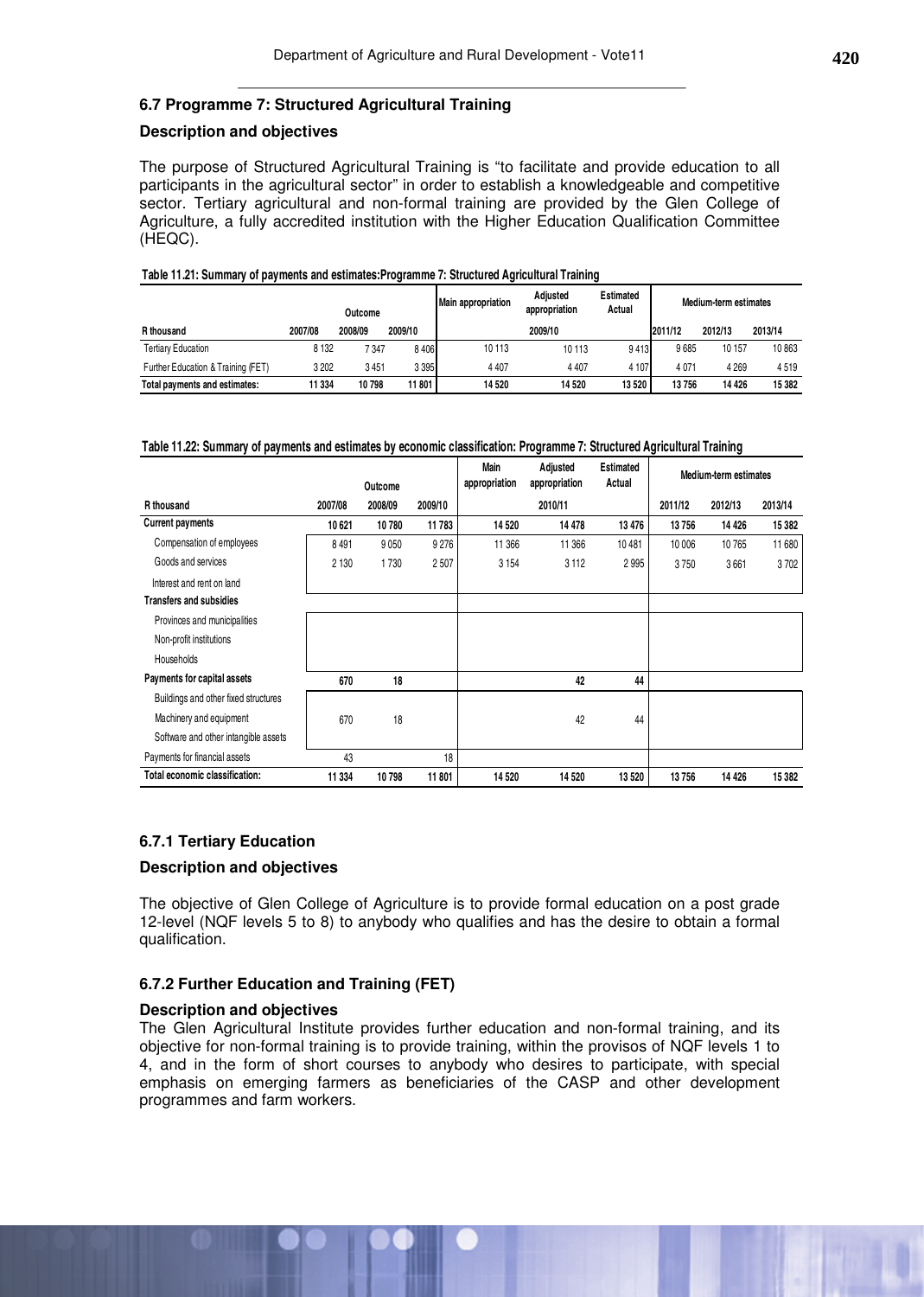## 6.7 Programme 7: Structured Agricultural Training

### Description and objectives

The purpose of Structured Agricultural Training is "to facilitate and provide education to all participants in the agricultural sector" in order to establish a knowledgeable and competitive sector. Tertiary agricultural and non-formal training are provided by the Glen College of Agriculture, a fully accredited institution with the Higher Education Qualification Committee (HEQC).

**Table 11.21: Summary of payments and estimates:Programme 7: Structured Agricultural Training**

| | Outcome | | | Main appropriation | Adjusted appropriation | Estimated Actual | Medium-term estimates | | |
|---|---|---|---|---|---|---|---|---|---|
| R thousand | 2007/08 | 2008/09 | 2009/10 | | 2009/10 | | 2011/12 | 2012/13 | 2013/14 |
| Tertiary Education | 8 132 | 7 347 | 8 406 | 10 113 | 10 113 | 9 413 | 9 685 | 10 157 | 10 863 |
| Further Education & Training (FET) | 3 202 | 3 451 | 3 395 | 4 407 | 4 407 | 4 107 | 4 071 | 4 269 | 4 519 |
| **Total payments and estimates:** | **11 334** | **10 798** | **11 801** | **14 520** | **14 520** | **13 520** | **13 756** | **14 426** | **15 382** |

**Table 11.22: Summary of payments and estimates by economic classification: Programme 7: Structured Agricultural Training**

| | Outcome | | | Main appropriation | Adjusted appropriation | Estimated Actual | Medium-term estimates | | |
|---|---|---|---|---|---|---|---|---|---|
| R thousand | 2007/08 | 2008/09 | 2009/10 | | 2010/11 | | 2011/12 | 2012/13 | 2013/14 |
| **Current payments** | **10 621** | **10 780** | **11 783** | **14 520** | **14 478** | **13 476** | **13 756** | **14 426** | **15 382** |
| Compensation of employees | 8 491 | 9 050 | 9 276 | 11 366 | 11 366 | 10 481 | 10 006 | 10 765 | 11 680 |
| Goods and services | 2 130 | 1 730 | 2 507 | 3 154 | 3 112 | 2 995 | 3 750 | 3 661 | 3 702 |
| Interest and rent on land | | | | | | | | | |
| **Transfers and subsidies** | | | | | | | | | |
| Provinces and municipalities | | | | | | | | | |
| Non-profit institutions | | | | | | | | | |
| Households | | | | | | | | | |
| **Payments for capital assets** | **670** | **18** | | | **42** | **44** | | | |
| Buildings and other fixed structures | | | | | | | | | |
| Machinery and equipment | 670 | 18 | | | 42 | 44 | | | |
| Software and other intangible assets | | | | | | | | | |
| Payments for financial assets | 43 | | 18 | | | | | | |
| **Total economic classification:** | **11 334** | **10 798** | **11 801** | **14 520** | **14 520** | **13 520** | **13 756** | **14 426** | **15 382** |

### 6.7.1 Tertiary Education

#### Description and objectives

The objective of Glen College of Agriculture is to provide formal education on a post grade 12-level (NQF levels 5 to 8) to anybody who qualifies and has the desire to obtain a formal qualification.

### 6.7.2 Further Education and Training (FET)

#### Description and objectives

The Glen Agricultural Institute provides further education and non-formal training, and its objective for non-formal training is to provide training, within the provisos of NQF levels 1 to 4, and in the form of short courses to anybody who desires to participate, with special emphasis on emerging farmers as beneficiaries of the CASP and other development programmes and farm workers.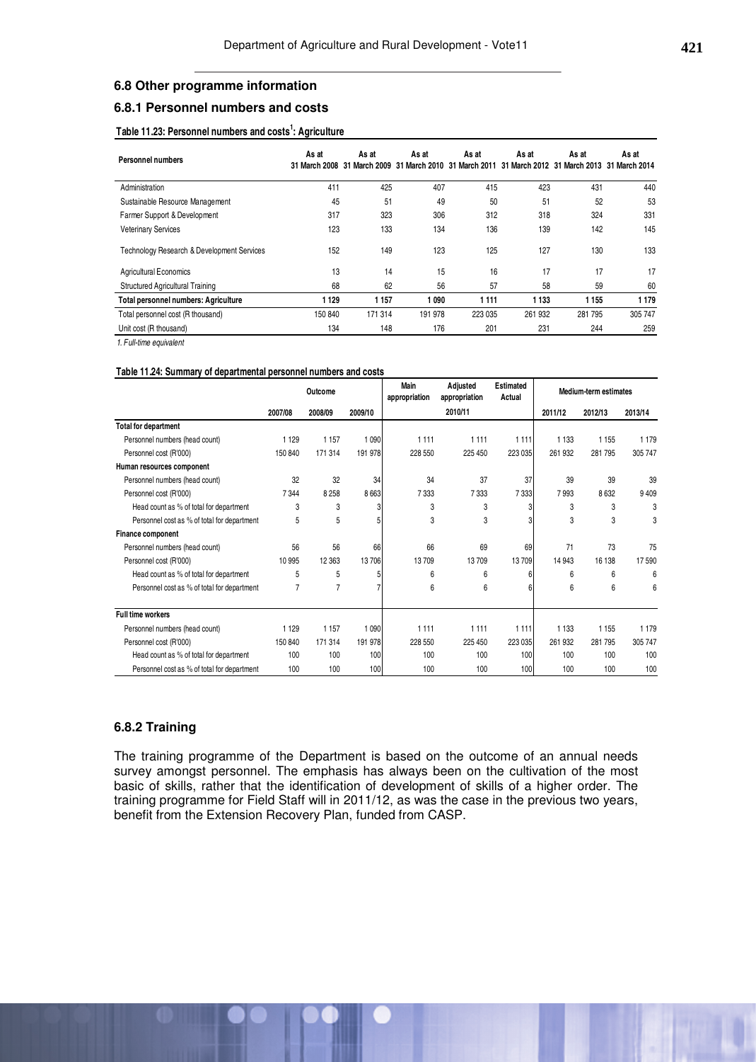## 6.8 Other programme information

### 6.8.1 Personnel numbers and costs

**Table 11.23: Personnel numbers and costs[1]: Agriculture**

| Personnel numbers | As at 31 March 2008 | As at 31 March 2009 | As at 31 March 2010 | As at 31 March 2011 | As at 31 March 2012 | As at 31 March 2013 | As at 31 March 2014 |
|---|---|---|---|---|---|---|---|
| Administration | 411 | 425 | 407 | 415 | 423 | 431 | 440 |
| Sustainable Resource Management | 45 | 51 | 49 | 50 | 51 | 52 | 53 |
| Farmer Support & Development | 317 | 323 | 306 | 312 | 318 | 324 | 331 |
| Veterinary Services | 123 | 133 | 134 | 136 | 139 | 142 | 145 |
| Technology Research & Development Services | 152 | 149 | 123 | 125 | 127 | 130 | 133 |
| Agricultural Economics | 13 | 14 | 15 | 16 | 17 | 17 | 17 |
| Structured Agricultural Training | 68 | 62 | 56 | 57 | 58 | 59 | 60 |
| **Total personnel numbers: Agriculture** | **1 129** | **1 157** | **1 090** | **1 111** | **1 133** | **1 155** | **1 179** |
| Total personnel cost (R thousand) | 150 840 | 171 314 | 191 978 | 223 035 | 261 932 | 281 795 | 305 747 |
| Unit cost (R thousand) | 134 | 148 | 176 | 201 | 231 | 244 | 259 |

*1. Full-time equivalent*

**Table 11.24: Summary of departmental personnel numbers and costs**

| | Outcome | | | Main appropriation | Adjusted appropriation | Estimated Actual | Medium-term estimates | | |
|---|---|---|---|---|---|---|---|---|---|
| | 2007/08 | 2008/09 | 2009/10 | | 2010/11 | | 2011/12 | 2012/13 | 2013/14 |
| **Total for department** | | | | | | | | | |
| Personnel numbers (head count) | 1 129 | 1 157 | 1 090 | 1 111 | 1 111 | 1 111 | 1 133 | 1 155 | 1 179 |
| Personnel cost (R'000) | 150 840 | 171 314 | 191 978 | 228 550 | 225 450 | 223 035 | 261 932 | 281 795 | 305 747 |
| **Human resources component** | | | | | | | | | |
| Personnel numbers (head count) | 32 | 32 | 34 | 34 | 37 | 37 | 39 | 39 | 39 |
| Personnel cost (R'000) | 7 344 | 8 258 | 8 663 | 7 333 | 7 333 | 7 333 | 7 993 | 8 632 | 9 409 |
| Head count as % of total for department | 3 | 3 | 3 | 3 | 3 | 3 | 3 | 3 | 3 |
| Personnel cost as % of total for department | 5 | 5 | 5 | 3 | 3 | 3 | 3 | 3 | 3 |
| **Finance component** | | | | | | | | | |
| Personnel numbers (head count) | 56 | 56 | 66 | 66 | 69 | 69 | 71 | 73 | 75 |
| Personnel cost (R'000) | 10 995 | 12 363 | 13 706 | 13 709 | 13 709 | 13 709 | 14 943 | 16 138 | 17 590 |
| Head count as % of total for department | 5 | 5 | 5 | 6 | 6 | 6 | 6 | 6 | 6 |
| Personnel cost as % of total for department | 7 | 7 | 7 | 6 | 6 | 6 | 6 | 6 | 6 |
| **Full time workers** | | | | | | | | | |
| Personnel numbers (head count) | 1 129 | 1 157 | 1 090 | 1 111 | 1 111 | 1 111 | 1 133 | 1 155 | 1 179 |
| Personnel cost (R'000) | 150 840 | 171 314 | 191 978 | 228 550 | 225 450 | 223 035 | 261 932 | 281 795 | 305 747 |
| Head count as % of total for department | 100 | 100 | 100 | 100 | 100 | 100 | 100 | 100 | 100 |
| Personnel cost as % of total for department | 100 | 100 | 100 | 100 | 100 | 100 | 100 | 100 | 100 |

### 6.8.2 Training

The training programme of the Department is based on the outcome of an annual needs survey amongst personnel. The emphasis has always been on the cultivation of the most basic of skills, rather that the identification of development of skills of a higher order. The training programme for Field Staff will in 2011/12, as was the case in the previous two years, benefit from the Extension Recovery Plan, funded from CASP.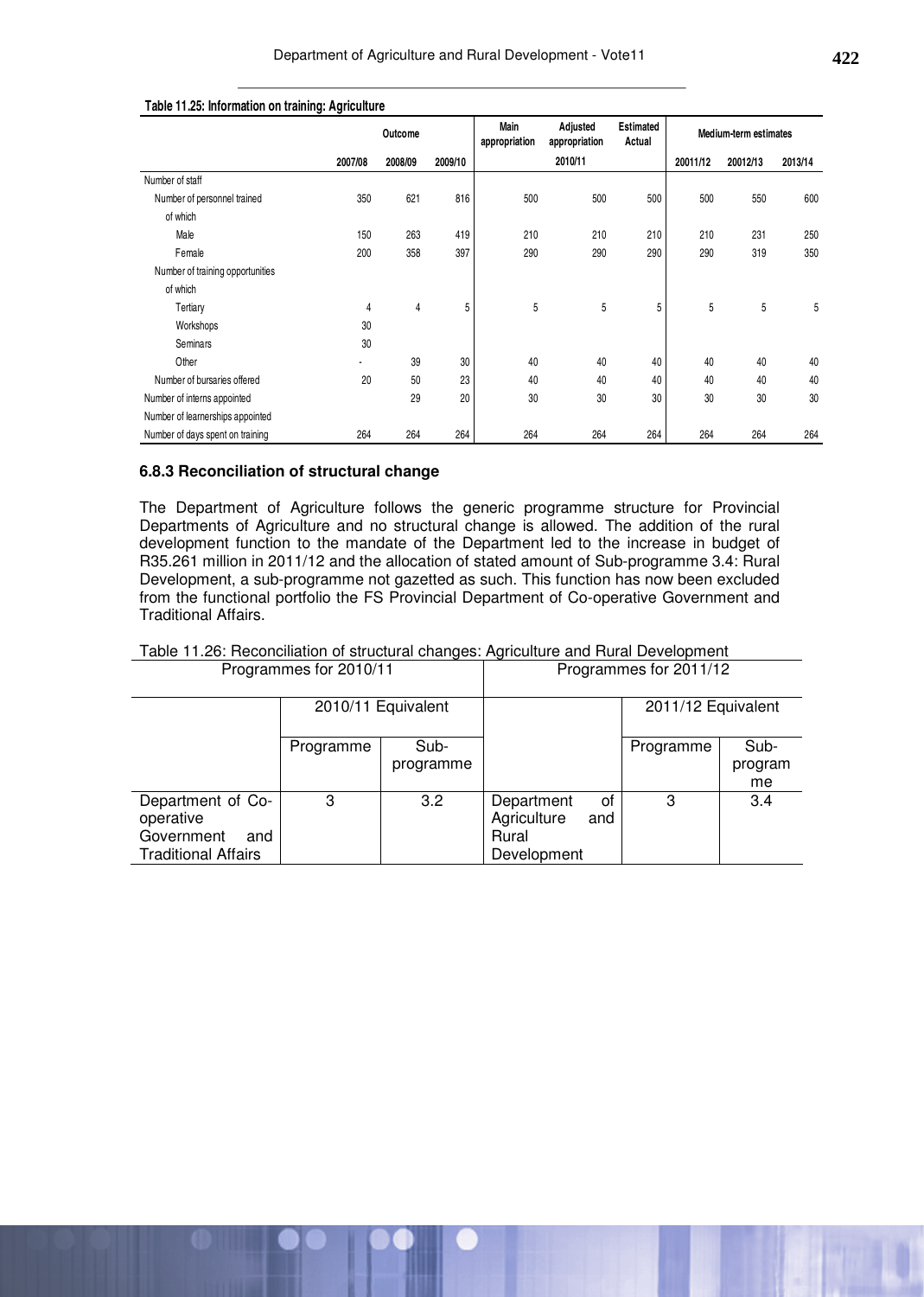**Table 11.25: Information on training: Agriculture**

| | Outcome | | | Main appropriation | Adjusted appropriation | Estimated Actual | Medium-term estimates | | |
|---|---|---|---|---|---|---|---|---|---|
| | 2007/08 | 2008/09 | 2009/10 | | 2010/11 | | 20011/12 | 20012/13 | 2013/14 |
| Number of staff | | | | | | | | | |
| Number of personnel trained | 350 | 621 | 816 | 500 | 500 | 500 | 500 | 550 | 600 |
| of which | | | | | | | | | |
| Male | 150 | 263 | 419 | 210 | 210 | 210 | 210 | 231 | 250 |
| Female | 200 | 358 | 397 | 290 | 290 | 290 | 290 | 319 | 350 |
| Number of training opportunities | | | | | | | | | |
| of which | | | | | | | | | |
| Tertiary | 4 | 4 | 5 | 5 | 5 | 5 | 5 | 5 | 5 |
| Workshops | 30 | | | | | | | | |
| Seminars | 30 | | | | | | | | |
| Other | - | 39 | 30 | 40 | 40 | 40 | 40 | 40 | 40 |
| Number of bursaries offered | 20 | 50 | 23 | 40 | 40 | 40 | 40 | 40 | 40 |
| Number of interns appointed | | 29 | 20 | 30 | 30 | 30 | 30 | 30 | 30 |
| Number of learnerships appointed | | | | | | | | | |
| Number of days spent on training | 264 | 264 | 264 | 264 | 264 | 264 | 264 | 264 | 264 |

### 6.8.3 Reconciliation of structural change

The Department of Agriculture follows the generic programme structure for Provincial Departments of Agriculture and no structural change is allowed. The addition of the rural development function to the mandate of the Department led to the increase in budget of R35.261 million in 2011/12 and the allocation of stated amount of Sub-programme 3.4: Rural Development, a sub-programme not gazetted as such. This function has now been excluded from the functional portfolio the FS Provincial Department of Co-operative Government and Traditional Affairs.

Table 11.26: Reconciliation of structural changes: Agriculture and Rural Development

| Programmes for 2010/11 | | | Programmes for 2011/12 | | |
|---|---|---|---|---|---|
| | 2010/11 Equivalent | | | 2011/12 Equivalent | |
| | Programme | Sub-programme | | Programme | Sub-programme |
| Department of Co-operative Government and Traditional Affairs | 3 | 3.2 | Department of Agriculture and Rural Development | 3 | 3.4 |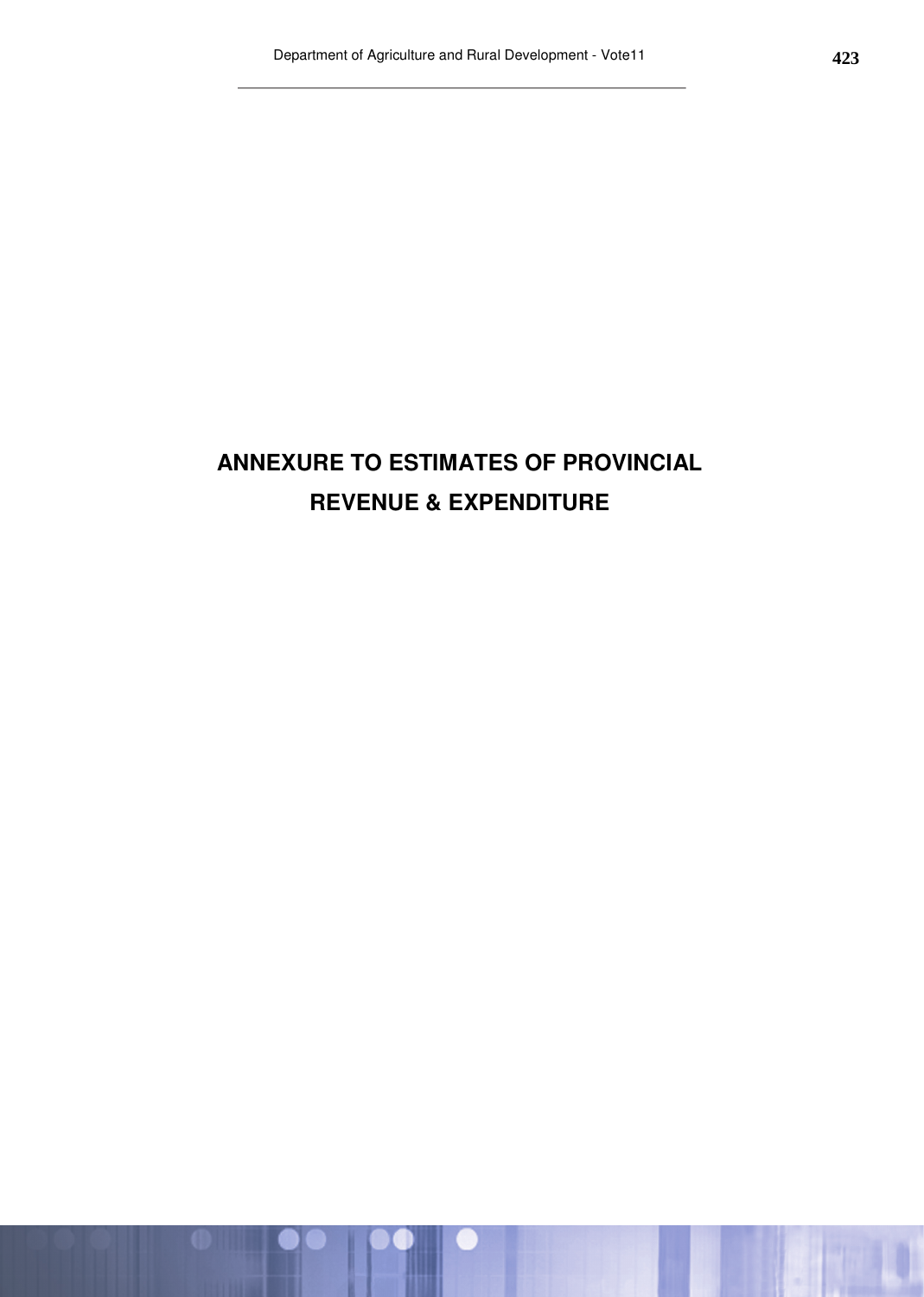# ANNEXURE TO ESTIMATES OF PROVINCIAL REVENUE & EXPENDITURE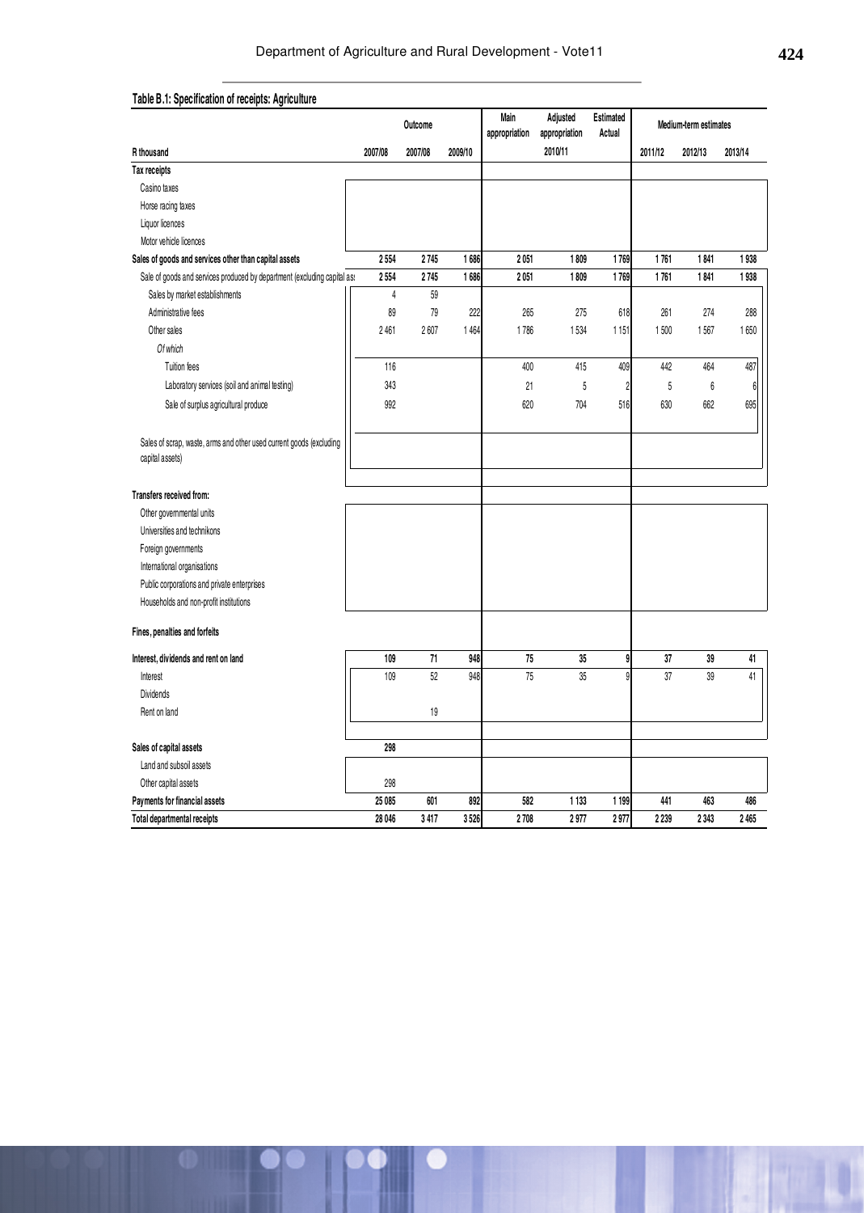**Table B.1: Specification of receipts: Agriculture**

| R thousand | Outcome | | | Main appropriation | Adjusted appropriation | Estimated Actual | Medium-term estimates | | |
|---|---|---|---|---|---|---|---|---|---|
| | 2007/08 | 2007/08 | 2009/10 | | 2010/11 | | 2011/12 | 2012/13 | 2013/14 |
| **Tax receipts** | | | | | | | | | |
| Casino taxes | | | | | | | | | |
| Horse racing taxes | | | | | | | | | |
| Liquor licences | | | | | | | | | |
| Motor vehicle licences | | | | | | | | | |
| **Sales of goods and services other than capital assets** | **2 554** | **2 745** | **1 686** | **2 051** | **1 809** | **1 769** | **1 761** | **1 841** | **1 938** |
| Sale of goods and services produced by department (excluding capital as: | 2 554 | 2 745 | 1 686 | 2 051 | 1 809 | 1 769 | 1 761 | 1 841 | 1 938 |
| Sales by market establishments | 4 | 59 | | | | | | | |
| Administrative fees | 89 | 79 | 222 | 265 | 275 | 618 | 261 | 274 | 288 |
| Other sales | 2 461 | 2 607 | 1 464 | 1 786 | 1 534 | 1 151 | 1 500 | 1 567 | 1 650 |
| *Of which* | | | | | | | | | |
| Tuition fees | 116 | | | 400 | 415 | 409 | 442 | 464 | 487 |
| Laboratory services (soil and animal testing) | 343 | | | 21 | 5 | 2 | 5 | 6 | 6 |
| Sale of surplus agricultural produce | 992 | | | 620 | 704 | 516 | 630 | 662 | 695 |
| Sales of scrap, waste, arms and other used current goods (excluding capital assets) | | | | | | | | | |
| **Transfers received from:** | | | | | | | | | |
| Other governmental units | | | | | | | | | |
| Universities and technikons | | | | | | | | | |
| Foreign governments | | | | | | | | | |
| International organisations | | | | | | | | | |
| Public corporations and private enterprises | | | | | | | | | |
| Households and non-profit institutions | | | | | | | | | |
| **Fines, penalties and forfeits** | | | | | | | | | |
| **Interest, dividends and rent on land** | **109** | **71** | **948** | **75** | **35** | **9** | **37** | **39** | **41** |
| Interest | 109 | 52 | 948 | 75 | 35 | 9 | 37 | 39 | 41 |
| Dividends | | | | | | | | | |
| Rent on land | | 19 | | | | | | | |
| **Sales of capital assets** | **298** | | | | | | | | |
| Land and subsoil assets | | | | | | | | | |
| Other capital assets | 298 | | | | | | | | |
| **Payments for financial assets** | **25 085** | **601** | **892** | **582** | **1 133** | **1 199** | **441** | **463** | **486** |
| **Total departmental receipts** | **28 046** | **3 417** | **3 526** | **2 708** | **2 977** | **2 977** | **2 239** | **2 343** | **2 465** |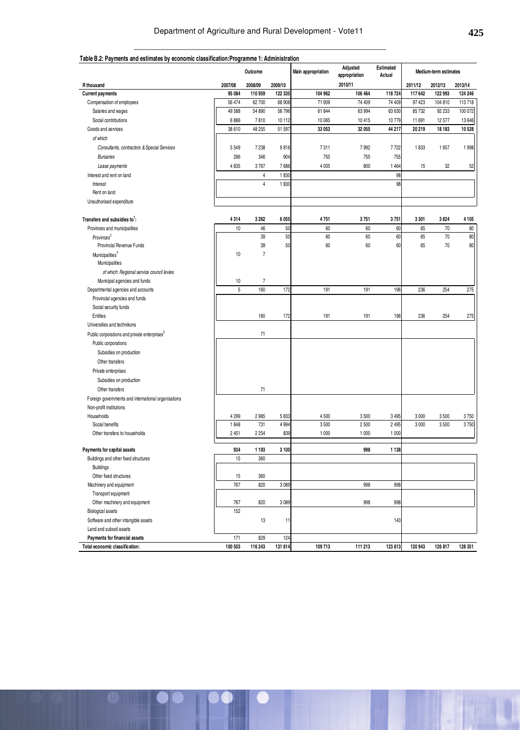**Table B.2: Payments and estimates by economic classification:Programme 1: Administration**

| R thousand | Outcome | | | Main appropriation | Adjusted appropriation | Estimated Actual | Medium-term estimates | | |
|---|---|---|---|---|---|---|---|---|---|
| | 2007/08 | 2008/09 | 2009/10 | | 2010/11 | | 2011/12 | 2012/13 | 2013/14 |
| **Current payments** | **95 084** | **110 959** | **122 335** | **104 962** | **106 464** | **118 724** | **117 642** | **122 993** | **124 246** |
| Compensation of employees | 56 474 | 62 700 | 68 908 | 71 909 | 74 409 | 74 409 | 97 423 | 104 810 | 113 718 |
| Salaries and wages | 49 588 | 54 890 | 58 796 | 61 844 | 63 994 | 63 630 | 85 732 | 92 233 | 100 072 |
| Social contributions | 6 886 | 7 810 | 10 112 | 10 065 | 10 415 | 10 779 | 11 691 | 12 577 | 13 646 |
| Goods and services | 38 610 | 48 255 | 51 597 | **33 053** | **32 055** | **44 217** | **20 219** | **18 183** | **10 528** |
| *of which* | | | | | | | | | |
| *Consultants, contractors & Special Services* | 5 549 | 7 238 | 9 816 | 7 311 | 7 992 | 7 722 | 1 833 | 1 957 | 1 998 |
| *Bursaries* | 286 | 346 | 904 | 755 | 755 | 755 | | | |
| *Lease payments* | 4 835 | 3 767 | 7 686 | 4 005 | 800 | 1 464 | 15 | 32 | 52 |
| Interest and rent on land | | 4 | 1 830 | | | 98 | | | |
| Interest | | 4 | 1 830 | | | 98 | | | |
| Rent on land | | | | | | | | | |
| Unauthorised expenditure | | | | | | | | | |
| **Transfers and subsidies to[1]:** | **4 314** | **3 262** | **6 055** | **4 751** | **3 751** | **3 751** | **3 301** | **3 824** | **4 105** |
| Provinces and municipalities | 10 | 46 | 50 | 60 | 60 | 60 | 65 | 70 | 80 |
| Provinces[2] | | 39 | 50 | 60 | 60 | 60 | 65 | 70 | 80 |
| Provincial Revenue Funds | | 39 | 50 | 60 | 60 | 60 | 65 | 70 | 80 |
| Municipalities[3] | 10 | 7 | | | | | | | |
| Municipalities | | | | | | | | | |
| *of which: Regional service council levies* | | | | | | | | | |
| Municipal agencies and funds | 10 | 7 | | | | | | | |
| Departmental agencies and accounts | 5 | 160 | 172 | 191 | 191 | 196 | 236 | 254 | 275 |
| Provincial agencies and funds | | | | | | | | | |
| Social security funds | | | | | | | | | |
| Entities | | 160 | 172 | 191 | 191 | 196 | 236 | 254 | 275 |
| Universities and technikons | | | | | | | | | |
| Public corporations and private enterprises[5] | | 71 | | | | | | | |
| Public corporations | | | | | | | | | |
| Subsidies on production | | | | | | | | | |
| Other transfers | | | | | | | | | |
| Private enterprises | | | | | | | | | |
| Subsidies on production | | | | | | | | | |
| Other transfers | | 71 | | | | | | | |
| Foreign governments and international organisations | | | | | | | | | |
| Non-profit institutions | | | | | | | | | |
| Households | 4 299 | 2 985 | 5 833 | 4 500 | 3 500 | 3 495 | 3 000 | 3 500 | 3 750 |
| Social benefits | 1 848 | 731 | 4 994 | 3 500 | 2 500 | 2 495 | 3 000 | 3 500 | 3 750 |
| Other transfers to households | 2 451 | 2 254 | 839 | 1 000 | 1 000 | 1 000 | | | |
| **Payments for capital assets** | **934** | **1 193** | **3 100** | | **998** | **1 138** | | | |
| Buildings and other fixed structures | 15 | 360 | | | | | | | |
| Buildings | | | | | | | | | |
| Other fixed structures | 15 | 360 | | | | | | | |
| Machinery and equipment | 767 | 820 | 3 089 | | 998 | 998 | | | |
| Transport equipment | | | | | | | | | |
| Other machinery and equipment | 767 | 820 | 3 089 | | 998 | 998 | | | |
| Biological assets | 152 | | | | | | | | |
| Software and other intangible assets | | 13 | 11 | | | 140 | | | |
| Land and subsoil assets | | | | | | | | | |
| **Payments for financial assets** | 171 | 829 | 124 | | | | | | |
| **Total economic classification:** | **100 503** | **116 243** | **131 614** | **109 713** | **111 213** | **123 613** | **120 943** | **126 817** | **128 351** |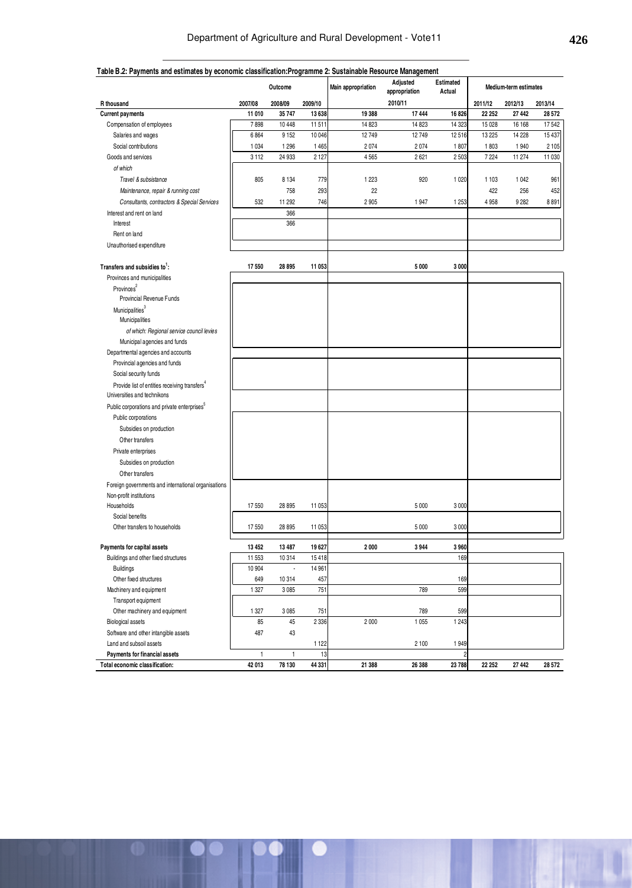**Table B.2: Payments and estimates by economic classification:Programme 2: Sustainable Resource Management**

| R thousand | Outcome | | | Main appropriation | Adjusted appropriation | Estimated Actual | Medium-term estimates | | |
|---|---|---|---|---|---|---|---|---|---|
| | 2007/08 | 2008/09 | 2009/10 | | 2010/11 | | 2011/12 | 2012/13 | 2013/14 |
| **Current payments** | **11 010** | **35 747** | **13 638** | **19 388** | **17 444** | **16 826** | **22 252** | **27 442** | **28 572** |
| Compensation of employees | 7 898 | 10 448 | 11 511 | 14 823 | 14 823 | 14 323 | 15 028 | 16 168 | 17 542 |
| Salaries and wages | 6 864 | 9 152 | 10 046 | 12 749 | 12 749 | 12 516 | 13 225 | 14 228 | 15 437 |
| Social contributions | 1 034 | 1 296 | 1 465 | 2 074 | 2 074 | 1 807 | 1 803 | 1 940 | 2 105 |
| Goods and services | 3 112 | 24 933 | 2 127 | 4 565 | 2 621 | 2 503 | 7 224 | 11 274 | 11 030 |
| *of which* | | | | | | | | | |
| *Travel & subsistance* | 805 | 8 134 | 779 | 1 223 | 920 | 1 020 | 1 103 | 1 042 | 961 |
| *Maintenance, repair & running cost* | | 758 | 293 | 22 | | | 422 | 256 | 452 |
| *Consultants, contractors & Special Services* | 532 | 11 292 | 746 | 2 905 | 1 947 | 1 253 | 4 958 | 9 282 | 8 891 |
| Interest and rent on land | | 366 | | | | | | | |
| Interest | | 366 | | | | | | | |
| Rent on land | | | | | | | | | |
| Unauthorised expenditure | | | | | | | | | |
| **Transfers and subsidies to[1]:** | **17 550** | **28 895** | **11 053** | | **5 000** | **3 000** | | | |
| Provinces and municipalities | | | | | | | | | |
| Provinces[2] | | | | | | | | | |
| Provincial Revenue Funds | | | | | | | | | |
| Municipalities[3] | | | | | | | | | |
| Municipalities | | | | | | | | | |
| *of which: Regional service council levies* | | | | | | | | | |
| Municipal agencies and funds | | | | | | | | | |
| Departmental agencies and accounts | | | | | | | | | |
| Provincial agencies and funds | | | | | | | | | |
| Social security funds | | | | | | | | | |
| Provide list of entities receiving transfers[4] | | | | | | | | | |
| Universities and technikons | | | | | | | | | |
| Public corporations and private enterprises[5] | | | | | | | | | |
| Public corporations | | | | | | | | | |
| Subsidies on production | | | | | | | | | |
| Other transfers | | | | | | | | | |
| Private enterprises | | | | | | | | | |
| Subsidies on production | | | | | | | | | |
| Other transfers | | | | | | | | | |
| Foreign governments and international organisations | | | | | | | | | |
| Non-profit institutions | | | | | | | | | |
| Households | 17 550 | 28 895 | 11 053 | | 5 000 | 3 000 | | | |
| Social benefits | | | | | | | | | |
| Other transfers to households | 17 550 | 28 895 | 11 053 | | 5 000 | 3 000 | | | |
| **Payments for capital assets** | **13 452** | **13 487** | **19 627** | **2 000** | **3 944** | **3 960** | | | |
| Buildings and other fixed structures | 11 553 | 10 314 | 15 418 | | | 169 | | | |
| Buildings | 10 904 | - | 14 961 | | | | | | |
| Other fixed structures | 649 | 10 314 | 457 | | | 169 | | | |
| Machinery and equipment | 1 327 | 3 085 | 751 | | 789 | 599 | | | |
| Transport equipment | | | | | | | | | |
| Other machinery and equipment | 1 327 | 3 085 | 751 | | 789 | 599 | | | |
| Biological assets | 85 | 45 | 2 336 | 2 000 | 1 055 | 1 243 | | | |
| Software and other intangible assets | 487 | 43 | | | | | | | |
| Land and subsoil assets | | | 1 122 | | 2 100 | 1 949 | | | |
| **Payments for financial assets** | 1 | 1 | 13 | | | 2 | | | |
| **Total economic classification:** | **42 013** | **78 130** | **44 331** | **21 388** | **26 388** | **23 788** | **22 252** | **27 442** | **28 572** |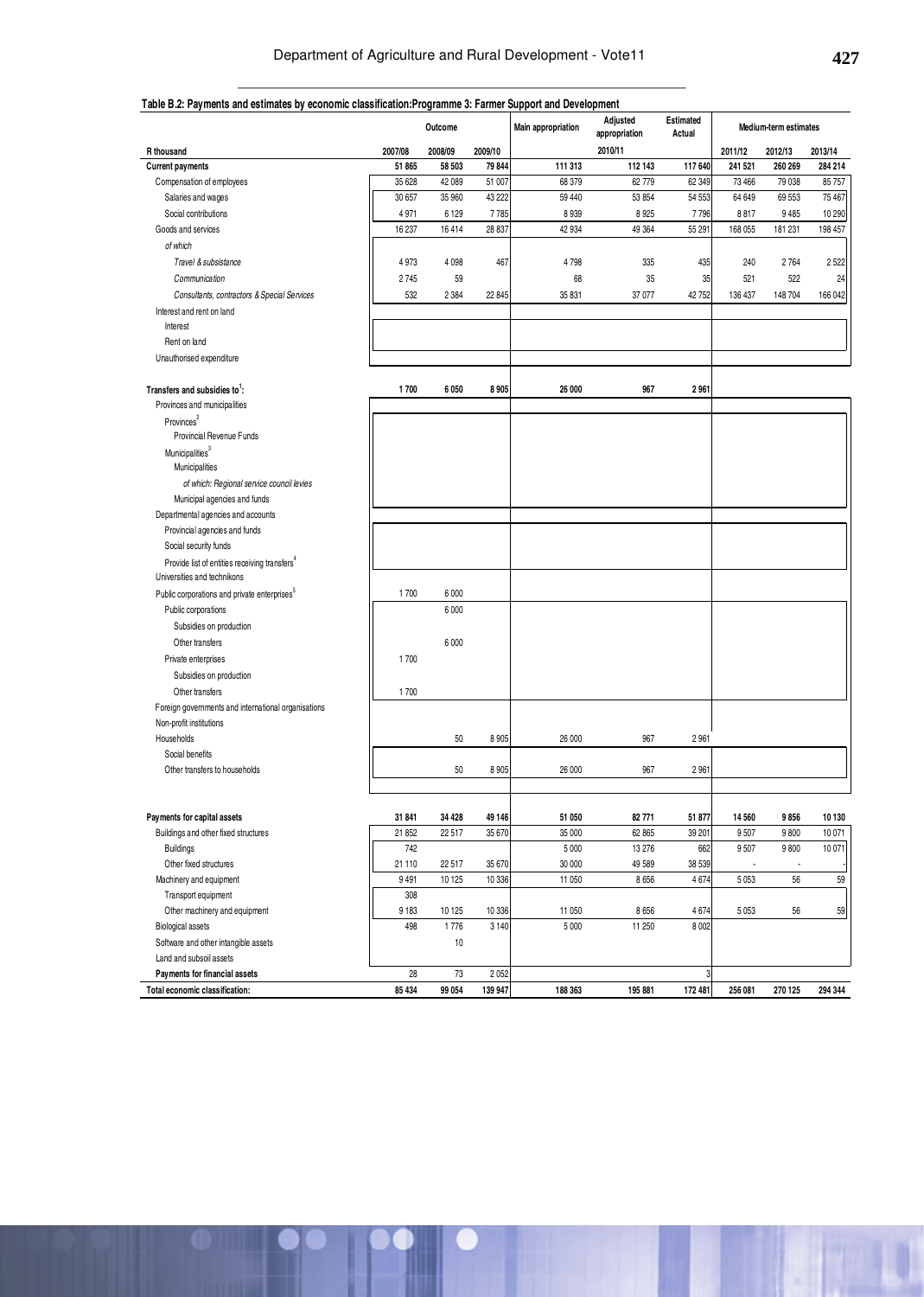**Table B.2: Payments and estimates by economic classification:Programme 3: Farmer Support and Development**

| | Outcome | | | Main appropriation | Adjusted appropriation | Estimated Actual | Medium-term estimates | | |
|---|---|---|---|---|---|---|---|---|---|
| R thousand | 2007/08 | 2008/09 | 2009/10 | | 2010/11 | | 2011/12 | 2012/13 | 2013/14 |
| **Current payments** | **51 865** | **58 503** | **79 844** | **111 313** | **112 143** | **117 640** | **241 521** | **260 269** | **284 214** |
| Compensation of employees | 35 628 | 42 089 | 51 007 | 68 379 | 62 779 | 62 349 | 73 466 | 79 038 | 85 757 |
| Salaries and wages | 30 657 | 35 960 | 43 222 | 59 440 | 53 854 | 54 553 | 64 649 | 69 553 | 75 467 |
| Social contributions | 4 971 | 6 129 | 7 785 | 8 939 | 8 925 | 7 796 | 8 817 | 9 485 | 10 290 |
| Goods and services | 16 237 | 16 414 | 28 837 | 42 934 | 49 364 | 55 291 | 168 055 | 181 231 | 198 457 |
| *of which* | | | | | | | | | |
| *Travel & subsistance* | 4 973 | 4 098 | 467 | 4 798 | 335 | 435 | 240 | 2 764 | 2 522 |
| *Communication* | 2 745 | 59 | | 68 | 35 | 35 | 521 | 522 | 24 |
| *Consultants, contractors & Special Services* | 532 | 2 384 | 22 845 | 35 831 | 37 077 | 42 752 | 136 437 | 148 704 | 166 042 |
| Interest and rent on land | | | | | | | | | |
| Interest | | | | | | | | | |
| Rent on land | | | | | | | | | |
| Unauthorised expenditure | | | | | | | | | |
| **Transfers and subsidies to[1]:** | **1 700** | **6 050** | **8 905** | **26 000** | **967** | **2 961** | | | |
| Provinces and municipalities | | | | | | | | | |
| Provinces[2] | | | | | | | | | |
| Provincial Revenue Funds | | | | | | | | | |
| Municipalities[3] | | | | | | | | | |
| Municipalities | | | | | | | | | |
| *of which: Regional service council levies* | | | | | | | | | |
| Municipal agencies and funds | | | | | | | | | |
| Departmental agencies and accounts | | | | | | | | | |
| Provincial agencies and funds | | | | | | | | | |
| Social security funds | | | | | | | | | |
| Provide list of entities receiving transfers[4] | | | | | | | | | |
| Universities and technikons | | | | | | | | | |
| Public corporations and private enterprises[5] | 1 700 | 6 000 | | | | | | | |
| Public corporations | | 6 000 | | | | | | | |
| Subsidies on production | | | | | | | | | |
| Other transfers | | 6 000 | | | | | | | |
| Private enterprises | 1 700 | | | | | | | | |
| Subsidies on production | | | | | | | | | |
| Other transfers | 1 700 | | | | | | | | |
| Foreign governments and international organisations | | | | | | | | | |
| Non-profit institutions | | | | | | | | | |
| Households | | 50 | 8 905 | 26 000 | 967 | 2 961 | | | |
| Social benefits | | | | | | | | | |
| Other transfers to households | | 50 | 8 905 | 26 000 | 967 | 2 961 | | | |
| **Payments for capital assets** | **31 841** | **34 428** | **49 146** | **51 050** | **82 771** | **51 877** | **14 560** | **9 856** | **10 130** |
| Buildings and other fixed structures | 21 852 | 22 517 | 35 670 | 35 000 | 62 865 | 39 201 | 9 507 | 9 800 | 10 071 |
| Buildings | 742 | | | 5 000 | 13 276 | 662 | 9 507 | 9 800 | 10 071 |
| Other fixed structures | 21 110 | 22 517 | 35 670 | 30 000 | 49 589 | 38 539 | - | - | - |
| Machinery and equipment | 9 491 | 10 125 | 10 336 | 11 050 | 8 656 | 4 674 | 5 053 | 56 | 59 |
| Transport equipment | 308 | | | | | | | | |
| Other machinery and equipment | 9 183 | 10 125 | 10 336 | 11 050 | 8 656 | 4 674 | 5 053 | 56 | 59 |
| Biological assets | 498 | 1 776 | 3 140 | 5 000 | 11 250 | 8 002 | | | |
| Software and other intangible assets | | 10 | | | | | | | |
| Land and subsoil assets | | | | | | | | | |
| **Payments for financial assets** | 28 | 73 | 2 052 | | | 3 | | | |
| **Total economic classification:** | **85 434** | **99 054** | **139 947** | **188 363** | **195 881** | **172 481** | **256 081** | **270 125** | **294 344** |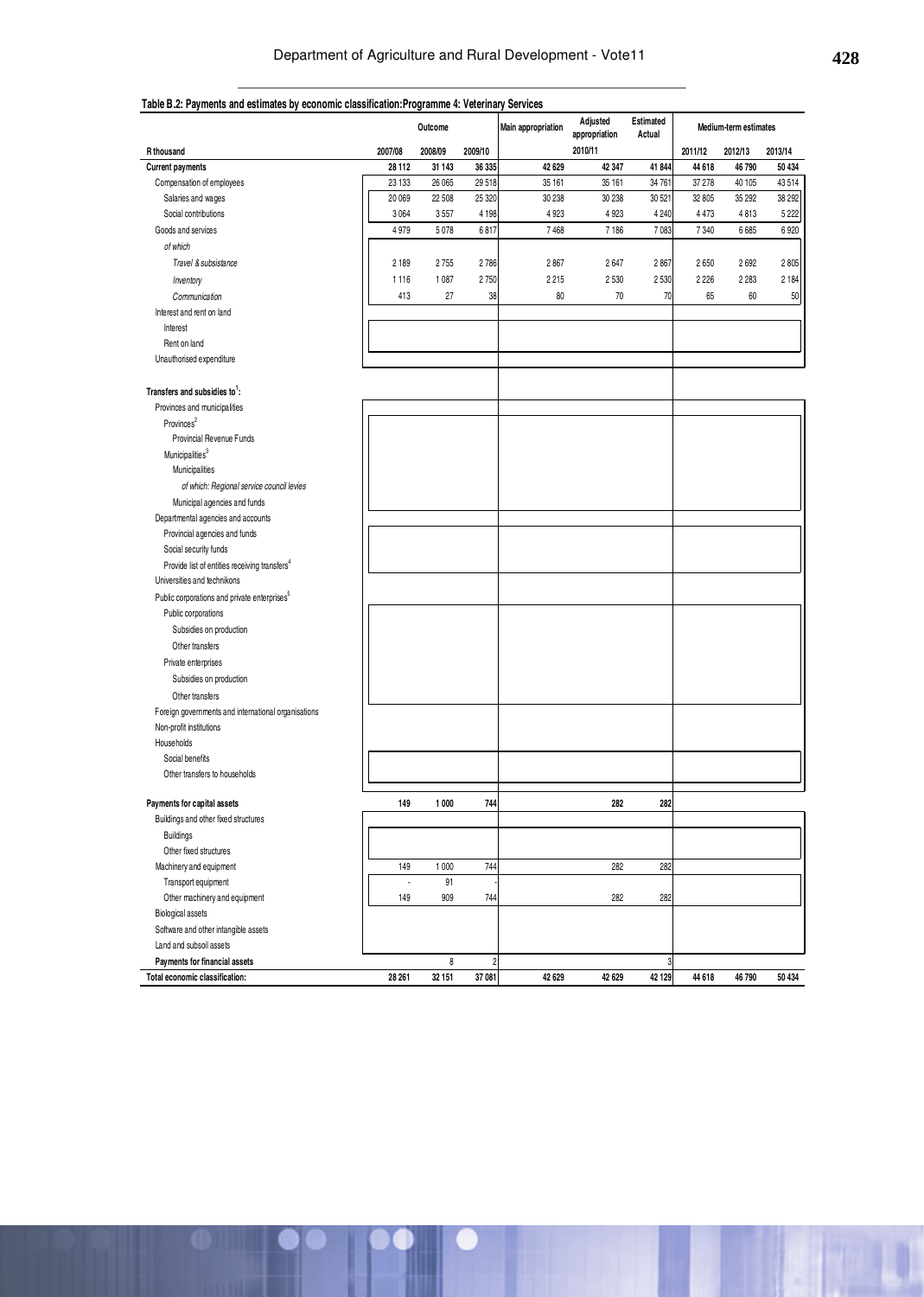**Table B.2: Payments and estimates by economic classification:Programme 4: Veterinary Services**

| R thousand | Outcome | | | Main appropriation | Adjusted appropriation | Estimated Actual | Medium-term estimates | | |
|---|---|---|---|---|---|---|---|---|---|
| | 2007/08 | 2008/09 | 2009/10 | | 2010/11 | | 2011/12 | 2012/13 | 2013/14 |
| **Current payments** | **28 112** | **31 143** | **36 335** | **42 629** | **42 347** | **41 844** | **44 618** | **46 790** | **50 434** |
| Compensation of employees | 23 133 | 26 065 | 29 518 | 35 161 | 35 161 | 34 761 | 37 278 | 40 105 | 43 514 |
| Salaries and wages | 20 069 | 22 508 | 25 320 | 30 238 | 30 238 | 30 521 | 32 805 | 35 292 | 38 292 |
| Social contributions | 3 064 | 3 557 | 4 198 | 4 923 | 4 923 | 4 240 | 4 473 | 4 813 | 5 222 |
| Goods and services | 4 979 | 5 078 | 6 817 | 7 468 | 7 186 | 7 083 | 7 340 | 6 685 | 6 920 |
| *of which* | | | | | | | | | |
| *Travel & subsistance* | 2 189 | 2 755 | 2 786 | 2 867 | 2 647 | 2 867 | 2 650 | 2 692 | 2 805 |
| *Inventory* | 1 116 | 1 087 | 2 750 | 2 215 | 2 530 | 2 530 | 2 226 | 2 283 | 2 184 |
| *Communication* | 413 | 27 | 38 | 80 | 70 | 70 | 65 | 60 | 50 |
| Interest and rent on land | | | | | | | | | |
| Interest | | | | | | | | | |
| Rent on land | | | | | | | | | |
| Unauthorised expenditure | | | | | | | | | |
| **Transfers and subsidies to[1]:** | | | | | | | | | |
| Provinces and municipalities | | | | | | | | | |
| Provinces[2] | | | | | | | | | |
| Provincial Revenue Funds | | | | | | | | | |
| Municipalities[3] | | | | | | | | | |
| Municipalities | | | | | | | | | |
| *of which: Regional service council levies* | | | | | | | | | |
| Municipal agencies and funds | | | | | | | | | |
| Departmental agencies and accounts | | | | | | | | | |
| Provincial agencies and funds | | | | | | | | | |
| Social security funds | | | | | | | | | |
| Provide list of entities receiving transfers[4] | | | | | | | | | |
| Universities and technikons | | | | | | | | | |
| Public corporations and private enterprises[5] | | | | | | | | | |
| Public corporations | | | | | | | | | |
| Subsidies on production | | | | | | | | | |
| Other transfers | | | | | | | | | |
| Private enterprises | | | | | | | | | |
| Subsidies on production | | | | | | | | | |
| Other transfers | | | | | | | | | |
| Foreign governments and international organisations | | | | | | | | | |
| Non-profit institutions | | | | | | | | | |
| Households | | | | | | | | | |
| Social benefits | | | | | | | | | |
| Other transfers to households | | | | | | | | | |
| **Payments for capital assets** | **149** | **1 000** | **744** | | **282** | **282** | | | |
| Buildings and other fixed structures | | | | | | | | | |
| Buildings | | | | | | | | | |
| Other fixed structures | | | | | | | | | |
| Machinery and equipment | 149 | 1 000 | 744 | | 282 | 282 | | | |
| Transport equipment | - | 91 | - | | | | | | |
| Other machinery and equipment | 149 | 909 | 744 | | 282 | 282 | | | |
| Biological assets | | | | | | | | | |
| Software and other intangible assets | | | | | | | | | |
| Land and subsoil assets | | | | | | | | | |
| **Payments for financial assets** | | **8** | **2** | | | **3** | | | |
| **Total economic classification:** | **28 261** | **32 151** | **37 081** | **42 629** | **42 629** | **42 129** | **44 618** | **46 790** | **50 434** |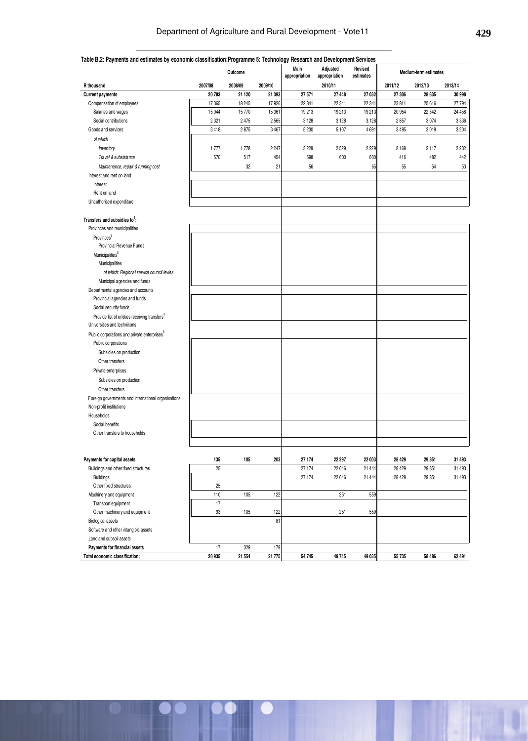**Table B.2: Payments and estimates by economic classification:Programme 5: Technology Research and Development Services**

| | Outcome | | | Main appropriation | Adjusted appropriation | Revised estimates | Medium-term estimates | | |
|---|---|---|---|---|---|---|---|---|---|
| R thousand | 2007/08 | 2008/09 | 2009/10 | | 2010/11 | | 2011/12 | 2012/13 | 2013/14 |
| **Current payments** | **20 783** | **21 120** | **21 393** | **27 571** | **27 448** | **27 032** | **27 306** | **28 635** | **30 998** |
| Compensation of employees | 17 365 | 18 245 | 17 926 | 22 341 | 22 341 | 22 341 | 23 811 | 25 616 | 27 794 |
| Salaries and wages | 15 044 | 15 770 | 15 361 | 19 213 | 19 213 | 19 213 | 20 954 | 22 542 | 24 458 |
| Social contributions | 2 321 | 2 475 | 2 565 | 3 128 | 3 128 | 3 128 | 2 857 | 3 074 | 3 336 |
| Goods and services | 3 418 | 2 875 | 3 467 | 5 230 | 5 107 | 4 691 | 3 495 | 3 019 | 3 204 |
| *of which* | | | | | | | | | |
| *Inventory* | 1 777 | 1 778 | 2 247 | 3 229 | 2 529 | 2 229 | 2 169 | 2 117 | 2 232 |
| *Travel & subsistance* | 570 | 517 | 454 | 598 | 600 | 600 | 416 | 482 | 442 |
| *Maintenance, repair & running cost* | | 32 | 21 | 56 | | 65 | 55 | 54 | 53 |
| Interest and rent on land | | | | | | | | | |
| Interest | | | | | | | | | |
| Rent on land | | | | | | | | | |
| Unauthorised expenditure | | | | | | | | | |
| **Transfers and subsidies to[1]:** | | | | | | | | | |
| Provinces and municipalities | | | | | | | | | |
| Provinces[2] | | | | | | | | | |
| Provincial Revenue Funds | | | | | | | | | |
| Municipalities[3] | | | | | | | | | |
| Municipalities | | | | | | | | | |
| *of which: Regional service council levies* | | | | | | | | | |
| Municipal agencies and funds | | | | | | | | | |
| Departmental agencies and accounts | | | | | | | | | |
| Provincial agencies and funds | | | | | | | | | |
| Social security funds | | | | | | | | | |
| Provide list of entities receiving transfers[4] | | | | | | | | | |
| Universities and technikons | | | | | | | | | |
| Public corporations and private enterprises[5] | | | | | | | | | |
| Public corporations | | | | | | | | | |
| Subsidies on production | | | | | | | | | |
| Other transfers | | | | | | | | | |
| Private enterprises | | | | | | | | | |
| Subsidies on production | | | | | | | | | |
| Other transfers | | | | | | | | | |
| Foreign governments and international organisations | | | | | | | | | |
| Non-profit institutions | | | | | | | | | |
| Households | | | | | | | | | |
| Social benefits | | | | | | | | | |
| Other transfers to households | | | | | | | | | |
| **Payments for capital assets** | **135** | **105** | **203** | **27 174** | **22 297** | **22 003** | **28 429** | **29 851** | **31 493** |
| Buildings and other fixed structures | 25 | | | 27 174 | 22 046 | 21 444 | 28 429 | 29 851 | 31 493 |
| Buildings | | | | 27 174 | 22 046 | 21 444 | 28 429 | 29 851 | 31 493 |
| Other fixed structures | 25 | | | | | | | | |
| Machinery and equipment | 110 | 105 | 122 | | 251 | 559 | | | |
| Transport equipment | 17 | | | | | | | | |
| Other machinery and equipment | 93 | 105 | 122 | | 251 | 559 | | | |
| Biological assets | | | 81 | | | | | | |
| Software and other intangible assets | | | | | | | | | |
| Land and subsoil assets | | | | | | | | | |
| **Payments for financial assets** | 17 | 329 | 179 | | | | | | |
| **Total economic classification:** | **20 935** | **21 554** | **21 775** | **54 745** | **49 745** | **49 035** | **55 735** | **58 486** | **62 491** |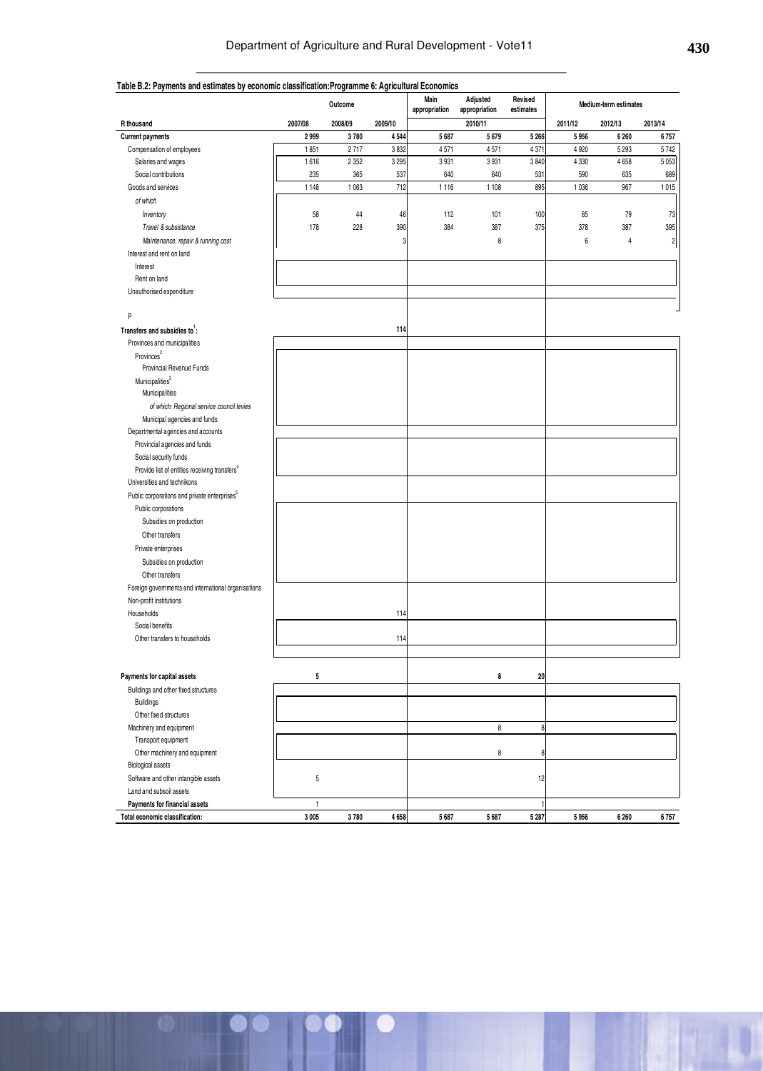**Table B.2: Payments and estimates by economic classification: Programme 6: Agricultural Economics**

| R thousand | Outcome | | | Main appropriation | Adjusted appropriation | Revised estimates | Medium-term estimates | | |
|---|---|---|---|---|---|---|---|---|---|
| | 2007/08 | 2008/09 | 2009/10 | 2010/11 | | | 2011/12 | 2012/13 | 2013/14 |
| **Current payments** | **2 999** | **3 780** | **4 544** | **5 687** | **5 679** | **5 266** | **5 956** | **6 260** | **6 757** |
| Compensation of employees | 1 851 | 2 717 | 3 832 | 4 571 | 4 571 | 4 371 | 4 920 | 5 293 | 5 742 |
| Salaries and wages | 1 616 | 2 352 | 3 295 | 3 931 | 3 931 | 3 840 | 4 330 | 4 658 | 5 053 |
| Social contributions | 235 | 365 | 537 | 640 | 640 | 531 | 590 | 635 | 689 |
| Goods and services | 1 148 | 1 063 | 712 | 1 116 | 1 108 | 895 | 1 036 | 967 | 1 015 |
| *of which* | | | | | | | | | |
| *Inventory* | 58 | 44 | 46 | 112 | 101 | 100 | 85 | 79 | 73 |
| *Travel & subsistance* | 178 | 228 | 390 | 384 | 387 | 375 | 378 | 387 | 395 |
| *Maintenance, repair & running cost* | | | 3 | | 8 | | 6 | 4 | 2 |
| Interest and rent on land | | | | | | | | | |
| Interest | | | | | | | | | |
| Rent on land | | | | | | | | | |
| Unauthorised expenditure | | | | | | | | | |
| P | | | | | | | | | |
| **Transfers and subsidies to[1]:** | | | **114** | | | | | | |
| Provinces and municipalities | | | | | | | | | |
| Provinces[2] | | | | | | | | | |
| Provincial Revenue Funds | | | | | | | | | |
| Municipalities[3] | | | | | | | | | |
| Municipalities | | | | | | | | | |
| *of which: Regional service council levies* | | | | | | | | | |
| Municipal agencies and funds | | | | | | | | | |
| Departmental agencies and accounts | | | | | | | | | |
| Provincial agencies and funds | | | | | | | | | |
| Social security funds | | | | | | | | | |
| Provide list of entities receiving transfers[4] | | | | | | | | | |
| Universities and technikons | | | | | | | | | |
| Public corporations and private enterprises[5] | | | | | | | | | |
| Public corporations | | | | | | | | | |
| Subsidies on production | | | | | | | | | |
| Other transfers | | | | | | | | | |
| Private enterprises | | | | | | | | | |
| Subsidies on production | | | | | | | | | |
| Other transfers | | | | | | | | | |
| Foreign governments and international organisations | | | | | | | | | |
| Non-profit institutions | | | | | | | | | |
| Households | | | 114 | | | | | | |
| Social benefits | | | | | | | | | |
| Other transfers to households | | | 114 | | | | | | |
| **Payments for capital assets** | **5** | | | | **8** | **20** | | | |
| Buildings and other fixed structures | | | | | | | | | |
| Buildings | | | | | | | | | |
| Other fixed structures | | | | | | | | | |
| Machinery and equipment | | | | | 8 | 8 | | | |
| Transport equipment | | | | | | | | | |
| Other machinery and equipment | | | | | 8 | 8 | | | |
| Biological assets | | | | | | | | | |
| Software and other intangible assets | 5 | | | | | 12 | | | |
| Land and subsoil assets | | | | | | | | | |
| **Payments for financial assets** | 1 | | | | | 1 | | | |
| **Total economic classification:** | **3 005** | **3 780** | **4 658** | **5 687** | **5 687** | **5 287** | **5 956** | **6 260** | **6 757** |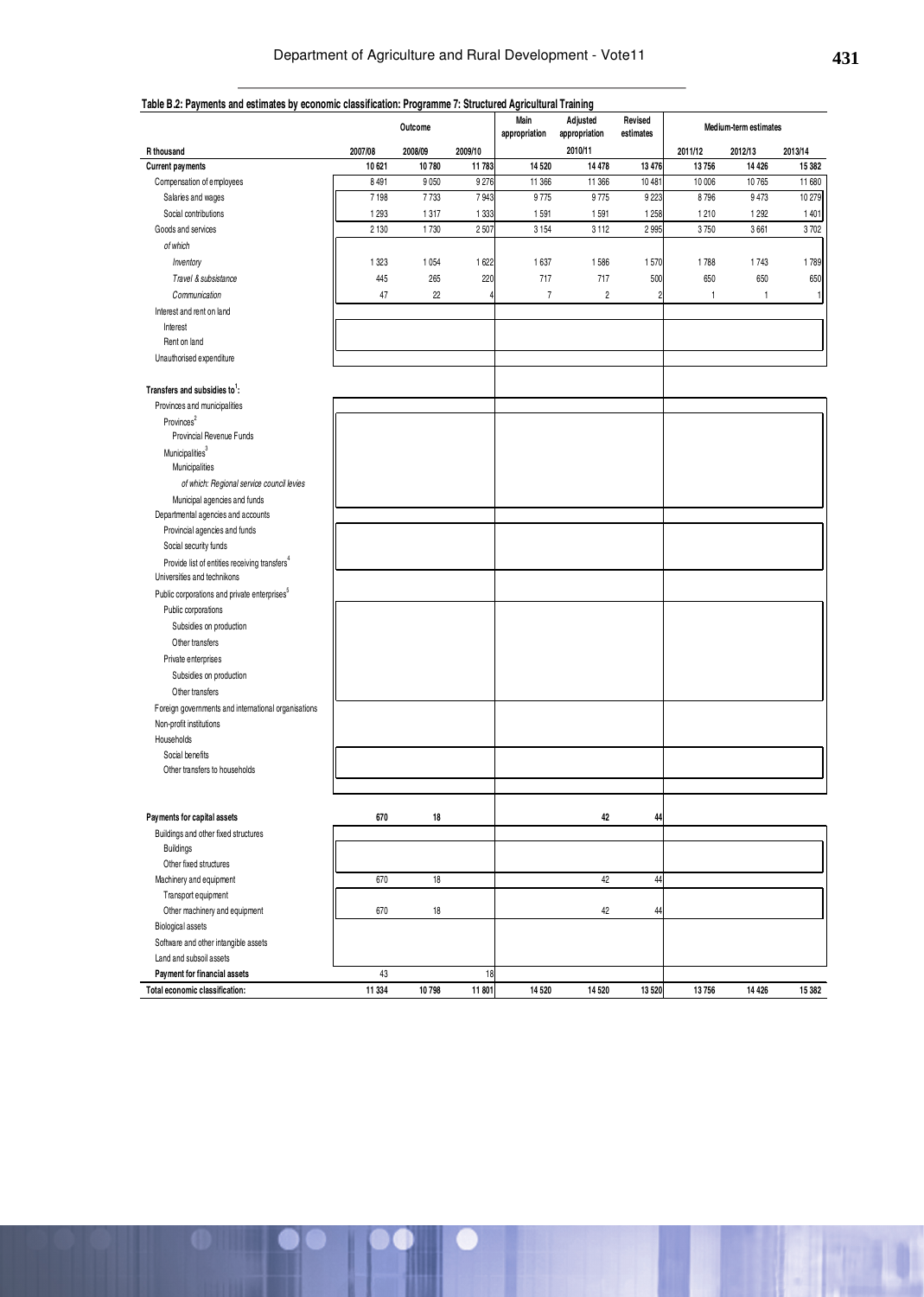**Table B.2: Payments and estimates by economic classification: Programme 7: Structured Agricultural Training**

| | Outcome | | | Main appropriation | Adjusted appropriation | Revised estimates | Medium-term estimates | | |
|---|---|---|---|---|---|---|---|---|---|
| R thousand | 2007/08 | 2008/09 | 2009/10 | | 2010/11 | | 2011/12 | 2012/13 | 2013/14 |
| **Current payments** | **10 621** | **10 780** | **11 783** | **14 520** | **14 478** | **13 476** | **13 756** | **14 426** | **15 382** |
| Compensation of employees | 8 491 | 9 050 | 9 276 | 11 366 | 11 366 | 10 481 | 10 006 | 10 765 | 11 680 |
| Salaries and wages | 7 198 | 7 733 | 7 943 | 9 775 | 9 775 | 9 223 | 8 796 | 9 473 | 10 279 |
| Social contributions | 1 293 | 1 317 | 1 333 | 1 591 | 1 591 | 1 258 | 1 210 | 1 292 | 1 401 |
| Goods and services | 2 130 | 1 730 | 2 507 | 3 154 | 3 112 | 2 995 | 3 750 | 3 661 | 3 702 |
| *of which* | | | | | | | | | |
| *Inventory* | 1 323 | 1 054 | 1 622 | 1 637 | 1 586 | 1 570 | 1 788 | 1 743 | 1 789 |
| *Travel & subsistance* | 445 | 265 | 220 | 717 | 717 | 500 | 650 | 650 | 650 |
| *Communication* | 47 | 22 | 4 | 7 | 2 | 2 | 1 | 1 | 1 |
| Interest and rent on land | | | | | | | | | |
| Interest | | | | | | | | | |
| Rent on land | | | | | | | | | |
| Unauthorised expenditure | | | | | | | | | |
| **Transfers and subsidies to[1]:** | | | | | | | | | |
| Provinces and municipalities | | | | | | | | | |
| Provinces[2] | | | | | | | | | |
| Provincial Revenue Funds | | | | | | | | | |
| Municipalities[3] | | | | | | | | | |
| Municipalities | | | | | | | | | |
| *of which: Regional service council levies* | | | | | | | | | |
| Municipal agencies and funds | | | | | | | | | |
| Departmental agencies and accounts | | | | | | | | | |
| Provincial agencies and funds | | | | | | | | | |
| Social security funds | | | | | | | | | |
| Provide list of entities receiving transfers[4] | | | | | | | | | |
| Universities and technikons | | | | | | | | | |
| Public corporations and private enterprises[5] | | | | | | | | | |
| Public corporations | | | | | | | | | |
| Subsidies on production | | | | | | | | | |
| Other transfers | | | | | | | | | |
| Private enterprises | | | | | | | | | |
| Subsidies on production | | | | | | | | | |
| Other transfers | | | | | | | | | |
| Foreign governments and international organisations | | | | | | | | | |
| Non-profit institutions | | | | | | | | | |
| Households | | | | | | | | | |
| Social benefits | | | | | | | | | |
| Other transfers to households | | | | | | | | | |
| **Payments for capital assets** | **670** | **18** | | | **42** | **44** | | | |
| Buildings and other fixed structures | | | | | | | | | |
| Buildings | | | | | | | | | |
| Other fixed structures | | | | | | | | | |
| Machinery and equipment | 670 | 18 | | | 42 | 44 | | | |
| Transport equipment | | | | | | | | | |
| Other machinery and equipment | 670 | 18 | | | 42 | 44 | | | |
| Biological assets | | | | | | | | | |
| Software and other intangible assets | | | | | | | | | |
| Land and subsoil assets | | | | | | | | | |
| **Payment for financial assets** | 43 | | 18 | | | | | | |
| **Total economic classification:** | **11 334** | **10 798** | **11 801** | **14 520** | **14 520** | **13 520** | **13 756** | **14 426** | **15 382** |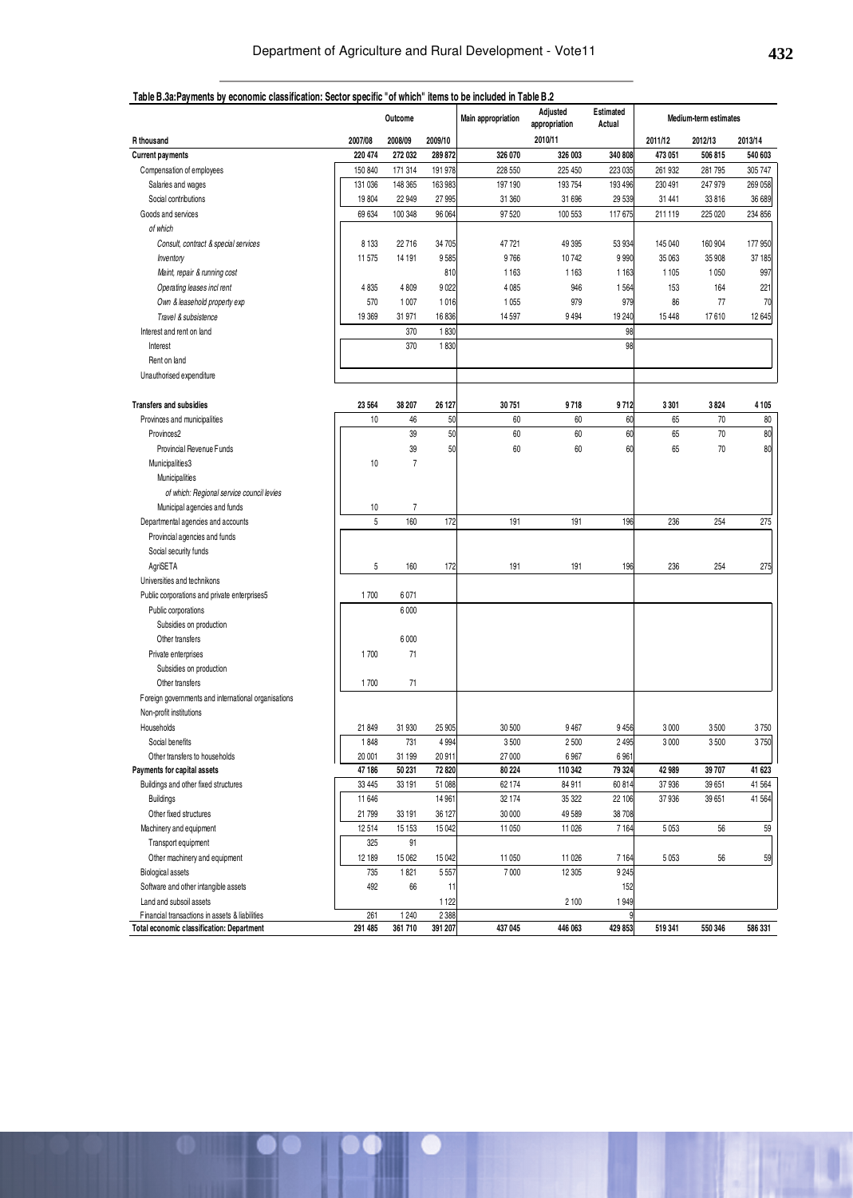**Table B.3a:Payments by economic classification: Sector specific "of which" items to be included in Table B.2**

| R thousand | Outcome | | | Main appropriation | Adjusted appropriation | Estimated Actual | Medium-term estimates | | |
|---|---|---|---|---|---|---|---|---|---|
| | 2007/08 | 2008/09 | 2009/10 | | 2010/11 | | 2011/12 | 2012/13 | 2013/14 |
| **Current payments** | **220 474** | **272 032** | **289 872** | **326 070** | **326 003** | **340 808** | **473 051** | **506 815** | **540 603** |
| Compensation of employees | 150 840 | 171 314 | 191 978 | 228 550 | 225 450 | 223 035 | 261 932 | 281 795 | 305 747 |
| Salaries and wages | 131 036 | 148 365 | 163 983 | 197 190 | 193 754 | 193 496 | 230 491 | 247 979 | 269 058 |
| Social contributions | 19 804 | 22 949 | 27 995 | 31 360 | 31 696 | 29 539 | 31 441 | 33 816 | 36 689 |
| Goods and services | 69 634 | 100 348 | 96 064 | 97 520 | 100 553 | 117 675 | 211 119 | 225 020 | 234 856 |
| *of which* | | | | | | | | | |
| *Consult, contract & special services* | 8 133 | 22 716 | 34 705 | 47 721 | 49 395 | 53 934 | 145 040 | 160 904 | 177 950 |
| *Inventory* | 11 575 | 14 191 | 9 585 | 9 766 | 10 742 | 9 990 | 35 063 | 35 908 | 37 185 |
| *Maint, repair & running cost* | | | 810 | 1 163 | 1 163 | 1 163 | 1 105 | 1 050 | 997 |
| *Operating leases incl rent* | 4 835 | 4 809 | 9 022 | 4 085 | 946 | 1 564 | 153 | 164 | 221 |
| *Own & leasehold property exp* | 570 | 1 007 | 1 016 | 1 055 | 979 | 979 | 86 | 77 | 70 |
| *Travel & subsistence* | 19 369 | 31 971 | 16 836 | 14 597 | 9 494 | 19 240 | 15 448 | 17 610 | 12 645 |
| Interest and rent on land | | 370 | 1 830 | | | 98 | | | |
| Interest | | 370 | 1 830 | | | 98 | | | |
| Rent on land | | | | | | | | | |
| Unauthorised expenditure | | | | | | | | | |
| **Transfers and subsidies** | **23 564** | **38 207** | **26 127** | **30 751** | **9 718** | **9 712** | **3 301** | **3 824** | **4 105** |
| Provinces and municipalities | 10 | 46 | 50 | 60 | 60 | 60 | 65 | 70 | 80 |
| Provinces2 | | 39 | 50 | 60 | 60 | 60 | 65 | 70 | 80 |
| Provincial Revenue Funds | | 39 | 50 | 60 | 60 | 60 | 65 | 70 | 80 |
| Municipalities3 | 10 | 7 | | | | | | | |
| Municipalities | | | | | | | | | |
| *of which: Regional service council levies* | | | | | | | | | |
| Municipal agencies and funds | 10 | 7 | | | | | | | |
| Departmental agencies and accounts | 5 | 160 | 172 | 191 | 191 | 196 | 236 | 254 | 275 |
| Provincial agencies and funds | | | | | | | | | |
| Social security funds | | | | | | | | | |
| AgriSETA | 5 | 160 | 172 | 191 | 191 | 196 | 236 | 254 | 275 |
| Universities and technikons | | | | | | | | | |
| Public corporations and private enterprises5 | 1 700 | 6 071 | | | | | | | |
| Public corporations | | 6 000 | | | | | | | |
| Subsidies on production | | | | | | | | | |
| Other transfers | | 6 000 | | | | | | | |
| Private enterprises | 1 700 | 71 | | | | | | | |
| Subsidies on production | | | | | | | | | |
| Other transfers | 1 700 | 71 | | | | | | | |
| Foreign governments and international organisations | | | | | | | | | |
| Non-profit institutions | | | | | | | | | |
| Households | 21 849 | 31 930 | 25 905 | 30 500 | 9 467 | 9 456 | 3 000 | 3 500 | 3 750 |
| Social benefits | 1 848 | 731 | 4 994 | 3 500 | 2 500 | 2 495 | 3 000 | 3 500 | 3 750 |
| Other transfers to households | 20 001 | 31 199 | 20 911 | 27 000 | 6 967 | 6 961 | | | |
| **Payments for capital assets** | **47 186** | **50 231** | **72 820** | **80 224** | **110 342** | **79 324** | **42 989** | **39 707** | **41 623** |
| Buildings and other fixed structures | 33 445 | 33 191 | 51 088 | 62 174 | 84 911 | 60 814 | 37 936 | 39 651 | 41 564 |
| Buildings | 11 646 | | 14 961 | 32 174 | 35 322 | 22 106 | 37 936 | 39 651 | 41 564 |
| Other fixed structures | 21 799 | 33 191 | 36 127 | 30 000 | 49 589 | 38 708 | | | |
| Machinery and equipment | 12 514 | 15 153 | 15 042 | 11 050 | 11 026 | 7 164 | 5 053 | 56 | 59 |
| Transport equipment | 325 | 91 | | | | | | | |
| Other machinery and equipment | 12 189 | 15 062 | 15 042 | 11 050 | 11 026 | 7 164 | 5 053 | 56 | 59 |
| Biological assets | 735 | 1 821 | 5 557 | 7 000 | 12 305 | 9 245 | | | |
| Software and other intangible assets | 492 | 66 | 11 | | | 152 | | | |
| Land and subsoil assets | | | 1 122 | | 2 100 | 1 949 | | | |
| Financial transactions in assets & liabilities | 261 | 1 240 | 2 388 | | | 9 | | | |
| **Total economic classification: Department** | **291 485** | **361 710** | **391 207** | **437 045** | **446 063** | **429 853** | **519 341** | **550 346** | **586 331** |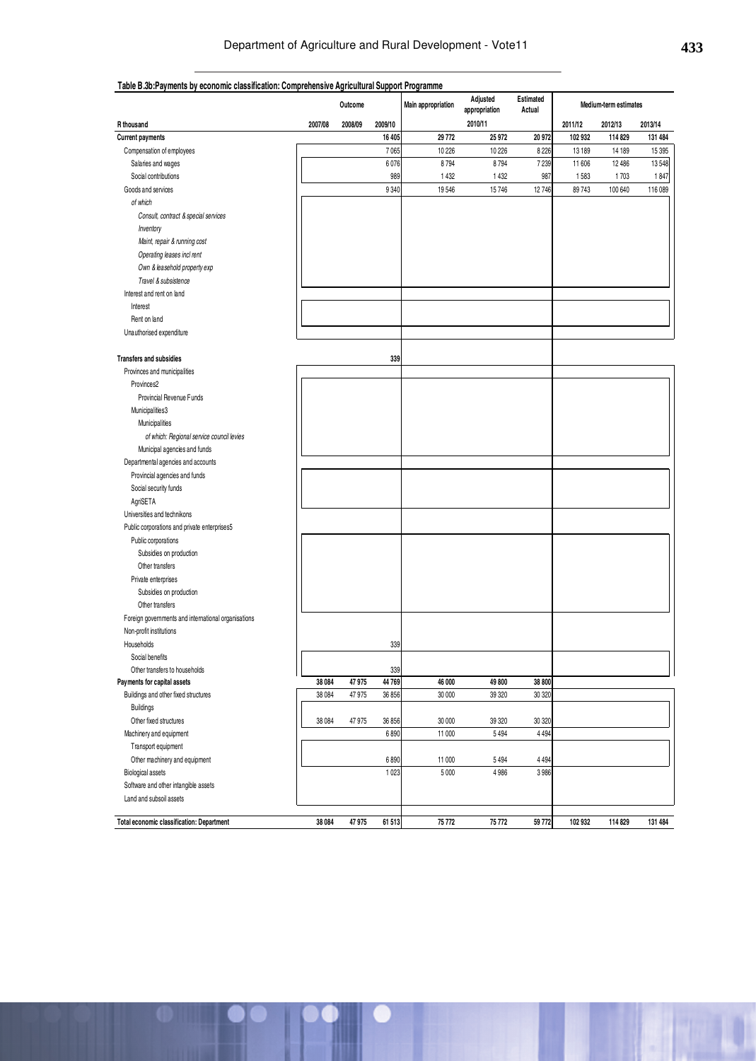**Table B.3b:Payments by economic classification: Comprehensive Agricultural Support Programme**

| R thousand | Outcome | | | Main appropriation | Adjusted appropriation | Estimated Actual | Medium-term estimates | | |
|---|---|---|---|---|---|---|---|---|---|
| | 2007/08 | 2008/09 | 2009/10 | | 2010/11 | | 2011/12 | 2012/13 | 2013/14 |
| **Current payments** | | | **16 405** | **29 772** | **25 972** | **20 972** | **102 932** | **114 829** | **131 484** |
| Compensation of employees | | | 7 065 | 10 226 | 10 226 | 8 226 | 13 189 | 14 189 | 15 395 |
| Salaries and wages | | | 6 076 | 8 794 | 8 794 | 7 239 | 11 606 | 12 486 | 13 548 |
| Social contributions | | | 989 | 1 432 | 1 432 | 987 | 1 583 | 1 703 | 1 847 |
| Goods and services | | | 9 340 | 19 546 | 15 746 | 12 746 | 89 743 | 100 640 | 116 089 |
| *of which* | | | | | | | | | |
| *Consult, contract & special services* | | | | | | | | | |
| *Inventory* | | | | | | | | | |
| *Maint, repair & running cost* | | | | | | | | | |
| *Operating leases incl rent* | | | | | | | | | |
| *Own & leasehold property exp* | | | | | | | | | |
| *Travel & subsistence* | | | | | | | | | |
| Interest and rent on land | | | | | | | | | |
| Interest | | | | | | | | | |
| Rent on land | | | | | | | | | |
| Unauthorised expenditure | | | | | | | | | |
| **Transfers and subsidies** | | | **339** | | | | | | |
| Provinces and municipalities | | | | | | | | | |
| Provinces2 | | | | | | | | | |
| Provincial Revenue Funds | | | | | | | | | |
| Municipalities3 | | | | | | | | | |
| Municipalities | | | | | | | | | |
| *of which: Regional service council levies* | | | | | | | | | |
| Municipal agencies and funds | | | | | | | | | |
| Departmental agencies and accounts | | | | | | | | | |
| Provincial agencies and funds | | | | | | | | | |
| Social security funds | | | | | | | | | |
| AgriSETA | | | | | | | | | |
| Universities and technikons | | | | | | | | | |
| Public corporations and private enterprises5 | | | | | | | | | |
| Public corporations | | | | | | | | | |
| Subsidies on production | | | | | | | | | |
| Other transfers | | | | | | | | | |
| Private enterprises | | | | | | | | | |
| Subsidies on production | | | | | | | | | |
| Other transfers | | | | | | | | | |
| Foreign governments and international organisations | | | | | | | | | |
| Non-profit institutions | | | | | | | | | |
| Households | | | 339 | | | | | | |
| Social benefits | | | | | | | | | |
| Other transfers to households | | | 339 | | | | | | |
| **Payments for capital assets** | **38 084** | **47 975** | **44 769** | **46 000** | **49 800** | **38 800** | | | |
| Buildings and other fixed structures | 38 084 | 47 975 | 36 856 | 30 000 | 39 320 | 30 320 | | | |
| Buildings | | | | | | | | | |
| Other fixed structures | 38 084 | 47 975 | 36 856 | 30 000 | 39 320 | 30 320 | | | |
| Machinery and equipment | | | 6 890 | 11 000 | 5 494 | 4 494 | | | |
| Transport equipment | | | | | | | | | |
| Other machinery and equipment | | | 6 890 | 11 000 | 5 494 | 4 494 | | | |
| Biological assets | | | 1 023 | 5 000 | 4 986 | 3 986 | | | |
| Software and other intangible assets | | | | | | | | | |
| Land and subsoil assets | | | | | | | | | |
| **Total economic classification: Department** | **38 084** | **47 975** | **61 513** | **75 772** | **75 772** | **59 772** | **102 932** | **114 829** | **131 484** |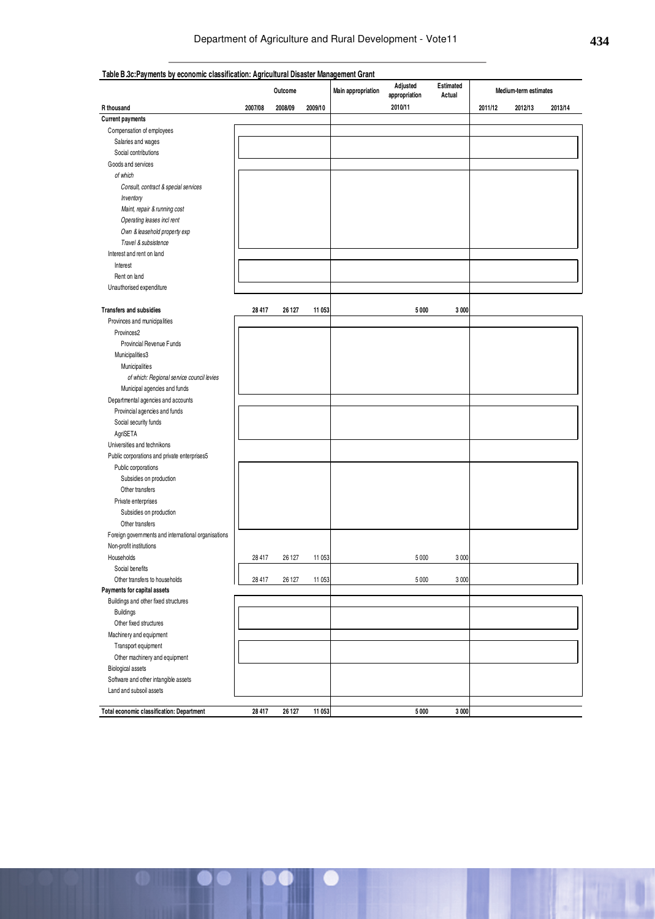Table B.3c:Payments by economic classification: Agricultural Disaster Management Grant

| | Outcome | | | Main appropriation | Adjusted appropriation | Estimated Actual | Medium-term estimates | | |
|---|---|---|---|---|---|---|---|---|---|
| R thousand | 2007/08 | 2008/09 | 2009/10 | | 2010/11 | | 2011/12 | 2012/13 | 2013/14 |
| **Current payments** | | | | | | | | | |
| Compensation of employees | | | | | | | | | |
| Salaries and wages | | | | | | | | | |
| Social contributions | | | | | | | | | |
| Goods and services | | | | | | | | | |
| *of which* | | | | | | | | | |
| *Consult, contract & special services* | | | | | | | | | |
| *Inventory* | | | | | | | | | |
| *Maint, repair & running cost* | | | | | | | | | |
| *Operating leases incl rent* | | | | | | | | | |
| *Own & leasehold property exp* | | | | | | | | | |
| *Travel & subsistence* | | | | | | | | | |
| Interest and rent on land | | | | | | | | | |
| Interest | | | | | | | | | |
| Rent on land | | | | | | | | | |
| Unauthorised expenditure | | | | | | | | | |
| **Transfers and subsidies** | **28 417** | **26 127** | **11 053** | | **5 000** | **3 000** | | | |
| Provinces and municipalities | | | | | | | | | |
| Provinces2 | | | | | | | | | |
| Provincial Revenue Funds | | | | | | | | | |
| Municipalities3 | | | | | | | | | |
| Municipalities | | | | | | | | | |
| *of which: Regional service council levies* | | | | | | | | | |
| Municipal agencies and funds | | | | | | | | | |
| Departmental agencies and accounts | | | | | | | | | |
| Provincial agencies and funds | | | | | | | | | |
| Social security funds | | | | | | | | | |
| AgriSETA | | | | | | | | | |
| Universities and technikons | | | | | | | | | |
| Public corporations and private enterprises5 | | | | | | | | | |
| Public corporations | | | | | | | | | |
| Subsidies on production | | | | | | | | | |
| Other transfers | | | | | | | | | |
| Private enterprises | | | | | | | | | |
| Subsidies on production | | | | | | | | | |
| Other transfers | | | | | | | | | |
| Foreign governments and international organisations | | | | | | | | | |
| Non-profit institutions | | | | | | | | | |
| Households | 28 417 | 26 127 | 11 053 | | 5 000 | 3 000 | | | |
| Social benefits | | | | | | | | | |
| Other transfers to households | 28 417 | 26 127 | 11 053 | | 5 000 | 3 000 | | | |
| **Payments for capital assets** | | | | | | | | | |
| Buildings and other fixed structures | | | | | | | | | |
| Buildings | | | | | | | | | |
| Other fixed structures | | | | | | | | | |
| Machinery and equipment | | | | | | | | | |
| Transport equipment | | | | | | | | | |
| Other machinery and equipment | | | | | | | | | |
| Biological assets | | | | | | | | | |
| Software and other intangible assets | | | | | | | | | |
| Land and subsoil assets | | | | | | | | | |
| **Total economic classification: Department** | **28 417** | **26 127** | **11 053** | | **5 000** | **3 000** | | | |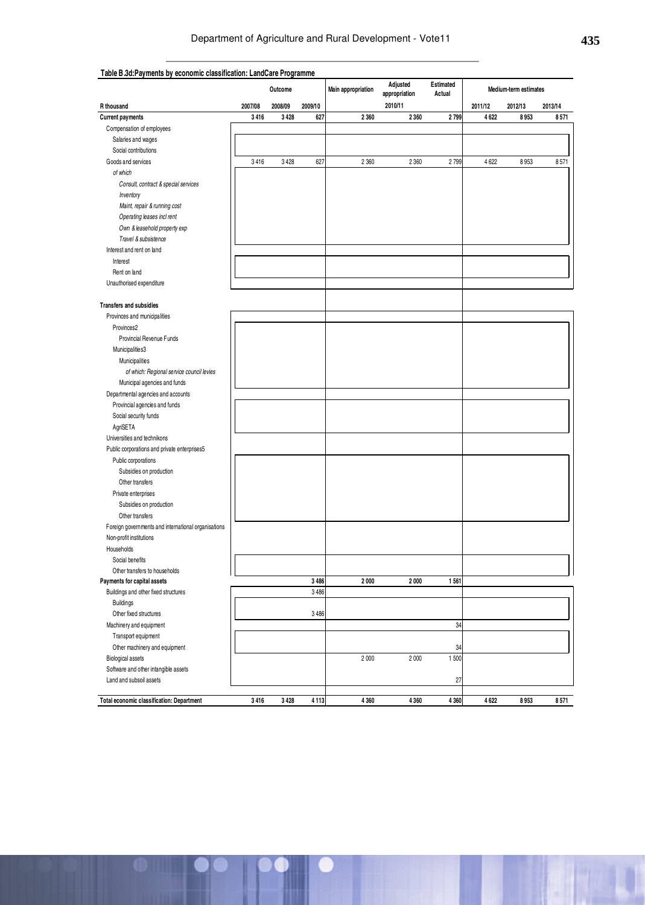**Table B.3d:Payments by economic classification: LandCare Programme**

| R thousand | Outcome | | | Main appropriation | Adjusted appropriation | Estimated Actual | Medium-term estimates | | |
|---|---|---|---|---|---|---|---|---|---|
| | 2007/08 | 2008/09 | 2009/10 | | 2010/11 | | 2011/12 | 2012/13 | 2013/14 |
| **Current payments** | **3 416** | **3 428** | **627** | **2 360** | **2 360** | **2 799** | **4 622** | **8 953** | **8 571** |
| Compensation of employees | | | | | | | | | |
| Salaries and wages | | | | | | | | | |
| Social contributions | | | | | | | | | |
| Goods and services | 3 416 | 3 428 | 627 | 2 360 | 2 360 | 2 799 | 4 622 | 8 953 | 8 571 |
| *of which* | | | | | | | | | |
| *Consult, contract & special services* | | | | | | | | | |
| *Inventory* | | | | | | | | | |
| *Maint, repair & running cost* | | | | | | | | | |
| *Operating leases incl rent* | | | | | | | | | |
| *Own & leasehold property exp* | | | | | | | | | |
| *Travel & subsistence* | | | | | | | | | |
| Interest and rent on land | | | | | | | | | |
| Interest | | | | | | | | | |
| Rent on land | | | | | | | | | |
| Unauthorised expenditure | | | | | | | | | |
| | | | | | | | | | |
| **Transfers and subsidies** | | | | | | | | | |
| Provinces and municipalities | | | | | | | | | |
| Provinces2 | | | | | | | | | |
| Provincial Revenue Funds | | | | | | | | | |
| Municipalities3 | | | | | | | | | |
| Municipalities | | | | | | | | | |
| *of which: Regional service council levies* | | | | | | | | | |
| Municipal agencies and funds | | | | | | | | | |
| Departmental agencies and accounts | | | | | | | | | |
| Provincial agencies and funds | | | | | | | | | |
| Social security funds | | | | | | | | | |
| AgriSETA | | | | | | | | | |
| Universities and technikons | | | | | | | | | |
| Public corporations and private enterprises5 | | | | | | | | | |
| Public corporations | | | | | | | | | |
| Subsidies on production | | | | | | | | | |
| Other transfers | | | | | | | | | |
| Private enterprises | | | | | | | | | |
| Subsidies on production | | | | | | | | | |
| Other transfers | | | | | | | | | |
| Foreign governments and international organisations | | | | | | | | | |
| Non-profit institutions | | | | | | | | | |
| Households | | | | | | | | | |
| Social benefits | | | | | | | | | |
| Other transfers to households | | | | | | | | | |
| **Payments for capital assets** | | | **3 486** | **2 000** | **2 000** | **1 561** | | | |
| Buildings and other fixed structures | | | 3 486 | | | | | | |
| Buildings | | | | | | | | | |
| Other fixed structures | | | 3 486 | | | | | | |
| Machinery and equipment | | | | | | 34 | | | |
| Transport equipment | | | | | | | | | |
| Other machinery and equipment | | | | | | 34 | | | |
| Biological assets | | | | 2 000 | 2 000 | 1 500 | | | |
| Software and other intangible assets | | | | | | | | | |
| Land and subsoil assets | | | | | | 27 | | | |
| | | | | | | | | | |
| **Total economic classification: Department** | **3 416** | **3 428** | **4 113** | **4 360** | **4 360** | **4 360** | **4 622** | **8 953** | **8 571** |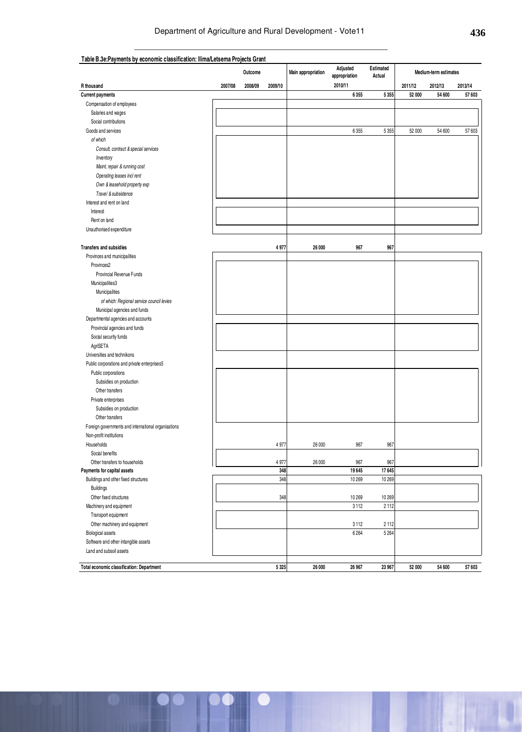**Table B.3e:Payments by economic classification: Ilima/Letsema Projects Grant**

| R thousand | Outcome | | | Main appropriation | Adjusted appropriation | Estimated Actual | Medium-term estimates | | |
|---|---|---|---|---|---|---|---|---|---|
| | 2007/08 | 2008/09 | 2009/10 | | 2010/11 | | 2011/12 | 2012/13 | 2013/14 |
| **Current payments** | | | | | **6 355** | **5 355** | **52 000** | **54 600** | **57 603** |
| Compensation of employees | | | | | | | | | |
| Salaries and wages | | | | | | | | | |
| Social contributions | | | | | | | | | |
| Goods and services | | | | | 6 355 | 5 355 | 52 000 | 54 600 | 57 603 |
| *of which* | | | | | | | | | |
| *Consult, contract & special services* | | | | | | | | | |
| *Inventory* | | | | | | | | | |
| *Maint, repair & running cost* | | | | | | | | | |
| *Operating leases incl rent* | | | | | | | | | |
| *Own & leasehold property exp* | | | | | | | | | |
| *Travel & subsistence* | | | | | | | | | |
| Interest and rent on land | | | | | | | | | |
| Interest | | | | | | | | | |
| Rent on land | | | | | | | | | |
| Unauthorised expenditure | | | | | | | | | |
| **Transfers and subsidies** | | | **4 977** | **26 000** | **967** | **967** | | | |
| Provinces and municipalities | | | | | | | | | |
| Provinces2 | | | | | | | | | |
| Provincial Revenue Funds | | | | | | | | | |
| Municipalities3 | | | | | | | | | |
| Municipalities | | | | | | | | | |
| *of which: Regional service council levies* | | | | | | | | | |
| Municipal agencies and funds | | | | | | | | | |
| Departmental agencies and accounts | | | | | | | | | |
| Provincial agencies and funds | | | | | | | | | |
| Social security funds | | | | | | | | | |
| AgriSETA | | | | | | | | | |
| Universities and technikons | | | | | | | | | |
| Public corporations and private enterprises5 | | | | | | | | | |
| Public corporations | | | | | | | | | |
| Subsidies on production | | | | | | | | | |
| Other transfers | | | | | | | | | |
| Private enterprises | | | | | | | | | |
| Subsidies on production | | | | | | | | | |
| Other transfers | | | | | | | | | |
| Foreign governments and international organisations | | | | | | | | | |
| Non-profit institutions | | | | | | | | | |
| Households | | | 4 977 | 26 000 | 967 | 967 | | | |
| Social benefits | | | | | | | | | |
| Other transfers to households | | | 4 977 | 26 000 | 967 | 967 | | | |
| **Payments for capital assets** | | | **348** | | **19 645** | **17 645** | | | |
| Buildings and other fixed structures | | | 348 | | 10 269 | 10 269 | | | |
| Buildings | | | | | | | | | |
| Other fixed structures | | | 348 | | 10 269 | 10 269 | | | |
| Machinery and equipment | | | | | 3 112 | 2 112 | | | |
| Transport equipment | | | | | | | | | |
| Other machinery and equipment | | | | | 3 112 | 2 112 | | | |
| Biological assets | | | | | 6 264 | 5 264 | | | |
| Software and other intangible assets | | | | | | | | | |
| Land and subsoil assets | | | | | | | | | |
| **Total economic classification: Department** | | | **5 325** | **26 000** | **26 967** | **23 967** | **52 000** | **54 600** | **57 603** |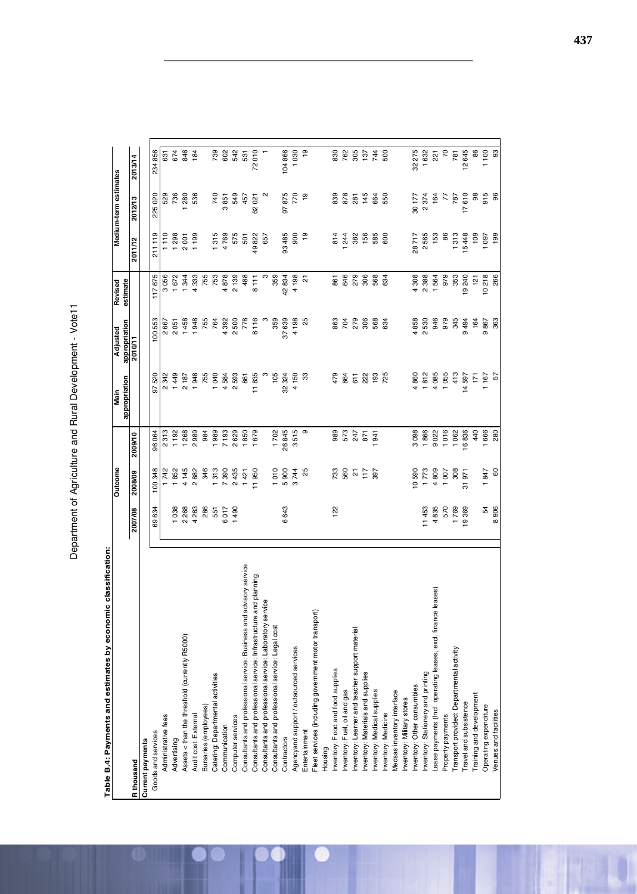Department of Agriculture and Rural Development - Vote11

**Table B.4: Payments and estimates by economic classification:**

| R thousand | Outcome | | | Main appropriation | Adjusted appropriation | Revised estimate | Medium-term estimates | | |
|---|---|---|---|---|---|---|---|---|---|
| | 2007/08 | 2008/09 | 2009/10 | | 2010/11 | | 2011/12 | 2012/13 | 2013/14 |
| **Current payments** | | | | | | | | | |
| Goods and services | 69 634 | 100 348 | 96 064 | 97 520 | 100 553 | 117 675 | 211 119 | 225 020 | 234 856 |
| Administrative fees | | 1 742 | 2 313 | 2 342 | 2 667 | 3 056 | 1 110 | 529 | 631 |
| Advertising | 1 038 | 1 852 | 1 192 | 1 449 | 2 051 | 1 672 | 1 298 | 736 | 674 |
| Assets < than the threshold (currently R5000) | 2 268 | 4 145 | 1 268 | 2 187 | 1 458 | 1 344 | 2 001 | 1 280 | 846 |
| Audit cost: External | 4 263 | 2 882 | 2 989 | 1 948 | 1 948 | 4 333 | 1 199 | 536 | 184 |
| Bursaries (employees) | 286 | 346 | 984 | 755 | 755 | 755 | | | |
| Catering: Departmental activities | 551 | 1 313 | 1 989 | 1 040 | 764 | 753 | 1 315 | 740 | 739 |
| Communication | 6 017 | 7 390 | 7 193 | 4 584 | 4 392 | 4 878 | 4 769 | 3 851 | 602 |
| Computer services | 1 490 | 2 435 | 2 629 | 2 593 | 2 500 | 2 139 | 575 | 549 | 542 |
| Consultants and professional service: Business and advisory service | | 1 421 | 1 850 | 861 | 778 | 488 | 501 | 457 | 531 |
| Consultants and professional service: Infrastructure and planning | | 11 950 | 1 679 | 11 835 | 8 116 | 8 111 | 49 822 | 62 021 | 72 010 |
| Consultants and professional service: Laboratory service | | | | 3 | 3 | 3 | 657 | 2 | 1 |
| Consultants and professional service: Legal cost | | 1 010 | 1 702 | 105 | 359 | 359 | | | |
| Contractors | 6 643 | 5 900 | 26 845 | 32 324 | 37 639 | 42 834 | 93 485 | 97 875 | 104 866 |
| Agency and support / outsourced services | | 3 744 | 3 515 | 4 150 | 4 198 | 4 198 | 900 | 770 | 1 030 |
| Entertainment | | 25 | 9 | 33 | 25 | 21 | 19 | 19 | 19 |
| Fleet services (including government motor transport) | | | | | | | | | |
| Housing | | | | | | | | | |
| Inventory: Food and food supplies | 122 | 733 | 989 | 479 | 863 | 861 | 814 | 839 | 830 |
| Inventory: Fuel, oil and gas | | 560 | 573 | 864 | 704 | 646 | 1 244 | 878 | 762 |
| Inventory: Learner and teacher support material | | 21 | 247 | 611 | 279 | 279 | 382 | 281 | 305 |
| Inventory: Materials and supplies | | 117 | 871 | 222 | 306 | 306 | 156 | 145 | 137 |
| Inventory: Medical supplies | | 397 | 1 941 | 193 | 568 | 568 | 585 | 664 | 744 |
| Inventory: Medicine | | | | 725 | 634 | 634 | 600 | 550 | 500 |
| Medsas inventory interface | | | | | | | | | |
| Inventory: Military stores | | | | | | | | | |
| Inventory: Other consumbles | | 10 590 | 3 098 | 4 860 | 4 858 | 4 308 | 28 717 | 30 177 | 32 275 |
| Inventory: Stationery and printing | 11 453 | 1 773 | 1 866 | 1 812 | 2 530 | 2 388 | 2 565 | 2 374 | 1 632 |
| Lease payments (Incl. operating leases, excl. finance leases) | 4 835 | 4 809 | 9 022 | 4 085 | 946 | 1 564 | 153 | 164 | 221 |
| Property payments | 570 | 1 007 | 1 016 | 1 055 | 979 | 979 | 86 | 77 | 70 |
| Transport provided: Departmental activity | 1 769 | 308 | 1 062 | 413 | 345 | 353 | 1 313 | 787 | 781 |
| Travel and subsistence | 19 369 | 31 971 | 16 836 | 14 597 | 9 494 | 19 240 | 15 448 | 17 610 | 12 645 |
| Training and development | | | 440 | 171 | 164 | 121 | 109 | 98 | 86 |
| Operating expenditure | 54 | 1 847 | 1 666 | 1 167 | 9 867 | 10 218 | 1 097 | 915 | 1 100 |
| Venues and facilities | 8 906 | 60 | 280 | 57 | 363 | 266 | 199 | 96 | 93 |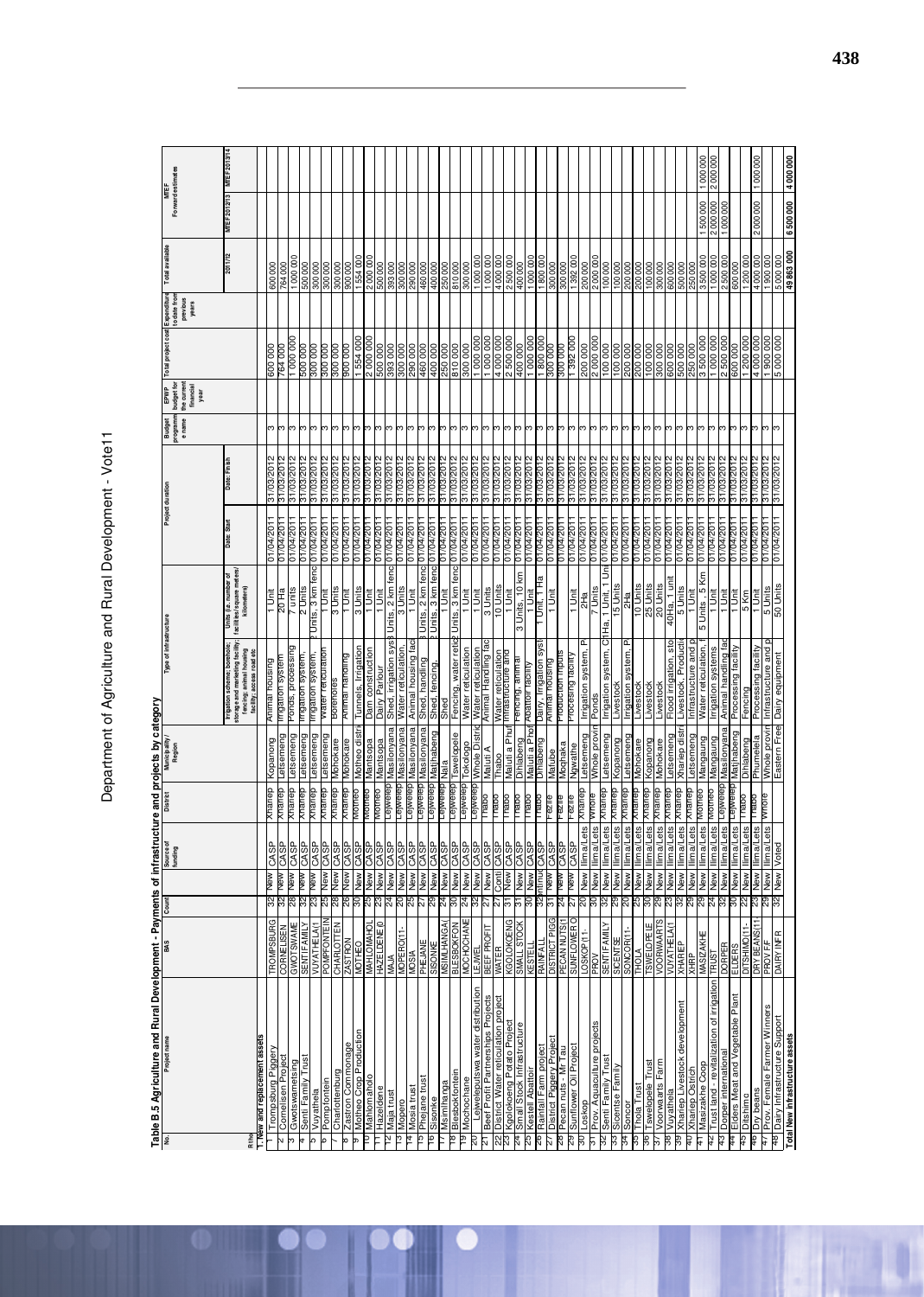# Department of Agriculture and Rural Development - Vote11

**Table B.5 Agriculture and Rural Development - Payments of infrastructure and projects by category**

| No. | Project name | BAS | Count | | Source of funding | District | Municipality / Region | Type of infrastructure | | Project duration | | Budget programme name | EPWP budget for the current financial year | Total project cost | Expenditure to date from previous years | Total available | MTEF Forward estimates | |
|---|---|---|---|---|---|---|---|---|---|---|---|---|---|---|---|---|---|---|
| | | | | | | | | Irrigation scheme; borehole; storage and marketing facility; fencing; animal housing facility; access road etc | Units (i.e. number of facilities/square meters/kilometers) | Date: Start | Date: Finish | | | | | 2011/12 | MTEF 2012/13 | MTEF 2013/14 |
| R thousand | | | | | | | | | | | | | | | | | | |
| **1. New and replacement assets** | | | | | | | | | | | | | | | | | | |
| 1 | Trompsburg Piggery | TROMPSBURG | 32 | New | CASP | Xhariep | Kopanong | Animal housing | 1 Unit | 01/04/2011 | 31/03/2012 | 3 | | 600 000 | | 600 000 | | |
| 2 | Cornelisen Project | CORNELISEN | 32 | New | CASP | Xhariep | Letsemeng | Irrigation system | 20 Ha | 01/04/2011 | 31/03/2012 | 3 | | 764 000 | | 764 000 | | |
| 3 | Gwotswametsing | GWOTSWAME | 28 | New | CASP | Xhariep | Letsemeng | Ponds, processing | 7 units | 01/04/2011 | 31/03/2012 | 3 | | 1 000 000 | | 1 000 000 | | |
| 4 | Senti Family Trust | SENTIFAMILY | 32 | New | CASP | Xhariep | Letsemeng | Irrigation system, | 2 Units | 01/04/2011 | 31/03/2012 | 3 | | 500 000 | | 500 000 | | |
| 5 | Vuyathela | VUYATHELA(1 | 29 | New | CASP | Xhariep | Letsemeng | Irrigation system, | 2 Units, 3 km fenc | 01/04/2011 | 31/03/2012 | 3 | | 300 000 | | 300 000 | | |
| 6 | Pomptontein | POMPFONTEIN | 25 | New | CASP | Xhariep | Letsemeng | Water reticulation | 1 Unit | 01/04/2011 | 31/03/2012 | 3 | | 300 000 | | 300 000 | | |
| 7 | Charlottenburg | CHARLOTTEN | 28 | New | CASP | Xhariep | Mohokare | Boreholes | 3 Units | 01/04/2011 | 31/03/2012 | 3 | | 300 000 | | 300 000 | | |
| 8 | Zastron Commonage | ZASTRON | 26 | New | CASP | Xhariep | Mohokare | Animal handling | 1 Unit | 01/04/2011 | 31/03/2012 | 3 | | 900 000 | | 900 000 | | |
| 9 | Motheo Crop Production | MOTHEO | 30 | New | CASP | Motheo | Motheo distri | Tunnels, Irrigation | 3 Units | 01/04/2011 | 31/03/2012 | 3 | | 1 554 000 | | 1 554 000 | | |
| 10 | Mahlomahdo | MAHLOMAHOL | 25 | New | CASP | Motheo | Mantsopa | Dam construction | 1 Unit | 01/04/2011 | 31/03/2012 | 3 | | 2 000 000 | | 2 000 000 | | |
| 11 | Hazeldene | HAZELDENE(0 | 23 | New | CASP | Motheo | Mantsopa | Dairy Parlour | 1 Unit | 01/04/2011 | 31/03/2012 | 3 | | 500 000 | | 500 000 | | |
| 12 | Maja trust | MAJA | 24 | New | CASP | Lejweleputswa | Masilonyana | Shed, irrigation syst | 3 Units, 2 km fenc | 01/04/2011 | 31/03/2012 | 3 | | 393 000 | | 393 000 | | |
| 13 | Mopero | MOPERO(11- | 20 | New | CASP | Lejweleputswa | Masilonyana | Water reticulation, | 3 Units | 01/04/2011 | 31/03/2012 | 3 | | 300 000 | | 300 000 | | |
| 14 | Mosia trust | MOSIA | 25 | New | CASP | Lejweleputswa | Masilonyana | Animal housing fac | 1 Unit | 01/04/2011 | 31/03/2012 | 3 | | 290 000 | | 290 000 | | |
| 15 | Phejane trust | PHEJANE | 27 | New | CASP | Lejweleputswa | Masilonyana | Shed, handling | 3 Units, 2 km fenc | 01/04/2011 | 31/03/2012 | 3 | | 460 000 | | 460 000 | | |
| 16 | Sisonke | SISONKE | 29 | New | CASP | Lejweleputswa | Matjhabeng | Shed, fencing, | 2 Units, 3 km fenc | 01/04/2011 | 31/03/2012 | 3 | | 400 000 | | 400 000 | | |
| 17 | Msimlhanga | MSIMLHANGA( | 24 | New | CASP | Lejweleputswa | Nala | Shed | 1 Unit | 01/04/2011 | 31/03/2012 | 3 | | 250 000 | | 250 000 | | |
| 18 | Blesbokfontein | BLESBOKFON | 30 | New | CASP | Lejweleputswa | Tswelopele | Fencing, water retic | 2 Units, 3 km fenc | 01/04/2011 | 31/03/2012 | 3 | | 810 000 | | 810 000 | | |
| 19 | Mochochane | MOCHOCHANE | 24 | New | CASP | Lejweleputswa | Tokologo | Water reticulation | 1 Unit | 01/04/2011 | 31/03/2012 | 3 | | 300 000 | | 300 000 | | |
| 20 | Lejwelepultswa water distribution | LEJWEL | 32 | New | CASP | Lejweleputswa | Whole Distric | Water reticulation | 1 Unit | 01/04/2011 | 31/03/2012 | 3 | | 1 000 000 | | 1 000 000 | | |
| 21 | Beef Profit Partnerships Projects | BEEF PROFIT | 27 | New | CASP | Thabo | Maluti A | Animal Handling fac | 3 Units | 01/04/2011 | 31/03/2012 | 3 | | 1 000 000 | | 1 000 000 | | |
| 22 | Distrct Water reticulation project | WATER | 27 | Conti | CASP | Thabo | Thabo | Water reticulation | 10 Units | 01/04/2011 | 31/03/2012 | 3 | | 4 000 000 | | 4 000 000 | | |
| 23 | Kgolokoeng Patato Project | KGOLOKOENG | 31 | New | CASP | Thabo | Maluti a Phof | Infrastructure and | 1 Unit | 01/04/2011 | 31/03/2012 | 3 | | 2 500 000 | | 2 500 000 | | |
| 24 | Small Stock Infrastructure | SMALL STOCK | 31 | New | CASP | Thabo | Dihlabeng | Fencing, animal | 3 Units, 10 km | 01/04/2011 | 31/03/2012 | 3 | | 400 000 | | 400 000 | | |
| 25 | Kestell Abattoir | KESTELL | 30 | New | CASP | Thabo | Maluti a Phof | Abattoir facility | 1 Unit | 01/04/2011 | 31/03/2012 | 3 | | 1 000 000 | | 1 000 000 | | |
| 26 | Rainfall Farm project | RAINFALL | 32 | ntinu | CASP | Thabo | Dihlabeng | Dairy, Irrigation syst | 1 Unit, 1 Ha | 01/04/2011 | 31/03/2012 | 3 | | 1 800 000 | | 1 800 000 | | |
| 27 | District Piggery Project | DISTRICT PIGG | 31 | New | CASP | Fezile | Mafube | Animal housing | 1 Unit | 01/04/2011 | 31/03/2012 | 3 | | 300 000 | | 300 000 | | |
| 28 | Pecan nuts - Mr Tau | PECAN NUTS(1 | 24 | New | CASP | Fezile | Moqhaka | Production inputs | | 01/04/2011 | 31/03/2012 | 3 | | 300 000 | | 300 000 | | |
| 29 | Sunflower Oil Project | SUNFLOWER O | 27 | New | CASP | Fezile | Ngwathe | Processing facility | 1 Unit | 01/04/2011 | 31/03/2012 | 3 | | 1 392 000 | | 1 392 000 | | |
| 30 | Loskop | LOSKOP(11- | 20 | New | Ilima/Lets | Xhariep | Letsemeng | Irrigation system, P | 2Ha | 01/04/2011 | 31/03/2012 | 3 | | 200 000 | | 200 000 | | |
| 31 | Prov. Aquaculture projects | PROV | 30 | New | Ilima/Lets | Whole | Whole provin | Ponds | 7 Units | 01/04/2011 | 31/03/2012 | 3 | | 2 000 000 | | 2 000 000 | | |
| 32 | Senti Family Trust | SENTIFAMILY | 32 | New | Ilima/Lets | Xhariep | Letsemeng | Irrigation system, C | 1Ha, 1 Unit, 1 Un | 01/04/2011 | 31/03/2012 | 3 | | 100 000 | | 100 000 | | |
| 33 | Sicentse Family | SICENTSE | 29 | New | Ilima/Lets | Xhariep | Kopanong | Livestock | 15 Units | 01/04/2011 | 31/03/2012 | 3 | | 100 000 | | 100 000 | | |
| 34 | Soncor | SONCOR(11- | 20 | New | Ilima/Lets | Xhariep | Letsemeng | Irrigation systems, P | 2Ha | 01/04/2011 | 31/03/2012 | 3 | | 200 000 | | 200 000 | | |
| 35 | Thola Trust | THOLA | 25 | New | Ilima/Lets | Xhariep | Mohokare | Livestock | 10 Units | 01/04/2011 | 31/03/2012 | 3 | | 200 000 | | 200 000 | | |
| 36 | Tswelopele Trust | TSWELOPELE | 30 | New | Ilima/Lets | Xhariep | Kopanong | Livestock | 25 Units | 01/04/2011 | 31/03/2012 | 3 | | 100 000 | | 100 000 | | |
| 37 | Voorwaarts Farm | VOORWAARTS | 29 | New | Ilima/Lets | Xhariep | Mohokare | Livestock | 20 Units | 01/04/2011 | 31/03/2012 | 3 | | 300 000 | | 300 000 | | |
| 38 | Vuyathela | VUYATHELA(1 | 29 | New | Ilima/Lets | Xhariep | Letsemeng | Flood irrigation, sto | 40Ha, 1 unit | 01/04/2011 | 31/03/2012 | 3 | | 600 000 | | 600 000 | | |
| 39 | Xhariep Livestock development | XHAREP | 32 | New | Ilima/Lets | Xhariep | Xhariep distr | Livestock, Producti | 5 Units | 01/04/2011 | 31/03/2012 | 3 | | 500 000 | | 500 000 | | |
| 40 | Xharep Ostrich | XHRP | 29 | New | Ilima/Lets | Xhariep | Letsemeng | Infrastructure and p | 1 Unit | 01/04/2011 | 31/03/2012 | 3 | | 250 000 | | 250 000 | | |
| 41 | Masizakhe Coop | MASIZAKHE | 29 | New | Ilima/Lets | Motheo | Mangaung | Water reticulation, | 5 Units , 5 Km | 01/04/2011 | 31/03/2012 | 3 | | 3 500 000 | | 3 500 000 | 1 500 000 | 1 000 000 |
| 42 | Trust land - revitalization of irrigation | TRUST | 24 | New | Ilima/Lets | Motheo | Mangaung | Irrigation systems | 1 Unit | 01/04/2011 | 31/03/2012 | 3 | | 1 000 000 | | 1 000 000 | 2 000 000 | 2 000 000 |
| 43 | Dorper international | DORPER | 32 | New | Ilima/Lets | Lejweleputswa | Masilonyana | Animal handling fac | 1 Unit | 01/04/2011 | 31/03/2012 | 3 | | 2 500 000 | | 2 500 000 | 1 000 000 | |
| 44 | Elders Meat and Vegetable Plant | ELDERS | 30 | New | Ilima/Lets | Lejweleputswa | Matjhabeng | Processing facility | 1 Unit | 01/04/2011 | 31/03/2012 | 3 | | 600 000 | | 600 000 | | |
| 45 | Ditshimo | DITSHIMO(11- | 22 | New | Ilima/Lets | Thabo | Dihlabeng | Fencing | 5 Km | 01/04/2011 | 31/03/2012 | 3 | | 1 200 000 | | 1 200 000 | | |
| 46 | Dry beans | DRY BEANS(11 | 23 | New | Ilima/Lets | Thabo | Phumelela | Processing facility | 1 Unit | 01/04/2011 | 31/03/2012 | 3 | | 4 000 000 | | 4 000 000 | 2 000 000 | 1 000 000 |
| 47 | Prov. Female Farmer Winners | PROV F/F | 29 | New | Ilima/Lets | Whole | Whole provin | Infrastructure and p | 5 Units | 01/04/2011 | 31/03/2012 | 3 | | 1 900 000 | | 1 900 000 | | |
| 48 | Dairy Infrastructure Support | DAIRY INFR | 32 | New | Voted | | Eastern Free | Dairy equipment | 50 Units | 01/04/2011 | 31/03/2012 | 3 | | 5 000 000 | | 5 000 000 | | |
| **Total New infrastructure assets** | | | | | | | | | | | | | | | | **49 863 000** | **6 500 000** | **4 000 000** |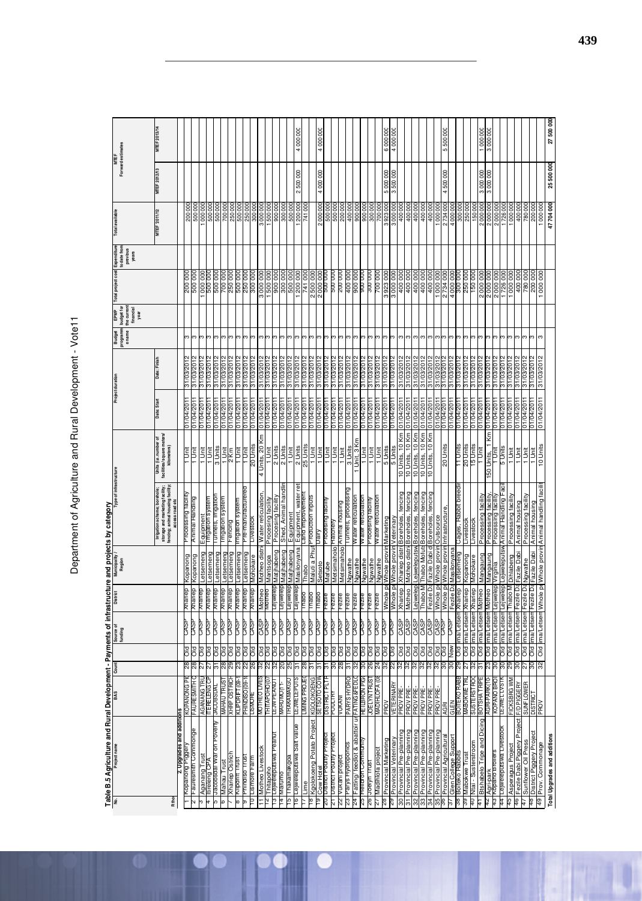# Department of Agriculture and Rural Development - Vote11

**Table B.5 Agriculture and Rural Development - Payments of infrastructure and projects by category**

| No. | Project name | BAS | Count | | Source of funding | District | Municipality/Region | Type of infrastructure (Irrigation scheme; borehole; storage and marketing facility; fencing; animal housing facility; access road etc) | Units (i.e. number of facilities/square meters/kilometers) | Project duration: Date: Start | Date: Finish | Budget programme name | EPWP budget for the current financial year | Total project cost | Expenditure to date from previous years | Total available MTEF 2011/12 | MTEF Forward estimates MTEF 2012/13 | MTEF 2013/14 |
|---|---|---|---|---|---|---|---|---|---|---|---|---|---|---|---|---|---|---|
| | **2. Upgrades and additions** | | | | | | | | | | | | | | | | | |
| 1 | Kopanong Piggery | KOPANONG PI | 28 | Old | CASP | Xhariep | Kopanong | Processing facility | 1 Unit | 01/04/2011 | 31/03/2012 | 3 | | 200 000 | | 200 000 | | |
| 2 | Fauresmith Commonage | FAURESMITH C | 28 | Old | CASP | Xhariep | Kopanong | Animal Handling | 1 Unit | 01/04/2011 | 31/03/2012 | 3 | | 500 000 | | 500 000 | | |
| 3 | Agamang Trust | AGAMANG TRU | 27 | Old | CASP | Xhariep | Letsemeng | Equipment | 1 Unit | 01/04/2011 | 31/03/2012 | 3 | | 1 000 000 | | 1 000 000 | | |
| 4 | Treading CPA | TREADING CPA | 27 | Old | CASP | Xhariep | Letsemeng | Irrigation system | 1 Unit | 01/04/2011 | 31/03/2012 | 3 | | 500 000 | | 500 000 | | |
| 5 | Jacobsdal War on Poverty | JACOBSDAL | 31 | Old | CASP | Xhariep | Letsemeng | Tunnels, Irrigation | 3 Units | 01/04/2011 | 31/03/2012 | 3 | | 500 000 | | 500 000 | | |
| 6 | Mahau Trust | MAHAU TRUST | 28 | Old | CASP | Xhariep | Letsemeng | Irrigation system | 1 Unit | 01/04/2011 | 31/03/2012 | 3 | | 700 000 | | 700 000 | | |
| 7 | Xhariep Ostrich | XHRP OSTRICH | 29 | Old | CASP | Xhariep | Letsemeng | Fencing | 2 Km | 01/04/2011 | 31/03/2012 | 3 | | 250 000 | | 250 000 | | |
| 8 | Klipont Trust | KLIPDRIFT (09-1 | 23 | Old | CASP | Xhariep | Letsemeng | Irrigation system | 1 Unit | 01/04/2011 | 31/03/2012 | 3 | | 500 000 | | 500 000 | | |
| 9 | Primrose Trust | PRIMROSE(09-1 | 22 | Old | CASP | Xhariep | Letsemeng | Pre-manufacturered | 1 Units | 01/04/2011 | 31/03/2012 | 3 | | 250 000 | | 250 000 | | |
| 10 | Dismore Farm | DISMORE | 26 | Old | CASP | Xhariep | Mohokare | Livestock | 20 Units | 01/04/2011 | 31/03/2012 | 3 | | 300 000 | | 300 000 | | |
| 11 | Motheo Livestock | MOTHEO LIVES | 22 | Old | CASP | Motheo | Motheo distr | Water reticulation, | 4 Units, 20 Km | 01/04/2011 | 31/03/2012 | 3 | | 3 000 000 | | 3 000 000 | | |
| 12 | Thitapoho | THITAPOHO(07 | 22 | Old | CASP | Motheo | Mantsopa | Processing facility | 1 Unit | 01/04/2011 | 31/03/2012 | 3 | | 1 500 000 | | 1 500 000 | | |
| 13 | Lejweleputswa Peanut | LEJW PEANUT | 32 | Old | CASP | Lejwelepu | Matjhabeng | Processing facility | 2 Units | 01/04/2011 | 31/03/2012 | 3 | | 900 000 | | 900 000 | | |
| 14 | Marumo | MARUMO(11- | 20 | Old | CASP | Lejwelepu | Matjhabeng | Shed, Animal handlin | 2 Units | 01/04/2011 | 31/03/2012 | 3 | | 300 000 | | 300 000 | | |
| 15 | Thakamakgoa | THAKAMAKGO | 25 | Old | CASP | Lejwelepu | Matjhabeng | Equipment | 1 Unit | 01/04/2011 | 31/03/2012 | 3 | | 500 000 | | 500 000 | | |
| 16 | Lejweleputswa Salt value | LEJWELEPUTS | 31 | Old | CASP | Lejwelepu | Masilonyana | Equipment, water ret | 2 Units | 01/04/2011 | 31/03/2012 | 3 | | 1 200 000 | | 1 200 000 | 2 500 000 | 4 000 000 |
| 17 | Lime | LIMING PROJEC | 28 | Old | CASP | Thabo | Thabo | Land improvement | 25 Units | 01/04/2011 | 31/03/2012 | 3 | | 741 000 | | 741 000 | | |
| 18 | Kgolokoeng Potato Project | KGOLOKOENG | 31 | Old | CASP | Thabo | Maluti a Phuf | Production inputs | 1 Unit | 01/04/2011 | 31/03/2012 | 3 | | 2 500 000 | | | | |
| 19 | Cow Hotel | SETSOTO COW | 31 | Old | CASP | Thabo | Setsoto | Dairy | 1 Unit | 01/04/2011 | 31/03/2012 | 3 | | 2 000 000 | | 2 000 000 | 4 000 000 | 4 000 000 |
| 20 | District Poultry Project | DISTRICT PLTR | 31 | Old | CASP | Fezile | Mafube | Processing facility | 1 Unit | 01/04/2011 | 31/03/2012 | 3 | | 900 000 | | 900 000 | | |
| 21 | District Poultry Project | POULTRY | 30 | Old | CASP | Fezile | Metsimaholo | Hatchery | 1 Unit | 01/04/2011 | 31/03/2012 | 3 | | 500 000 | | 500 000 | | |
| 22 | Vukani project | VUKANI | 28 | Old | CASP | Fezile | Metsimaholo | Animal housing | 1 Unit | 01/04/2011 | 31/03/2012 | 3 | | 200 000 | | 200 000 | | |
| 23 | Parys Hydroponics | PARYS HYDRO | 31 | Old | CASP | Fezile | Ngwathe | Tunnels, processing | 3 Units | 01/04/2011 | 31/03/2012 | 3 | | 400 000 | | 400 000 | | |
| 24 | Fatting/ feedlot & abattoir ur | FATTING&FEDLO | 32 | Old | CASP | Fezile | Ngwathe | Water reticulation | 1 Unit, 3 Km | 01/04/2011 | 31/03/2012 | 3 | | 900 000 | | 900 000 | | |
| 25 | Heilbron Community | HEILBRON PIG | 30 | Old | CASP | Fezile | Ngwathe | Water reticulation | 1 Unit | 01/04/2011 | 31/03/2012 | 3 | | 900 000 | | 900 000 | | |
| 26 | Joelyn Trust | JOELYN TRUST | 26 | Old | CASP | Fezile | Ngwathe | Processing facility | 1 Unit | 01/04/2011 | 31/03/2012 | 3 | | 300 000 | | 300 000 | | |
| 27 | Madinola project | MADINOLA (08 | 24 | Old | CASP | Fezile | Ngwathe | Water reticulation | 1 Unit | 01/04/2011 | 31/03/2012 | 3 | | 700 000 | | 700 000 | | |
| 28 | Provincial Marketing | PROV | 26 | Old | CASP | Whole pr | Whole provin | Marketing | 5 Units | 01/04/2011 | 31/03/2012 | 3 | | 3 923 000 | | 3 923 000 | 5 000 000 | 6 000 000 |
| 29 | Provincial Veterinary | VETERINARY | 22 | Old | CASP | Whole pr | Whole provin | Veterinary | 5 Units | 01/04/2011 | 31/03/2012 | 3 | | 3 000 000 | | 3 000 000 | 3 500 000 | 4 000 000 |
| 30 | Provincial Pre-planning | PROV PRE- | 32 | Old | CASP | Xhariep | Xhariep distr | Boreholes, fencing | 10 Units, 10 Km | 01/04/2011 | 31/03/2012 | 3 | | 400 000 | | 400 000 | | |
| 31 | Provincial Pre-planning | PROV PRE- | 32 | Old | CASP | Motheo | Motheo distr | Boreholes, fencing | 10 Units, 10 Km | 01/04/2011 | 31/03/2012 | 3 | | 400 000 | | 400 000 | | |
| 32 | Provincial Pre-planning | PROV PRE- | 32 | Old | CASP | Lejwelep | Lejweleputsw | Boreholes, fencing | 10 Units, 10 Km | 01/04/2011 | 31/03/2012 | 3 | | 400 000 | | 400 000 | | |
| 33 | Provincial Pre-planning | PROV PRE- | 32 | Old | CASP | Thabo M | Thabo Mofuts | Boreholes, fencing | 10 Units, 10 Km | 01/04/2011 | 31/03/2012 | 3 | | 400 000 | | 400 000 | | |
| 34 | Provincial Pre-planning | PROV PRE- | 32 | Old | CASP | Fezile Da | Fezile Dabi d | Boreholes, fencing | 10 Units, 10 Km | 01/04/2011 | 31/03/2012 | 3 | | 400 000 | | 400 000 | | |
| 35 | Provincial Pre-planning | PROV PRE- | 32 | Old | CASP | Whole pr | Whole provin | Outsource | | 01/04/2011 | 31/03/2012 | 3 | | 1 000 000 | | 1 000 000 | | |
| 36 | Provincial Agricultural | AGRI | 30 | Old | CASP | Whole pr | Whole provin | Infrastructure, | 20 Units | 01/04/2011 | 31/03/2012 | 3 | | 2 734 000 | | 2 734 000 | 4 500 000 | 5 500 000 |
| 37 | Glen College Support | GLEN | 30 | New | CASP | Fezile Da | Masilonyana | Livestock | | 01/04/2011 | 31/03/2012 | 3 | | 4 000 000 | | 4 000 000 | | |
| 38 | Boiteko Rabbits | BOITEKO RABB | 29 | Old | ima/Letsem | Xhariep | Letsemeng | Cages, Rabbit breedi | 11 Units | 01/04/2011 | 31/03/2012 | 3 | | 300 000 | | 300 000 | | |
| 39 | Mabokwe Trust | MABOKWE TRU | 27 | Old | ima/Letsem | Xhariep | Kopanong | Livestock | 20 Units | 01/04/2011 | 31/03/2012 | 3 | | 250 000 | | 250 000 | | |
| 40 | Ntai - Sustersstroom | SUSTERSTROO | 32 | Old | ima/Letsem | Xhariep | Mohokare | Livestock | 15 Units | 01/04/2011 | 31/03/2012 | 3 | | 150 000 | | 150 000 | | |
| 41 | Btshabelo Tripe and Dicing | BTSHABELO TRIPE | 31 | Old | ima/Letsem | Motheo | Mangaung | Processing facility | 1 Unit | 01/04/2011 | 31/03/2012 | 3 | | 2 000 000 | | 2 000 000 | 3 000 000 | 1 000 000 |
| 42 | Agri-park | AGRI PARK(10- | 33 | Old | ima/Letsem | Motheo | Mangaung | Processing facility, | 150 Units, 1 Km | 01/04/2011 | 31/03/2012 | 3 | | 2 600 000 | | 2 000 000 | 3 000 000 | 3 000 000 |
| 43 | Kopanang Broilers | KOPANG BROI | 33 | Old | ima/Letsem | Lejwelep | Virginia | Processing facility | 1 Unit | 01/04/2011 | 31/03/2012 | 3 | | 2 000 000 | | 2 000 000 | | |
| 44 | Lejweleputswa Livestock | LEJWELEPUTSWA LVSTK | 30 | Old | ima/Letsem | Lejwelep | Lejweleputsw | Animal Handling Facil | 5 Units | 01/04/2011 | 31/03/2012 | 3 | | 1 726 000 | | 1 726 000 | | |
| 45 | Asperagus Project | FICKSBRG WM | 29 | Old | ima/Letsem | Thabo M | Dihlabeng | Processing facility | 1 Unit | 01/04/2011 | 31/03/2012 | 3 | | 1 000 000 | | 1 000 000 | | |
| 46 | Fezile Dabi Piggery Project | F/D PIGGERY | 30 | Old | ima/Letsem | Fezile Da | Fezile Dabi | Animal housing | 1 Unit | 01/04/2011 | 31/03/2012 | 3 | | 400 000 | | 400 000 | | |
| 47 | Sunflower Oil Press | SUNFLOWER | 27 | Old | ima/Letsem | Fezile Da | Ngwathe | Processing facility | 1 Unit | 01/04/2011 | 31/03/2012 | 3 | | 780 000 | | 780 000 | | |
| 48 | District Piggery Project | DISTRICT | 30 | Old | ima/Letsem | Fezile Da | Fezile Dabi | Animal housing | 1 Unit | 01/04/2011 | 31/03/2012 | 3 | | 200 000 | | 200 000 | | |
| 49 | Prov. Commonage | PROV | 32 | Old | ima/Letsem | Whole pr | Whole provin | Animal handling facili | 10 Units | 01/04/2011 | 31/03/2012 | 3 | | 1 000 000 | | 1 000 000 | | |
| | **Total Upgrades and additions** | | | | | | | | | | | | | | | **47 704 000** | **25 500 000** | **27 500 000** |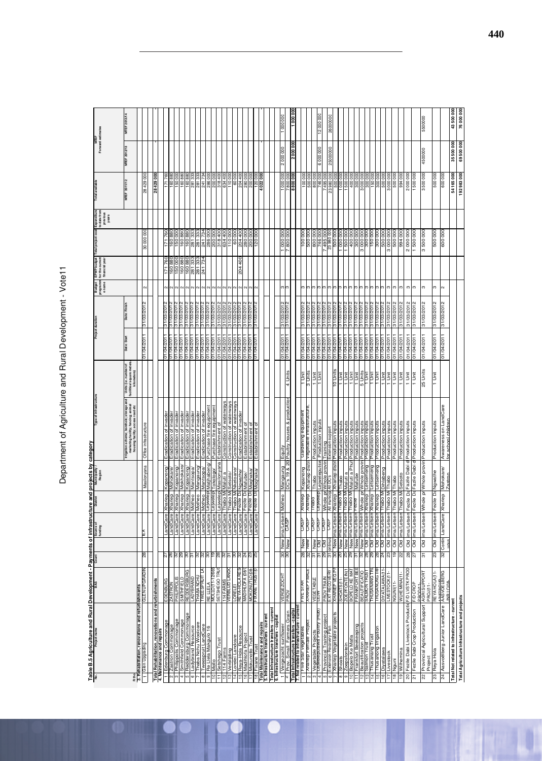**Table B.5 Agriculture and Rural Development - Payments of infrastructure and projects by category**

| No. | Project name | BAS | Count | | Source of funding | District | Municipality / Region | Type of infrastructure | Units (i.e. number of facilities/square metres/kilometres) | Date: Start | Date: Finish | Budget programme name | EPWP budget for the current financial year | Total project cost | Expenditure to date from previous years | Total available MTEF 2011/12 | MTEF Forward estimates MTEF 2012/13 | MTEF 2013/14 |
|---|---|---|---|---|---|---|---|---|---|---|---|---|---|---|---|---|---|---|
| | | | | | | | | Irrigation scheme; borehole; storage and marketing facility; fencing; animal housing facility; access roads etc. | | | | | | | | | | |
| **3. Rehabilitation, renovations and refurbishments** | | | | | | | | | | | | | | | | | | |
| 1 | Glen Upgrading | GLEN UPGRADIN | 28 | | EA | | Masilonyana | Office infrastructure | | 01/04/2011 | 31/03/2012 | 2 | | 30 000 000 | | 28 429 000 | | |
| **Total Rehabilitation, renovations and refurbishments** | | | | | | | | | | | | | | | | 28 429 000 | - | - |
| **4. Maintenance and repairs** | | | | | | | | | | | | | | | | | | |
| 1 | Edenburg Commonage | EDENBURG | 27 | | LandCare | Xhariep | Kopanong | Eradication of invader | | 01/04/2011 | 31/03/2012 | 2 | 171 760 | 171 760 | | 171 760 | | |
| 2 | Zastron Commonage | ZASTRON | 26 | | LandCare | Xhariep | Mohokare | Eradication of invader | | 01/04/2011 | 31/03/2012 | 2 | 160 880 | 160 880 | | 160 880 | | |
| 3 | Philippolis Commonage | PHILIPPOLIS | 30 | | LandCare | Xhariep | Kopanong | Eradication of invader | | 01/04/2011 | 31/03/2012 | 2 | 150 000 | 150 000 | | 150 000 | | |
| 4 | Smithfield Commonage | SMITHFIELD | 29 | | LandCare | Xhariep | Mokhokare | Eradication of invader | | 01/04/2011 | 31/03/2012 | 2 | 160 880 | 160 880 | | 160 880 | | |
| 5 | Reddersburg Commonage | REDDERSBURG | 30 | | LandCare | Xhariep | Kopanong | Eradication of invader | | 01/04/2011 | 31/03/2012 | 2 | 160 880 | 160 880 | | 160 880 | | |
| 6 | Ladybrand Resource | LADYBRAND | 32 | | LandCare | Motheo | Mantsopa | Eradication of invader | | 01/04/2011 | 31/03/2012 | 2 | 281 333 | 281 333 | | 281 333 | | |
| 7 | Thaba Nchu Woodcare | THABA NCHU | 32 | | LandCare | Motheo | Mangaung | Eradication of invader | | 01/04/2011 | 31/03/2012 | 2 | 281 333 | 281 333 | | 281 333 | | |
| 8 | Tweespruit LandCare | TWEESPRUIT LA | 32 | | LandCare | Motheo | Mantsopa | Eradication of invader | | 01/04/2011 | 31/03/2012 | 2 | 241 734 | 241 734 | | 241 734 | | |
| 9 | Re Liela Makgulo 16 | RE LEELA | 30 | | LandCare | Lejweleputswa | Matjhabeng | Purchase fire equipment | | 01/04/2011 | 31/03/2012 | 2 | | 286 000 | | 286 000 | | |
| 10 | Molo | MOLO(11-12)68 | 19 | | LandCare | Lejweleputswa | Tokologo | Purchase fire equipment | | 01/04/2011 | 31/03/2012 | 2 | | 200 000 | | 200 000 | | |
| 11 | Setsebego Trust | SETSEBEGO TRU | 28 | | LandCare | Lejweleputswa | Masilonyana | Establishment of | | 01/04/2011 | 31/03/2012 | 2 | | 318 400 | | 318 400 | | |
| 12 | 114 Farms | 114 FARMS | 32 | | LandCare | Thabo Mofutsanyana | Maluti a | Construction of waterways | | 01/04/2011 | 31/03/2012 | 2 | | 634 400 | | 634 400 | | |
| 13 | Verbluijding | VERBLUIID LANDC | 31 | | LandCare | Thabo Mofutsanyana | Setsoto | Construction of waterways | | 01/04/2011 | 31/03/2012 | 2 | | 110 000 | | 110 000 | | |
| 14 | Loreleii Landcare | LORELEI | 30 | | LandCare | Thabo Mofutsanyana | Nketoane | Construction of waterways | | 01/04/2011 | 31/03/2012 | 2 | | 60 000 | | 60 000 | | |
| 15 | Reya Hola Resource | REYAHOLA RES | 32 | | LandCare | Fezile Dabi | Ngwathe | Eradication of invader | | 01/04/2011 | 31/03/2012 | 2 | 204 400 | 204 400 | | 204 400 | | |
| 16 | Madihlofa Project | MADIHLOFA (08/ | 24 | | LandCare | Fezile Dabi | Mafube | Establishment of | | 01/04/2011 | 31/03/2012 | 2 | | 280 000 | | 280 000 | | |
| 17 | Mokunolfo Trust | MOKUNOTLO(08- | 23 | | LandCare | Fezile Dabi | Moqhaka | Establishment of | | 01/04/2011 | 31/03/2012 | 2 | | 200 000 | | 200 000 | | |
| 18 | Fikane Trust | FIKANE TRUST(0 | 25 | | LandCare | Fezile Dabi | Moqhaka | Establishment of | | 01/04/2011 | 31/03/2012 | 2 | | 120 000 | | 120 000 | | |
| **Total Maintenance and repairs** | | | | | | | | | | | | | | | | 4 022 000 | | |
| **5. Infrastructure transfers - current** | | | | | | | | | | | | | | | | | | |
| **Total Infrastructure transfers - current** | | | | | | | | | | | | | | | | | | |
| **6. Infrastructure transfers - capital** | | | | | | | | | | | | | | | | | | |
| 1 | Vergezocht sunflower | VERGEZOCHT | 30 | New | ima/Letsema | Motheo | Mangaung | Equity | | 01/04/2011 | 31/03/2012 | 3 | | 1 000 000 | | 1 000 000 | 2 000 000 | 1 000 000 |
| 2 | Prov. Small Farmers Grain | PROV | 30 | New | CASP | | DC's 19 & 20 | Poultry houses & production | 4 Units | 01/04/2011 | 31/03/2012 | 3 | | 7 800 000 | | 7800 000 | | |
| **Total Infrastructure transfers - capital** | | | | | | | | | | | | | | | | 8 800 000 | 2 000 000 | 1 000 000 |
| **7. Not related to infrastructure - current** | | | | | | | | | | | | | | | | | | |
| 1 | Five Star Vegetables | FIVE STAR | 28 | New | CASP | Xhariep | Kopanong | Gardening equipment | 1 Unit | 01/04/2011 | 31/03/2012 | 3 | | 100 000 | | 100 000 | | |
| 2 | Xhariep Female Project | XHARIEP FMALE | 32 | New | CASP | Xhariep | Xhariep district | Vegetable infrastructure, | 3 Units | 01/04/2011 | 31/03/2012 | 3 | | 500 000 | | 500 000 | | |
| 3 | Vegetable Projects | VEGETABLE | 31 | New | CASP | Thabo | Thabo | Production inputs | 1 Unit | 01/04/2011 | 31/03/2012 | 3 | | 800 000 | | 800 000 | | |
| 4 | Agriculture Activity (Hub) | AGRIC ACTIVITY | 31 | Old | CASP | Whole province | Whole province | Production inputs | 1 Unit | 01/04/2011 | 31/03/2012 | 3 | | 748 000 | | 748 000 | 6 000 000 | 12 000 000 |
| 5 | Provincial Training project | PROV TRAIN | 29 | Old | CASP | Whole province | Whole province | Training | | 01/04/2011 | 31/03/2012 | 3 | | 7 495 000 | | 7495 000 | | |
| 6 | Extension Recovery Plan | EXT RECOVERY | 31 | Continue | CASP | All municipalities | All DC's | Extension support | | 01/04/2011 | 31/03/2012 | 3 | | 23 980 000 | | 23980 000 | 25000000 | 26000000 |
| 7 | Xhariep Vegetable projects | XHARIEP VEG PR | 30 | New | ima/Letsema | Xhariep | Xhariep district | Production inputs | 10 Units | 01/04/2011 | 31/03/2012 | 3 | | 500 000 | | 500 000 | | |
| 8 | Shoals | SHOALS(11- | 30 | New | ima/Letsema | Thabo Mofutsanyana | Thabo | Production inputs | 1 Unit | 01/04/2011 | 31/03/2012 | 3 | | 1 000 000 | | 1 000 000 | | |
| 9 | Zoepfontein | ZOEPFONTEIN(1 | 25 | New | ima/Letsema | Thabo Mofutsanyana | Maluti a | Production inputs | 1 Unit | 01/04/2011 | 31/03/2012 | 3 | | 1 500 000 | | 1 500 000 | | |
| 10 | Bopelo Ke Matla | BOPELO KE MAT | 29 | New | ima/Letsema | Thabo Mofutsanyana | Maluti a Phuthaditjhaba | Production inputs | 1 Unit | 01/04/2011 | 31/03/2012 | 3 | | 400 000 | | 400 000 | | |
| 11 | Frankfort Beekeeping | FRANKFORT BEE | 31 | New | ima/Letsema | Fezile | Mafube | Production inputs | 1 Unit | 01/04/2011 | 31/03/2012 | 3 | | 300 000 | | 300 000 | | |
| 12 | Beautification projects | BEAUTIFICATIO | 32 | New | ima/Letsema | Whole province | Whole province | Production inputs | 5 Units | 01/04/2011 | 31/03/2012 | 3 | | 3 000 000 | | 3 000 000 | | |
| 13 | Salmon Trust | SALMON TRUST | 28 | Old | ima/Letsema | Xhariep | Letsemeng | Production inputs | 1 Unit | 01/04/2011 | 31/03/2012 | 3 | | 300 000 | | 300 000 | | |
| 14 | Thusanang Trust | THUSANANG TRU | 29 | Old | ima/Letsema | Xhariep | Letsemeng | Production inputs | 1 Unit | 01/04/2011 | 31/03/2012 | 3 | | 150 000 | | 150 000 | | |
| 15 | Thusanang Irrigation | THUSANONG IRR | 28 | Old | ima/Letsema | Xhariep | Letsemeng | Production inputs | 1 Unit | 01/04/2011 | 31/03/2012 | 3 | | 300 000 | | 300 000 | | |
| 16 | Diyatalawa | DIYATALAWA(11 | 24 | Old | ima/Letsema | Thabo Mofutsanyana | Dihlabeng | Production inputs | 1 Unit | 01/04/2011 | 31/03/2012 | 3 | | 500 000 | | 500 000 | | |
| 17 | Livestock | LIVESTOCK(11- | 23 | Old | ima/Letsema | Thabo Mofutsanyana | Thabo | Production inputs | 1 Unit | 01/04/2011 | 31/03/2012 | 3 | | 3 000 000 | | 3 000 000 | | |
| 18 | Nguni | NGUNI(11- | 19 | Old | ima/Letsema | Thabo Mofutsanyana | Thabo | Production inputs | 1 Unit | 01/04/2011 | 31/03/2012 | 3 | | 500 000 | | 500 000 | | |
| 19 | Wilhemina | WILHEMINA(11- | 22 | Old | ima/Letsema | Thabo Mofutsanyana | Setsoto | Production inputs | 1 Unit | 01/04/2011 | 31/03/2012 | 3 | | 994 000 | | 994 000 | | |
| 20 | Fezile Dabi Livestock Production | F/D LVSTK PROD | 28 | Old | ima/Letsema | Fezile Dabi | Fazile Dabi district | Production inputs | 1 Unit | 01/04/2011 | 31/03/2012 | 3 | | 2 000 000 | | 2 000 000 | | |
| 21 | Fezile Dabi Crop Production | F/D CROP PRODUCTION | 27 | Old | ima/Letsema | Fezile Dabi | Fazile Dabi district | Production inputs | 1 Unit | 01/04/2011 | 31/03/2012 | 3 | | 1 500 000 | | 1 500 000 | | |
| 22 | Provincial Agricultural Support Project | AGRI SUPPORT PROJ(11- | 31 | Old | ima/Letsema | Whole province | Whole province | Production inputs | 25 Units | 01/04/2011 | 31/03/2012 | 3 | | 3 500 000 | | 3500 000 | 4500000 | 5500000 |
| 23 | Reya Hola | REYA HOLA(11- | 23 | Old | ima/Letsema | Fezile Dabi | Ngwathe | Production inputs | 1 Unit | 01/04/2011 | 31/03/2012 | 3 | | 500 000 | | 500 000 | | |
| 24 | Aasvoëlberg Junior LandCare | AASVOELBERG JUN LC(08- | 32 | Continue | LandCare | Xhariep | Mohokare/ Zastron | Awareness on LandCare for school children | | 01/04/2011 | 31/03/2012 | 2 | | 600 000 | | 600 000 | | |
| **Total Not related to infrastructure - current** | | | | | | | | | | | | | | | | 54 165 000 | 35 500 000 | 43 500 000 |
| **Total Agriculture infrastructure and projects** | | | | | | | | | | | | | | | | 192 983 000 | 69 500 000 | 76 000 000 |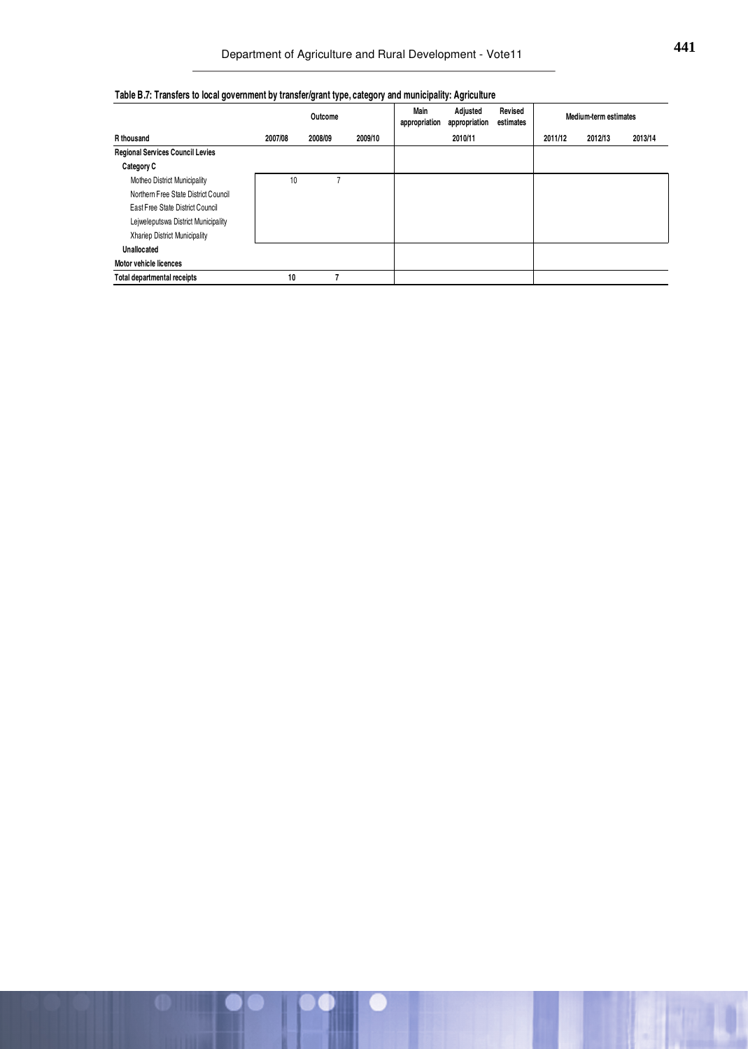**Table B.7: Transfers to local government by transfer/grant type, category and municipality: Agriculture**

| | Outcome | | | Main appropriation | Adjusted appropriation | Revised estimates | Medium-term estimates | | |
|---|---|---|---|---|---|---|---|---|---|
| R thousand | 2007/08 | 2008/09 | 2009/10 | | 2010/11 | | 2011/12 | 2012/13 | 2013/14 |
| **Regional Services Council Levies** | | | | | | | | | |
| **Category C** | | | | | | | | | |
| Motheo District Municipality | 10 | 7 | | | | | | | |
| Northern Free State District Council | | | | | | | | | |
| East Free State District Council | | | | | | | | | |
| Lejweleputswa District Municipality | | | | | | | | | |
| Xhariep District Municipality | | | | | | | | | |
| **Unallocated** | | | | | | | | | |
| **Motor vehicle licences** | | | | | | | | | |
| **Total departmental receipts** | **10** | **7** | | | | | | | |